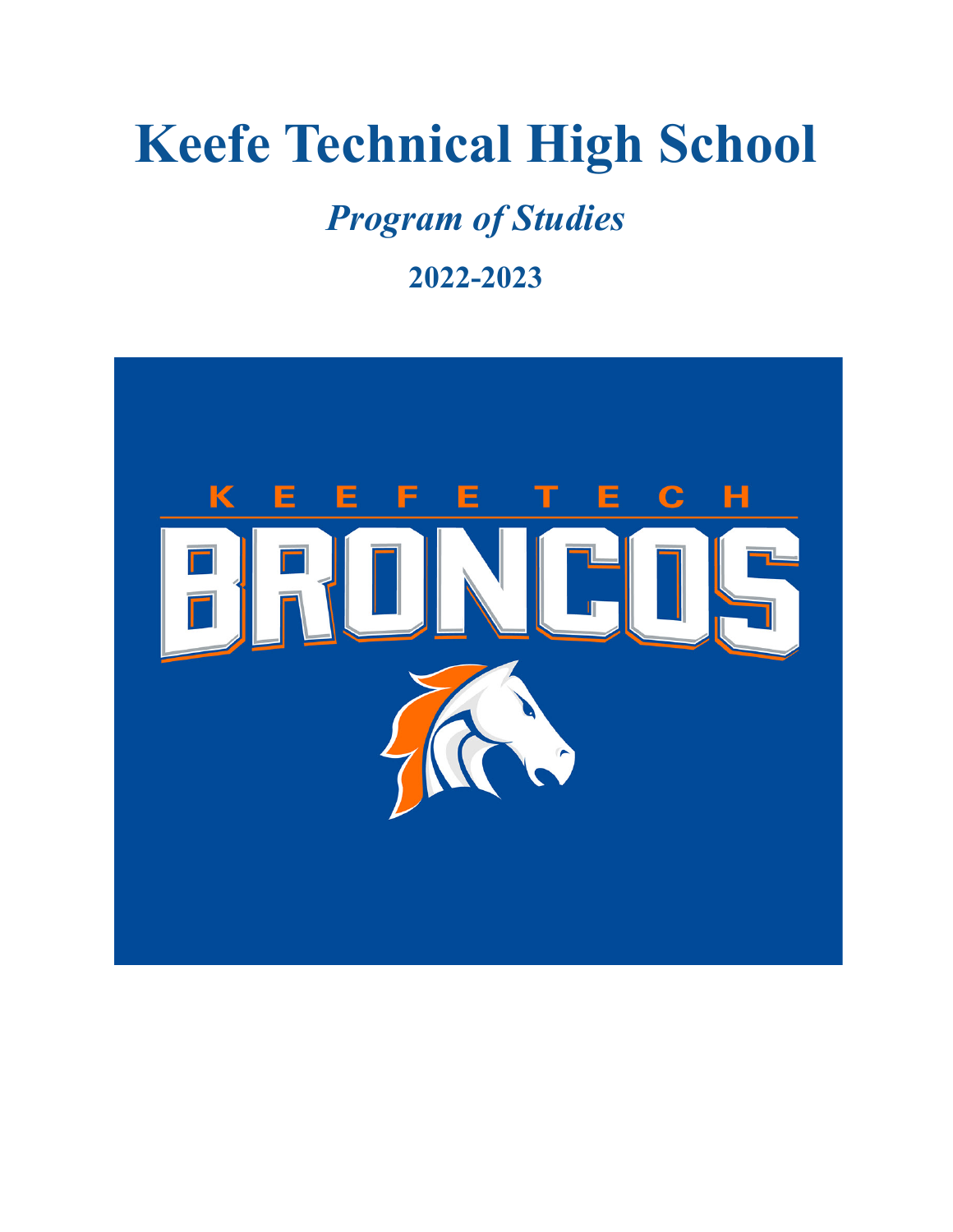# Keefe Technical High School

## *Program of Studies*

### 2022-2023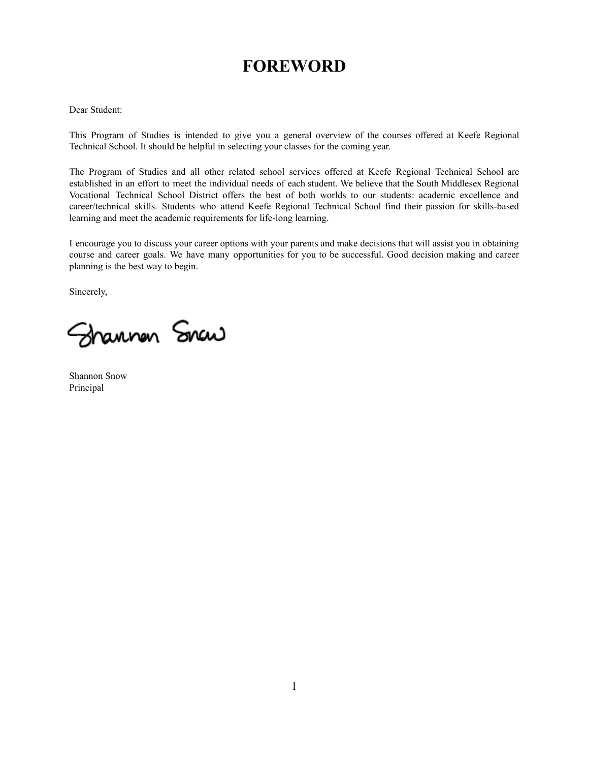# FOREWORD

Dear Student:

This Program of Studies is intended to give you a general overview of the courses offered at Keefe Regional Technical School. It should be helpful in selecting your classes for the coming year.

The Program of Studies and all other related school services offered at Keefe Regional Technical School are established in an effort to meet the individual needs of each student. We believe that the South Middlesex Regional Vocational Technical School District offers the best of both worlds to our students: academic excellence and career/technical skills. Students who attend Keefe Regional Technical School find their passion for skills-based learning and meet the academic requirements for life-long learning.

I encourage you to discuss your career options with your parents and make decisions that will assist you in obtaining course and career goals. We have many opportunities for you to be successful. Good decision making and career planning is the best way to begin.

Sincerely,

Shannon Snow
Principal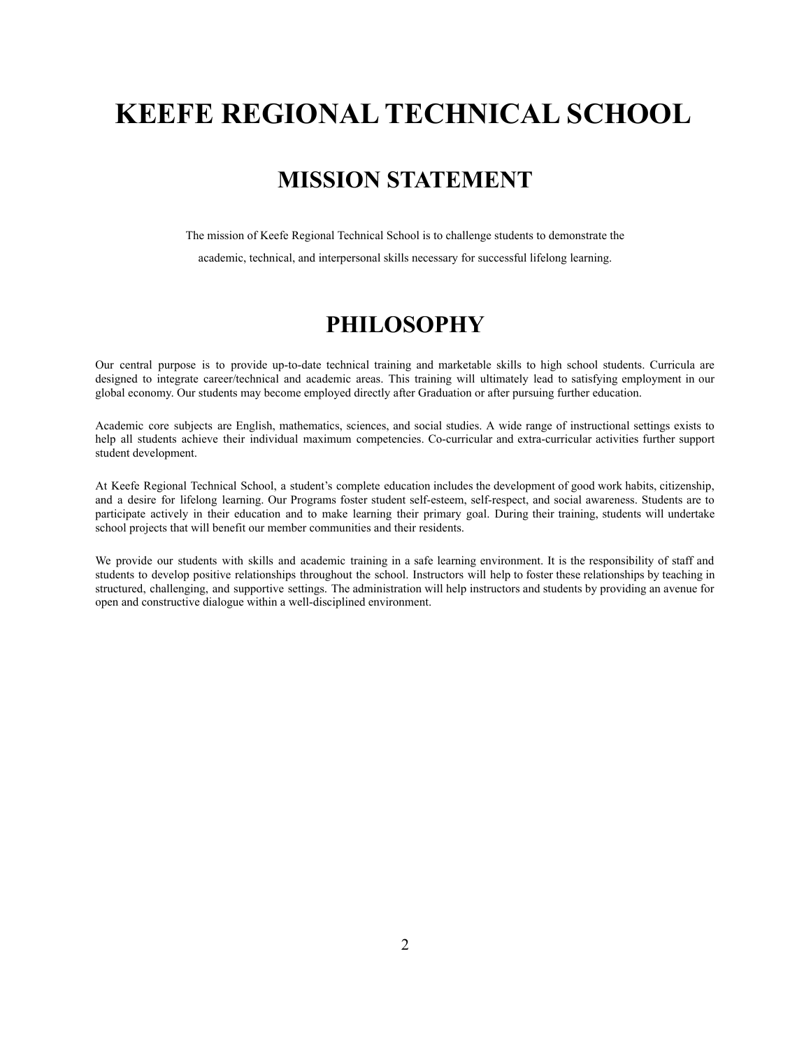# KEEFE REGIONAL TECHNICAL SCHOOL

## MISSION STATEMENT

The mission of Keefe Regional Technical School is to challenge students to demonstrate the academic, technical, and interpersonal skills necessary for successful lifelong learning.

## PHILOSOPHY

Our central purpose is to provide up-to-date technical training and marketable skills to high school students. Curricula are designed to integrate career/technical and academic areas. This training will ultimately lead to satisfying employment in our global economy. Our students may become employed directly after Graduation or after pursuing further education.

Academic core subjects are English, mathematics, sciences, and social studies. A wide range of instructional settings exists to help all students achieve their individual maximum competencies. Co-curricular and extra-curricular activities further support student development.

At Keefe Regional Technical School, a student's complete education includes the development of good work habits, citizenship, and a desire for lifelong learning. Our Programs foster student self-esteem, self-respect, and social awareness. Students are to participate actively in their education and to make learning their primary goal. During their training, students will undertake school projects that will benefit our member communities and their residents.

We provide our students with skills and academic training in a safe learning environment. It is the responsibility of staff and students to develop positive relationships throughout the school. Instructors will help to foster these relationships by teaching in structured, challenging, and supportive settings. The administration will help instructors and students by providing an avenue for open and constructive dialogue within a well-disciplined environment.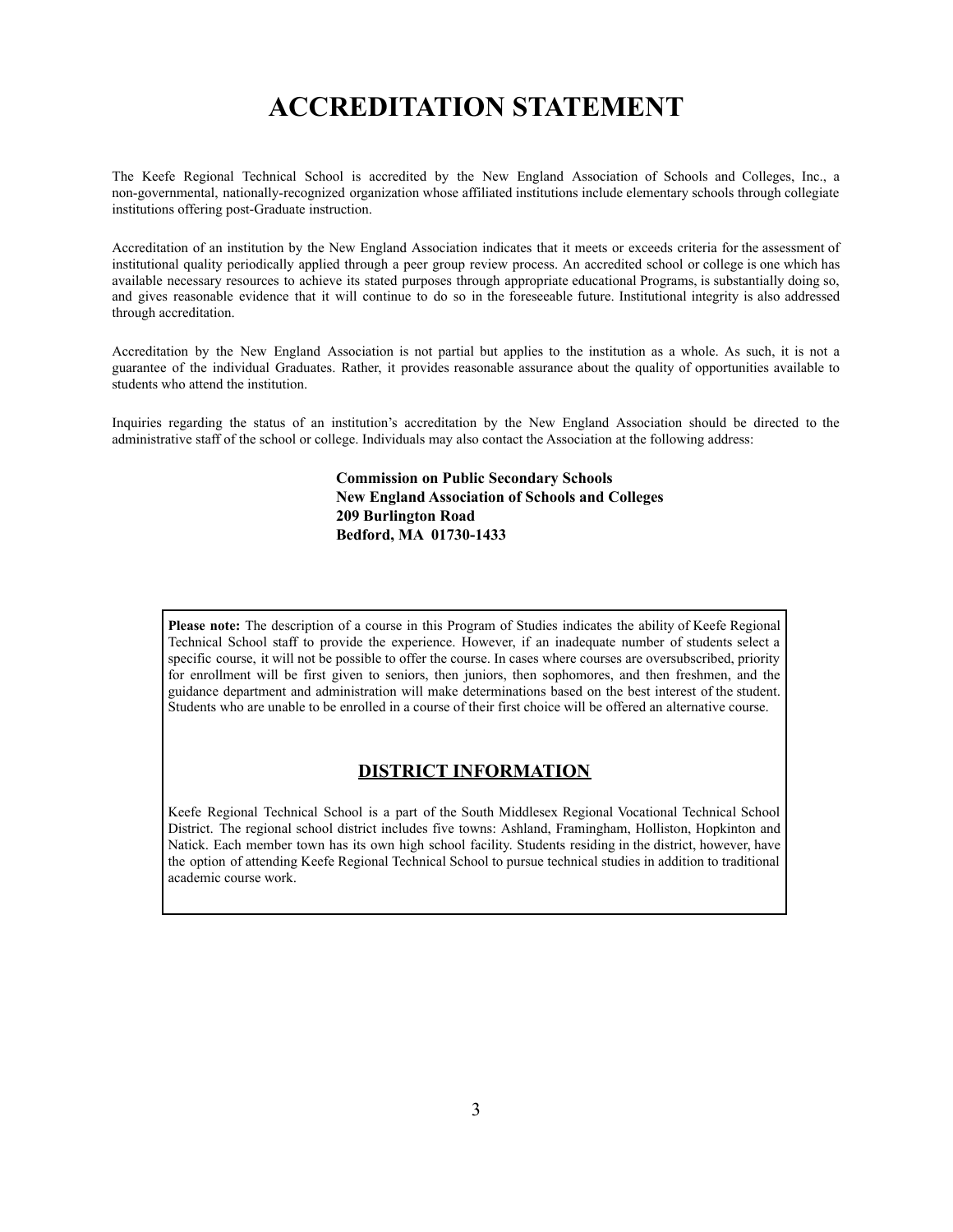# ACCREDITATION STATEMENT

The Keefe Regional Technical School is accredited by the New England Association of Schools and Colleges, Inc., a non-governmental, nationally-recognized organization whose affiliated institutions include elementary schools through collegiate institutions offering post-Graduate instruction.

Accreditation of an institution by the New England Association indicates that it meets or exceeds criteria for the assessment of institutional quality periodically applied through a peer group review process. An accredited school or college is one which has available necessary resources to achieve its stated purposes through appropriate educational Programs, is substantially doing so, and gives reasonable evidence that it will continue to do so in the foreseeable future. Institutional integrity is also addressed through accreditation.

Accreditation by the New England Association is not partial but applies to the institution as a whole. As such, it is not a guarantee of the individual Graduates. Rather, it provides reasonable assurance about the quality of opportunities available to students who attend the institution.

Inquiries regarding the status of an institution's accreditation by the New England Association should be directed to the administrative staff of the school or college. Individuals may also contact the Association at the following address:

**Commission on Public Secondary Schools**
**New England Association of Schools and Colleges**
**209 Burlington Road**
**Bedford, MA 01730-1433**

**Please note:** The description of a course in this Program of Studies indicates the ability of Keefe Regional Technical School staff to provide the experience. However, if an inadequate number of students select a specific course, it will not be possible to offer the course. In cases where courses are oversubscribed, priority for enrollment will be first given to seniors, then juniors, then sophomores, and then freshmen, and the guidance department and administration will make determinations based on the best interest of the student. Students who are unable to be enrolled in a course of their first choice will be offered an alternative course.

## DISTRICT INFORMATION

Keefe Regional Technical School is a part of the South Middlesex Regional Vocational Technical School District. The regional school district includes five towns: Ashland, Framingham, Holliston, Hopkinton and Natick. Each member town has its own high school facility. Students residing in the district, however, have the option of attending Keefe Regional Technical School to pursue technical studies in addition to traditional academic course work.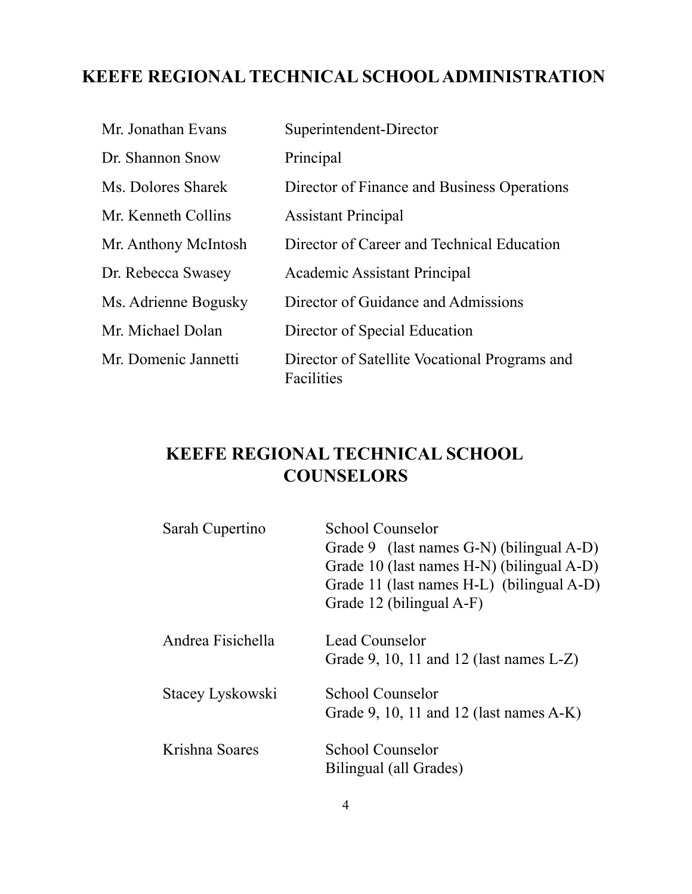## KEEFE REGIONAL TECHNICAL SCHOOL ADMINISTRATION

| | |
|---|---|
| Mr. Jonathan Evans | Superintendent-Director |
| Dr. Shannon Snow | Principal |
| Ms. Dolores Sharek | Director of Finance and Business Operations |
| Mr. Kenneth Collins | Assistant Principal |
| Mr. Anthony McIntosh | Director of Career and Technical Education |
| Dr. Rebecca Swasey | Academic Assistant Principal |
| Ms. Adrienne Bogusky | Director of Guidance and Admissions |
| Mr. Michael Dolan | Director of Special Education |
| Mr. Domenic Jannetti | Director of Satellite Vocational Programs and Facilities |

## KEEFE REGIONAL TECHNICAL SCHOOL COUNSELORS

| | |
|---|---|
| Sarah Cupertino | School Counselor<br>Grade 9 (last names G-N) (bilingual A-D)<br>Grade 10 (last names H-N) (bilingual A-D)<br>Grade 11 (last names H-L) (bilingual A-D)<br>Grade 12 (bilingual A-F) |
| Andrea Fisichella | Lead Counselor<br>Grade 9, 10, 11 and 12 (last names L-Z) |
| Stacey Lyskowski | School Counselor<br>Grade 9, 10, 11 and 12 (last names A-K) |
| Krishna Soares | School Counselor<br>Bilingual (all Grades) |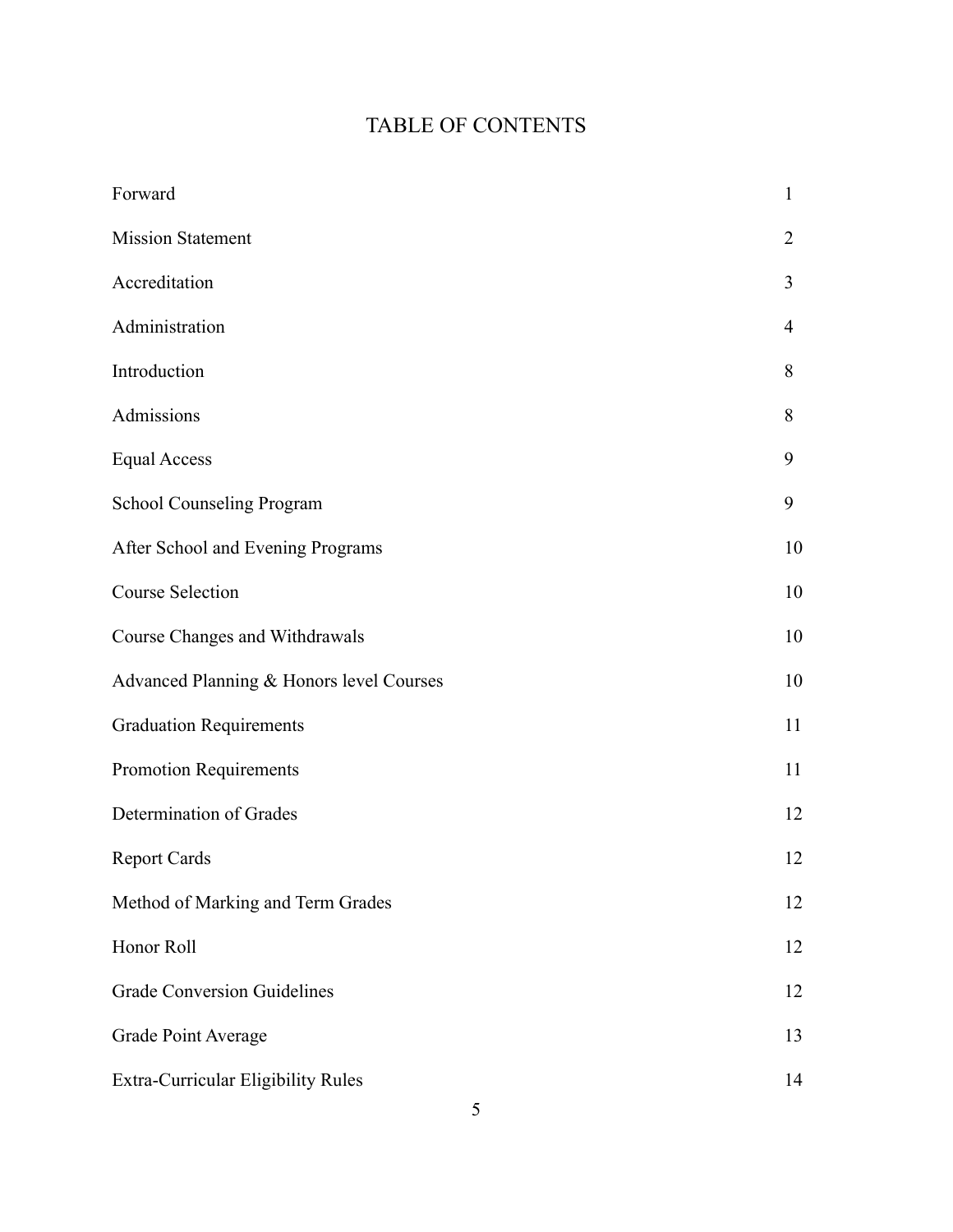# TABLE OF CONTENTS

| | |
|---|---|
| Forward | 1 |
| Mission Statement | 2 |
| Accreditation | 3 |
| Administration | 4 |
| Introduction | 8 |
| Admissions | 8 |
| Equal Access | 9 |
| School Counseling Program | 9 |
| After School and Evening Programs | 10 |
| Course Selection | 10 |
| Course Changes and Withdrawals | 10 |
| Advanced Planning & Honors level Courses | 10 |
| Graduation Requirements | 11 |
| Promotion Requirements | 11 |
| Determination of Grades | 12 |
| Report Cards | 12 |
| Method of Marking and Term Grades | 12 |
| Honor Roll | 12 |
| Grade Conversion Guidelines | 12 |
| Grade Point Average | 13 |
| Extra-Curricular Eligibility Rules | 14 |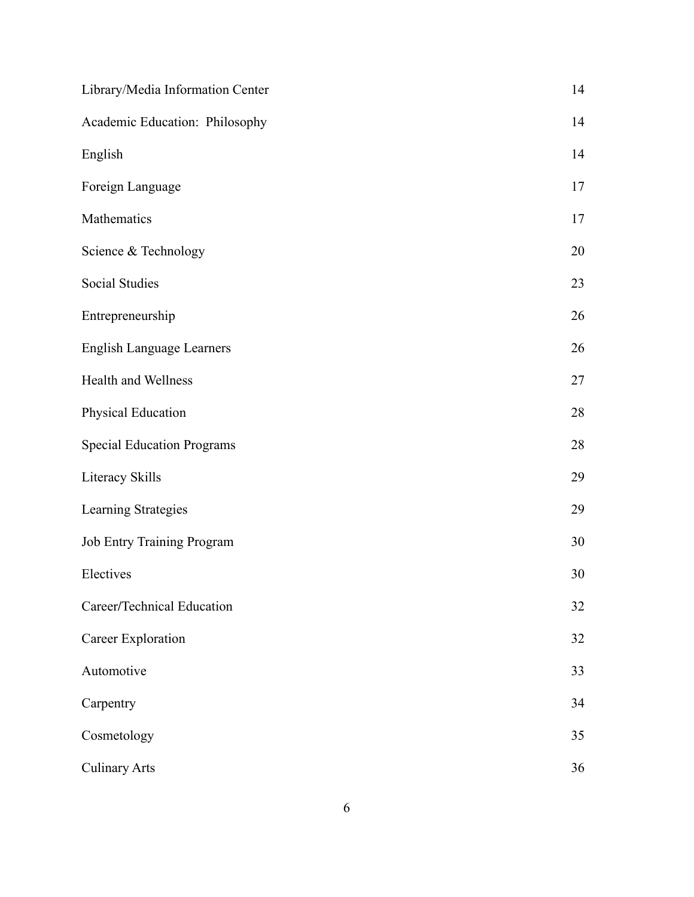| | |
|---|---|
| Library/Media Information Center | 14 |
| Academic Education:  Philosophy | 14 |
| English | 14 |
| Foreign Language | 17 |
| Mathematics | 17 |
| Science & Technology | 20 |
| Social Studies | 23 |
| Entrepreneurship | 26 |
| English Language Learners | 26 |
| Health and Wellness | 27 |
| Physical Education | 28 |
| Special Education Programs | 28 |
| Literacy Skills | 29 |
| Learning Strategies | 29 |
| Job Entry Training Program | 30 |
| Electives | 30 |
| Career/Technical Education | 32 |
| Career Exploration | 32 |
| Automotive | 33 |
| Carpentry | 34 |
| Cosmetology | 35 |
| Culinary Arts | 36 |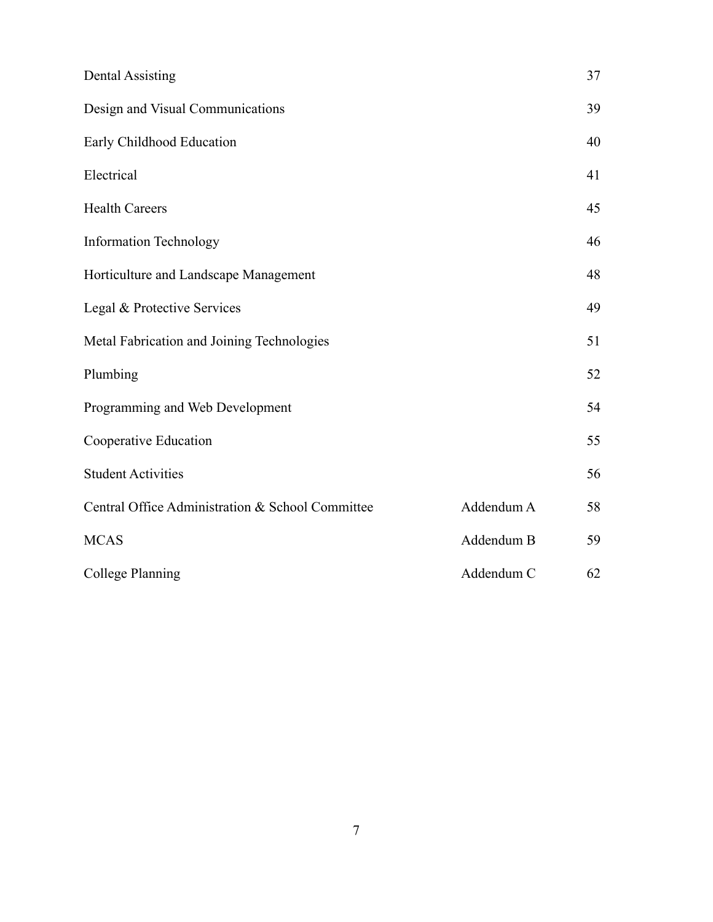| | | |
|---|---|---|
| Dental Assisting | | 37 |
| Design and Visual Communications | | 39 |
| Early Childhood Education | | 40 |
| Electrical | | 41 |
| Health Careers | | 45 |
| Information Technology | | 46 |
| Horticulture and Landscape Management | | 48 |
| Legal & Protective Services | | 49 |
| Metal Fabrication and Joining Technologies | | 51 |
| Plumbing | | 52 |
| Programming and Web Development | | 54 |
| Cooperative Education | | 55 |
| Student Activities | | 56 |
| Central Office Administration & School Committee | Addendum A | 58 |
| MCAS | Addendum B | 59 |
| College Planning | Addendum C | 62 |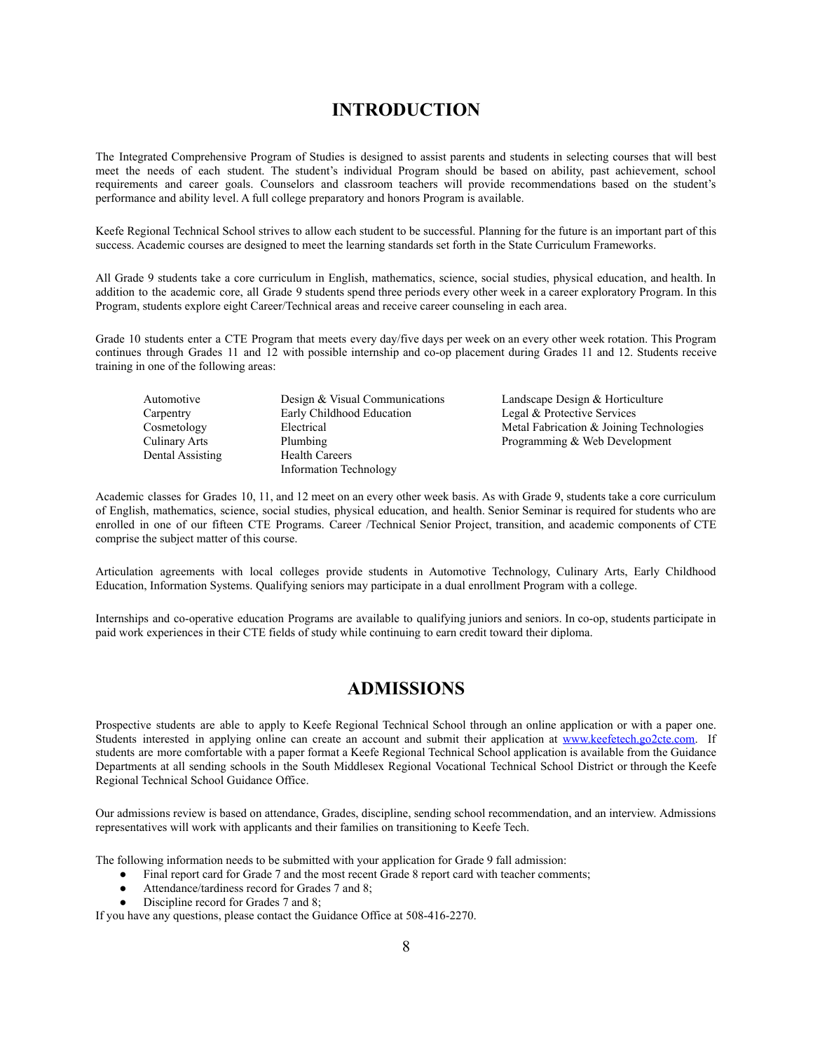# INTRODUCTION

The Integrated Comprehensive Program of Studies is designed to assist parents and students in selecting courses that will best meet the needs of each student. The student's individual Program should be based on ability, past achievement, school requirements and career goals. Counselors and classroom teachers will provide recommendations based on the student's performance and ability level. A full college preparatory and honors Program is available.

Keefe Regional Technical School strives to allow each student to be successful. Planning for the future is an important part of this success. Academic courses are designed to meet the learning standards set forth in the State Curriculum Frameworks.

All Grade 9 students take a core curriculum in English, mathematics, science, social studies, physical education, and health. In addition to the academic core, all Grade 9 students spend three periods every other week in a career exploratory Program. In this Program, students explore eight Career/Technical areas and receive career counseling in each area.

Grade 10 students enter a CTE Program that meets every day/five days per week on an every other week rotation. This Program continues through Grades 11 and 12 with possible internship and co-op placement during Grades 11 and 12. Students receive training in one of the following areas:

- Automotive
- Carpentry
- Cosmetology
- Culinary Arts
- Dental Assisting
- Design & Visual Communications
- Early Childhood Education
- Electrical
- Plumbing
- Health Careers
- Information Technology
- Landscape Design & Horticulture
- Legal & Protective Services
- Metal Fabrication & Joining Technologies
- Programming & Web Development

Academic classes for Grades 10, 11, and 12 meet on an every other week basis. As with Grade 9, students take a core curriculum of English, mathematics, science, social studies, physical education, and health. Senior Seminar is required for students who are enrolled in one of our fifteen CTE Programs. Career /Technical Senior Project, transition, and academic components of CTE comprise the subject matter of this course.

Articulation agreements with local colleges provide students in Automotive Technology, Culinary Arts, Early Childhood Education, Information Systems. Qualifying seniors may participate in a dual enrollment Program with a college.

Internships and co-operative education Programs are available to qualifying juniors and seniors. In co-op, students participate in paid work experiences in their CTE fields of study while continuing to earn credit toward their diploma.

# ADMISSIONS

Prospective students are able to apply to Keefe Regional Technical School through an online application or with a paper one. Students interested in applying online can create an account and submit their application at [www.keefetech.go2cte.com](http://www.keefetech.go2cte.com). If students are more comfortable with a paper format a Keefe Regional Technical School application is available from the Guidance Departments at all sending schools in the South Middlesex Regional Vocational Technical School District or through the Keefe Regional Technical School Guidance Office.

Our admissions review is based on attendance, Grades, discipline, sending school recommendation, and an interview. Admissions representatives will work with applicants and their families on transitioning to Keefe Tech.

The following information needs to be submitted with your application for Grade 9 fall admission:

- Final report card for Grade 7 and the most recent Grade 8 report card with teacher comments;
- Attendance/tardiness record for Grades 7 and 8;
- Discipline record for Grades 7 and 8;

If you have any questions, please contact the Guidance Office at 508-416-2270.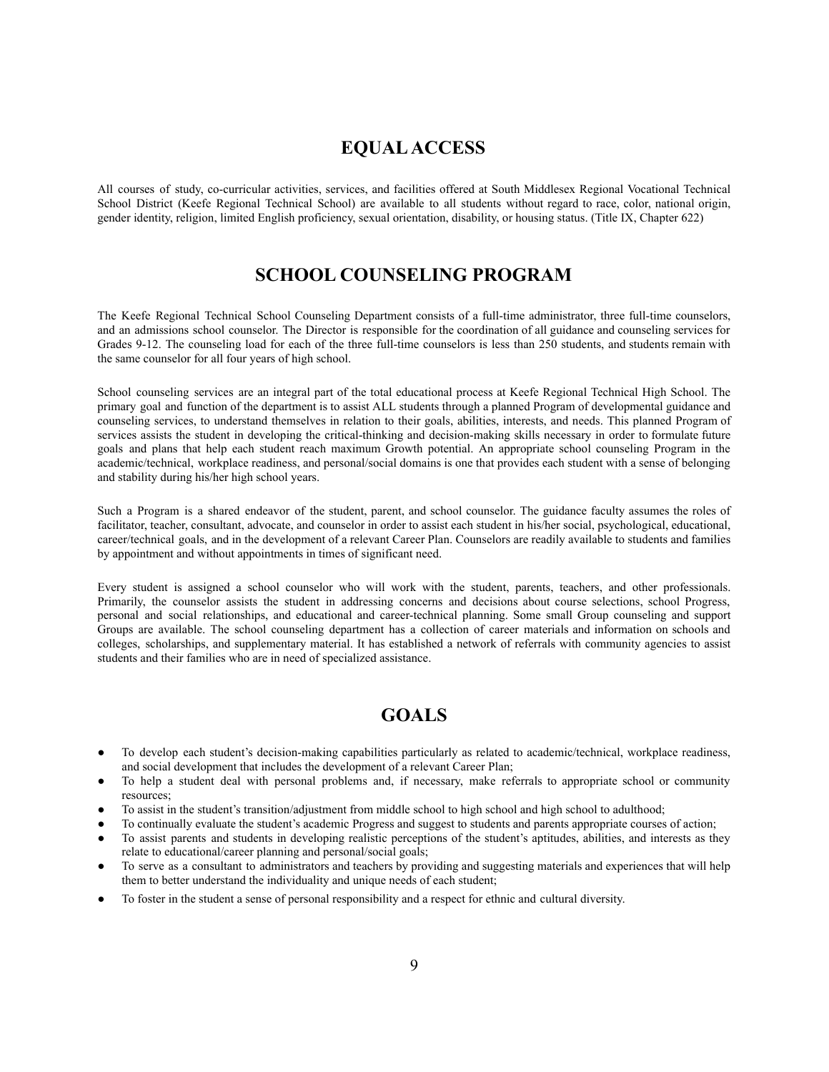## EQUAL ACCESS

All courses of study, co-curricular activities, services, and facilities offered at South Middlesex Regional Vocational Technical School District (Keefe Regional Technical School) are available to all students without regard to race, color, national origin, gender identity, religion, limited English proficiency, sexual orientation, disability, or housing status. (Title IX, Chapter 622)

## SCHOOL COUNSELING PROGRAM

The Keefe Regional Technical School Counseling Department consists of a full-time administrator, three full-time counselors, and an admissions school counselor. The Director is responsible for the coordination of all guidance and counseling services for Grades 9-12. The counseling load for each of the three full-time counselors is less than 250 students, and students remain with the same counselor for all four years of high school.

School counseling services are an integral part of the total educational process at Keefe Regional Technical High School. The primary goal and function of the department is to assist ALL students through a planned Program of developmental guidance and counseling services, to understand themselves in relation to their goals, abilities, interests, and needs. This planned Program of services assists the student in developing the critical-thinking and decision-making skills necessary in order to formulate future goals and plans that help each student reach maximum Growth potential. An appropriate school counseling Program in the academic/technical, workplace readiness, and personal/social domains is one that provides each student with a sense of belonging and stability during his/her high school years.

Such a Program is a shared endeavor of the student, parent, and school counselor. The guidance faculty assumes the roles of facilitator, teacher, consultant, advocate, and counselor in order to assist each student in his/her social, psychological, educational, career/technical goals, and in the development of a relevant Career Plan. Counselors are readily available to students and families by appointment and without appointments in times of significant need.

Every student is assigned a school counselor who will work with the student, parents, teachers, and other professionals. Primarily, the counselor assists the student in addressing concerns and decisions about course selections, school Progress, personal and social relationships, and educational and career-technical planning. Some small Group counseling and support Groups are available. The school counseling department has a collection of career materials and information on schools and colleges, scholarships, and supplementary material. It has established a network of referrals with community agencies to assist students and their families who are in need of specialized assistance.

## GOALS

- To develop each student's decision-making capabilities particularly as related to academic/technical, workplace readiness, and social development that includes the development of a relevant Career Plan;
- To help a student deal with personal problems and, if necessary, make referrals to appropriate school or community resources;
- To assist in the student's transition/adjustment from middle school to high school and high school to adulthood;
- To continually evaluate the student's academic Progress and suggest to students and parents appropriate courses of action;
- To assist parents and students in developing realistic perceptions of the student's aptitudes, abilities, and interests as they relate to educational/career planning and personal/social goals;
- To serve as a consultant to administrators and teachers by providing and suggesting materials and experiences that will help them to better understand the individuality and unique needs of each student;
- To foster in the student a sense of personal responsibility and a respect for ethnic and cultural diversity.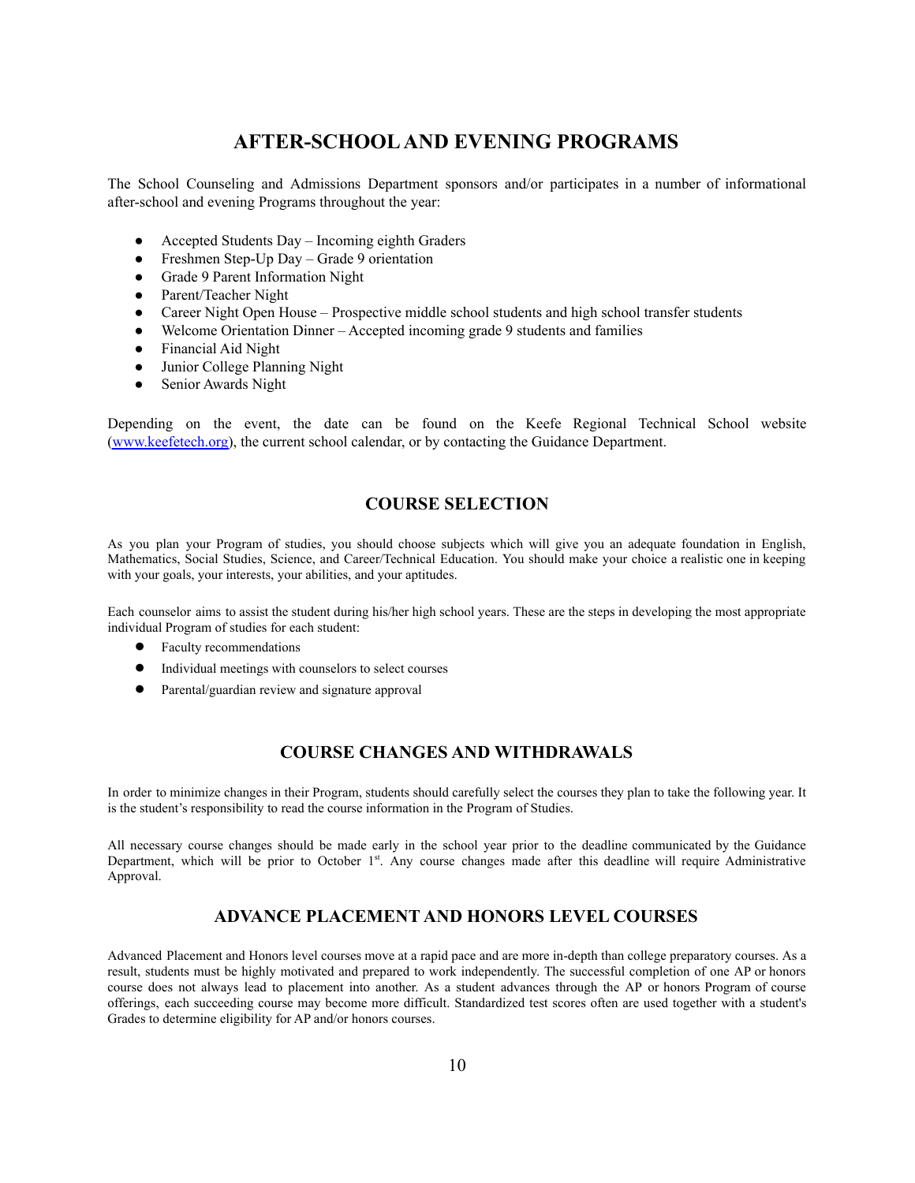## AFTER-SCHOOL AND EVENING PROGRAMS

The School Counseling and Admissions Department sponsors and/or participates in a number of informational after-school and evening Programs throughout the year:

- Accepted Students Day – Incoming eighth Graders
- Freshmen Step-Up Day – Grade 9 orientation
- Grade 9 Parent Information Night
- Parent/Teacher Night
- Career Night Open House – Prospective middle school students and high school transfer students
- Welcome Orientation Dinner – Accepted incoming grade 9 students and families
- Financial Aid Night
- Junior College Planning Night
- Senior Awards Night

Depending on the event, the date can be found on the Keefe Regional Technical School website (www.keefetech.org), the current school calendar, or by contacting the Guidance Department.

## COURSE SELECTION

As you plan your Program of studies, you should choose subjects which will give you an adequate foundation in English, Mathematics, Social Studies, Science, and Career/Technical Education. You should make your choice a realistic one in keeping with your goals, your interests, your abilities, and your aptitudes.

Each counselor aims to assist the student during his/her high school years. These are the steps in developing the most appropriate individual Program of studies for each student:

- Faculty recommendations
- Individual meetings with counselors to select courses
- Parental/guardian review and signature approval

## COURSE CHANGES AND WITHDRAWALS

In order to minimize changes in their Program, students should carefully select the courses they plan to take the following year. It is the student's responsibility to read the course information in the Program of Studies.

All necessary course changes should be made early in the school year prior to the deadline communicated by the Guidance Department, which will be prior to October 1st. Any course changes made after this deadline will require Administrative Approval.

## ADVANCE PLACEMENT AND HONORS LEVEL COURSES

Advanced Placement and Honors level courses move at a rapid pace and are more in-depth than college preparatory courses. As a result, students must be highly motivated and prepared to work independently. The successful completion of one AP or honors course does not always lead to placement into another. As a student advances through the AP or honors Program of course offerings, each succeeding course may become more difficult. Standardized test scores often are used together with a student's Grades to determine eligibility for AP and/or honors courses.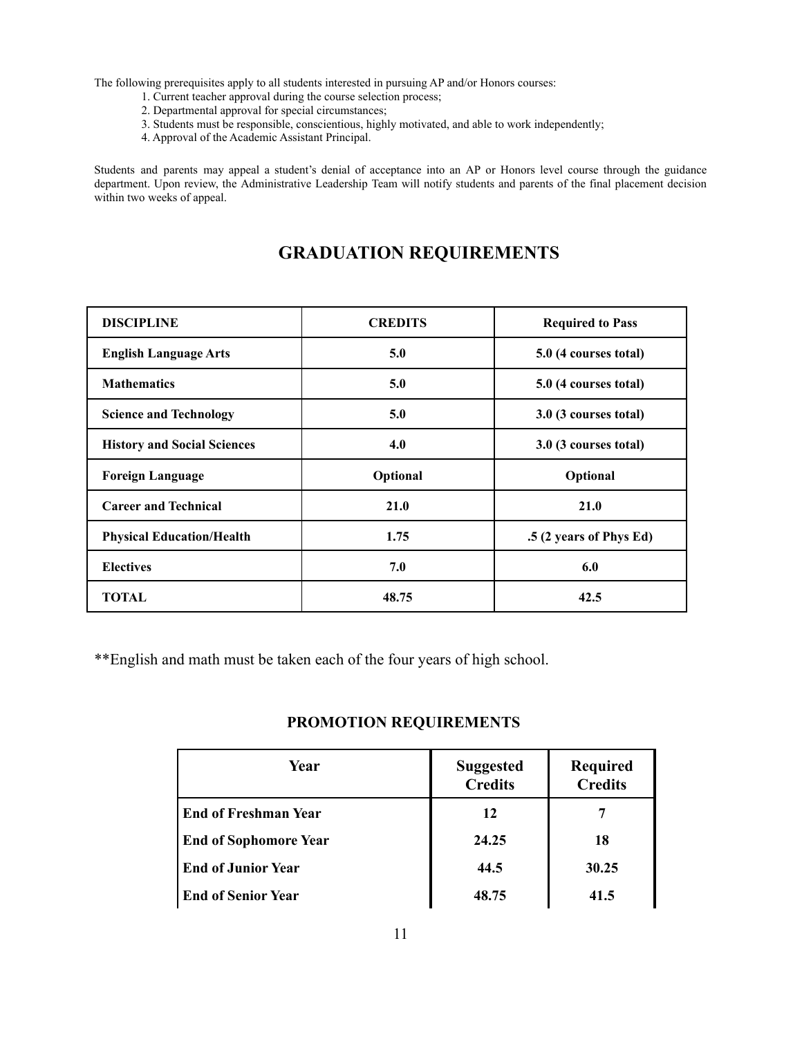The following prerequisites apply to all students interested in pursuing AP and/or Honors courses:

1. Current teacher approval during the course selection process;
2. Departmental approval for special circumstances;
3. Students must be responsible, conscientious, highly motivated, and able to work independently;
4. Approval of the Academic Assistant Principal.

Students and parents may appeal a student's denial of acceptance into an AP or Honors level course through the guidance department. Upon review, the Administrative Leadership Team will notify students and parents of the final placement decision within two weeks of appeal.

# GRADUATION REQUIREMENTS

| DISCIPLINE | CREDITS | Required to Pass |
|---|---|---|
| **English Language Arts** | **5.0** | **5.0 (4 courses total)** |
| **Mathematics** | **5.0** | **5.0 (4 courses total)** |
| **Science and Technology** | **5.0** | **3.0 (3 courses total)** |
| **History and Social Sciences** | **4.0** | **3.0 (3 courses total)** |
| **Foreign Language** | **Optional** | **Optional** |
| **Career and Technical** | **21.0** | **21.0** |
| **Physical Education/Health** | **1.75** | **.5 (2 years of Phys Ed)** |
| **Electives** | **7.0** | **6.0** |
| **TOTAL** | **48.75** | **42.5** |

**English and math must be taken each of the four years of high school.

### PROMOTION REQUIREMENTS

| Year | Suggested Credits | Required Credits |
|---|---|---|
| **End of Freshman Year** | **12** | **7** |
| **End of Sophomore Year** | **24.25** | **18** |
| **End of Junior Year** | **44.5** | **30.25** |
| **End of Senior Year** | **48.75** | **41.5** |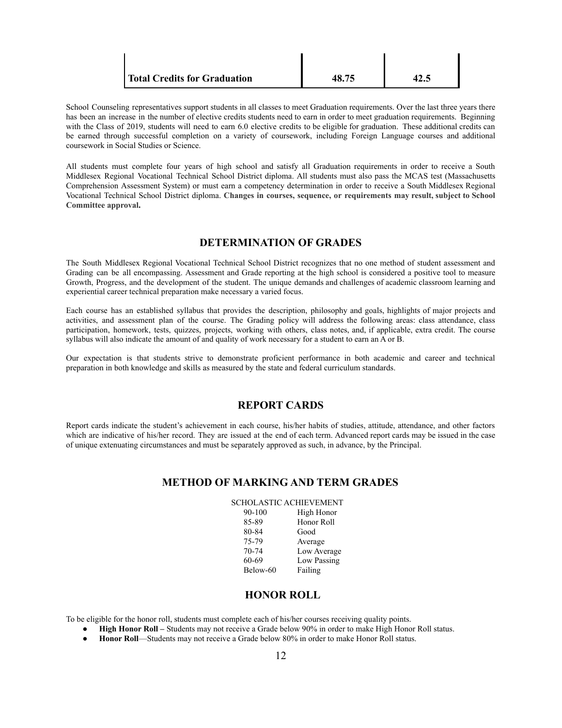| Total Credits for Graduation | 48.75 | 42.5 |
|---|---|---|

School Counseling representatives support students in all classes to meet Graduation requirements. Over the last three years there has been an increase in the number of elective credits students need to earn in order to meet graduation requirements. Beginning with the Class of 2019, students will need to earn 6.0 elective credits to be eligible for graduation. These additional credits can be earned through successful completion on a variety of coursework, including Foreign Language courses and additional coursework in Social Studies or Science.

All students must complete four years of high school and satisfy all Graduation requirements in order to receive a South Middlesex Regional Vocational Technical School District diploma. All students must also pass the MCAS test (Massachusetts Comprehension Assessment System) or must earn a competency determination in order to receive a South Middlesex Regional Vocational Technical School District diploma. **Changes in courses, sequence, or requirements may result, subject to School Committee approval.**

## DETERMINATION OF GRADES

The South Middlesex Regional Vocational Technical School District recognizes that no one method of student assessment and Grading can be all encompassing. Assessment and Grade reporting at the high school is considered a positive tool to measure Growth, Progress, and the development of the student. The unique demands and challenges of academic classroom learning and experiential career technical preparation make necessary a varied focus.

Each course has an established syllabus that provides the description, philosophy and goals, highlights of major projects and activities, and assessment plan of the course. The Grading policy will address the following areas: class attendance, class participation, homework, tests, quizzes, projects, working with others, class notes, and, if applicable, extra credit. The course syllabus will also indicate the amount of and quality of work necessary for a student to earn an A or B.

Our expectation is that students strive to demonstrate proficient performance in both academic and career and technical preparation in both knowledge and skills as measured by the state and federal curriculum standards.

## REPORT CARDS

Report cards indicate the student's achievement in each course, his/her habits of studies, attitude, attendance, and other factors which are indicative of his/her record. They are issued at the end of each term. Advanced report cards may be issued in the case of unique extenuating circumstances and must be separately approved as such, in advance, by the Principal.

## METHOD OF MARKING AND TERM GRADES

SCHOLASTIC ACHIEVEMENT

| | |
|---|---|
| 90-100 | High Honor |
| 85-89 | Honor Roll |
| 80-84 | Good |
| 75-79 | Average |
| 70-74 | Low Average |
| 60-69 | Low Passing |
| Below-60 | Failing |

## HONOR ROLL

To be eligible for the honor roll, students must complete each of his/her courses receiving quality points.

- **High Honor Roll –** Students may not receive a Grade below 90% in order to make High Honor Roll status.
- **Honor Roll**—Students may not receive a Grade below 80% in order to make Honor Roll status.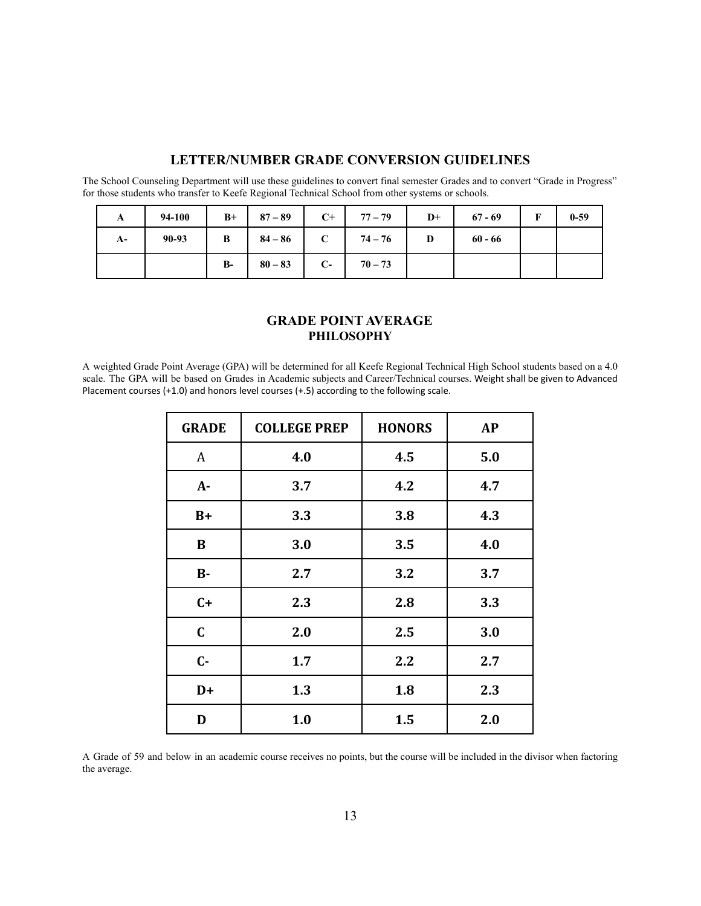## LETTER/NUMBER GRADE CONVERSION GUIDELINES

The School Counseling Department will use these guidelines to convert final semester Grades and to convert "Grade in Progress" for those students who transfer to Keefe Regional Technical School from other systems or schools.

| A | 94-100 | B+ | 87 – 89 | C+ | 77 – 79 | D+ | 67 - 69 | F | 0-59 |
|---|---|---|---|---|---|---|---|---|---|
| A- | 90-93 | B | 84 – 86 | C | 74 – 76 | D | 60 - 66 | | |
| | | B- | 80 – 83 | C- | 70 – 73 | | | | |

## GRADE POINT AVERAGE
### PHILOSOPHY

A weighted Grade Point Average (GPA) will be determined for all Keefe Regional Technical High School students based on a 4.0 scale. The GPA will be based on Grades in Academic subjects and Career/Technical courses. Weight shall be given to Advanced Placement courses (+1.0) and honors level courses (+.5) according to the following scale.

| GRADE | COLLEGE PREP | HONORS | AP |
|---|---|---|---|
| A | 4.0 | 4.5 | 5.0 |
| A- | 3.7 | 4.2 | 4.7 |
| B+ | 3.3 | 3.8 | 4.3 |
| B | 3.0 | 3.5 | 4.0 |
| B- | 2.7 | 3.2 | 3.7 |
| C+ | 2.3 | 2.8 | 3.3 |
| C | 2.0 | 2.5 | 3.0 |
| C- | 1.7 | 2.2 | 2.7 |
| D+ | 1.3 | 1.8 | 2.3 |
| D | 1.0 | 1.5 | 2.0 |

A Grade of 59 and below in an academic course receives no points, but the course will be included in the divisor when factoring the average.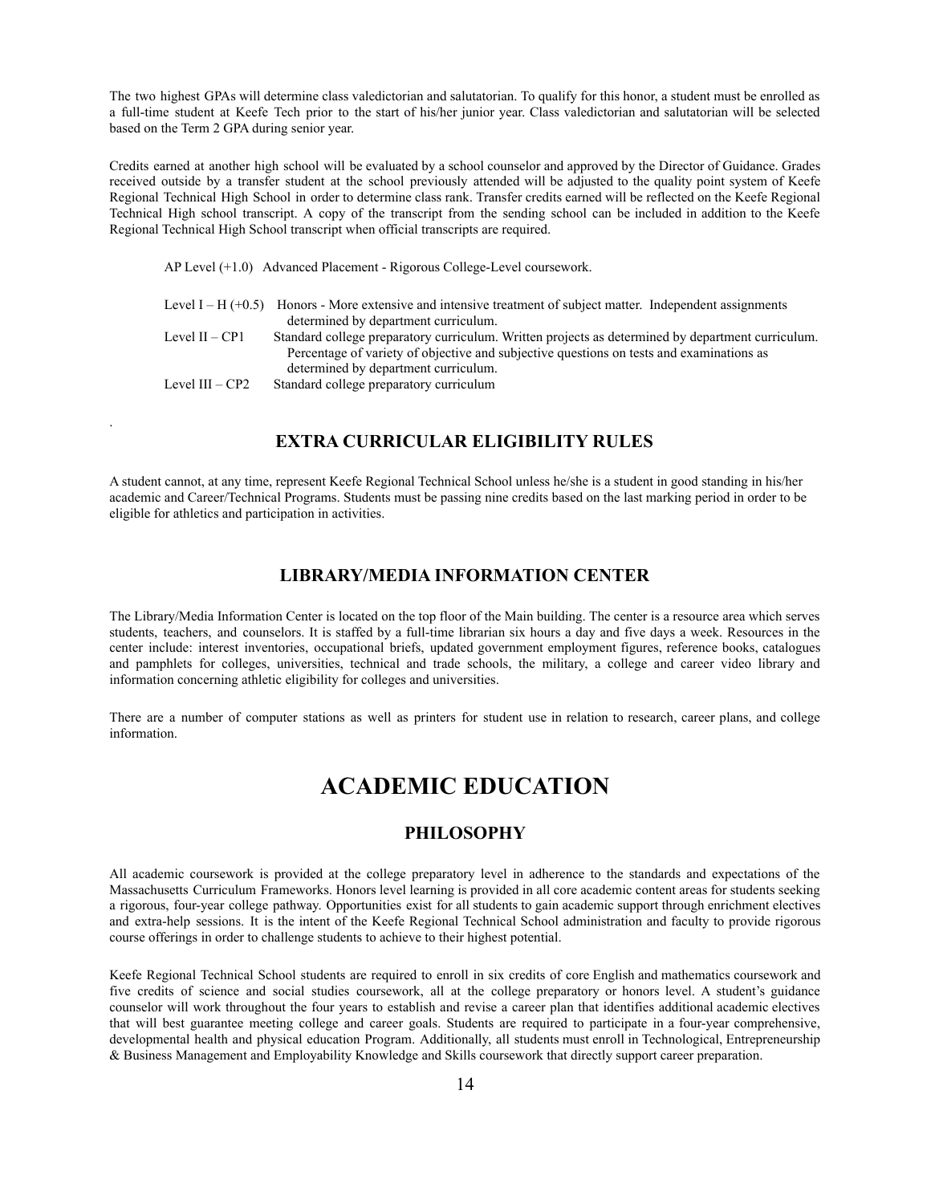The two highest GPAs will determine class valedictorian and salutatorian. To qualify for this honor, a student must be enrolled as a full-time student at Keefe Tech prior to the start of his/her junior year. Class valedictorian and salutatorian will be selected based on the Term 2 GPA during senior year.

Credits earned at another high school will be evaluated by a school counselor and approved by the Director of Guidance. Grades received outside by a transfer student at the school previously attended will be adjusted to the quality point system of Keefe Regional Technical High School in order to determine class rank. Transfer credits earned will be reflected on the Keefe Regional Technical High school transcript. A copy of the transcript from the sending school can be included in addition to the Keefe Regional Technical High School transcript when official transcripts are required.

AP Level (+1.0) Advanced Placement - Rigorous College-Level coursework.

Level I – H (+0.5) Honors - More extensive and intensive treatment of subject matter. Independent assignments determined by department curriculum.

Level II – CP1 Standard college preparatory curriculum. Written projects as determined by department curriculum. Percentage of variety of objective and subjective questions on tests and examinations as determined by department curriculum.

Level III – CP2 Standard college preparatory curriculum

## EXTRA CURRICULAR ELIGIBILITY RULES

A student cannot, at any time, represent Keefe Regional Technical School unless he/she is a student in good standing in his/her academic and Career/Technical Programs. Students must be passing nine credits based on the last marking period in order to be eligible for athletics and participation in activities.

## LIBRARY/MEDIA INFORMATION CENTER

The Library/Media Information Center is located on the top floor of the Main building. The center is a resource area which serves students, teachers, and counselors. It is staffed by a full-time librarian six hours a day and five days a week. Resources in the center include: interest inventories, occupational briefs, updated government employment figures, reference books, catalogues and pamphlets for colleges, universities, technical and trade schools, the military, a college and career video library and information concerning athletic eligibility for colleges and universities.

There are a number of computer stations as well as printers for student use in relation to research, career plans, and college information.

# ACADEMIC EDUCATION

## PHILOSOPHY

All academic coursework is provided at the college preparatory level in adherence to the standards and expectations of the Massachusetts Curriculum Frameworks. Honors level learning is provided in all core academic content areas for students seeking a rigorous, four-year college pathway. Opportunities exist for all students to gain academic support through enrichment electives and extra-help sessions. It is the intent of the Keefe Regional Technical School administration and faculty to provide rigorous course offerings in order to challenge students to achieve to their highest potential.

Keefe Regional Technical School students are required to enroll in six credits of core English and mathematics coursework and five credits of science and social studies coursework, all at the college preparatory or honors level. A student's guidance counselor will work throughout the four years to establish and revise a career plan that identifies additional academic electives that will best guarantee meeting college and career goals. Students are required to participate in a four-year comprehensive, developmental health and physical education Program. Additionally, all students must enroll in Technological, Entrepreneurship & Business Management and Employability Knowledge and Skills coursework that directly support career preparation.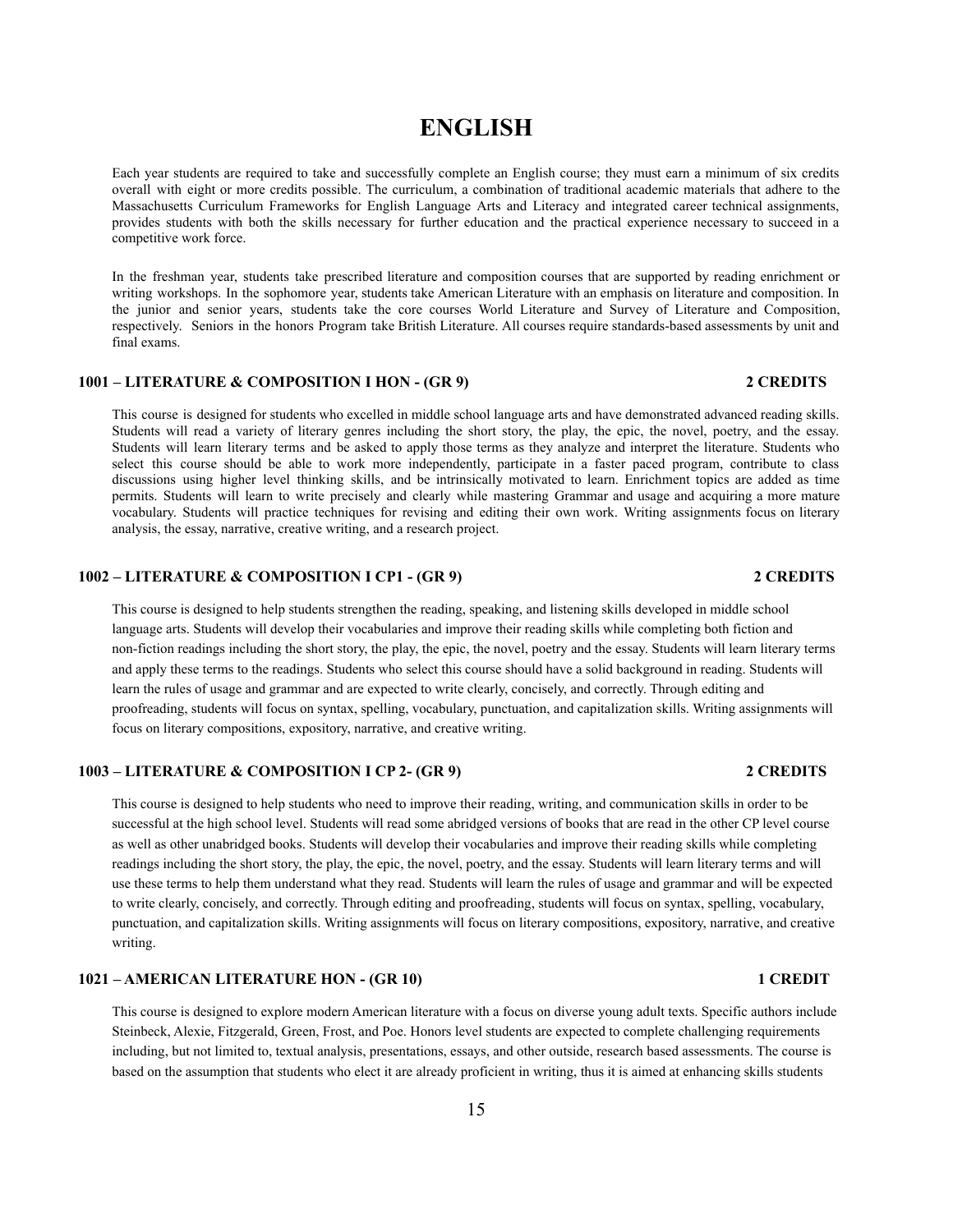# ENGLISH

Each year students are required to take and successfully complete an English course; they must earn a minimum of six credits overall with eight or more credits possible. The curriculum, a combination of traditional academic materials that adhere to the Massachusetts Curriculum Frameworks for English Language Arts and Literacy and integrated career technical assignments, provides students with both the skills necessary for further education and the practical experience necessary to succeed in a competitive work force.

In the freshman year, students take prescribed literature and composition courses that are supported by reading enrichment or writing workshops. In the sophomore year, students take American Literature with an emphasis on literature and composition. In the junior and senior years, students take the core courses World Literature and Survey of Literature and Composition, respectively. Seniors in the honors Program take British Literature. All courses require standards-based assessments by unit and final exams.

### 1001 – LITERATURE & COMPOSITION I HON - (GR 9) — 2 CREDITS

This course is designed for students who excelled in middle school language arts and have demonstrated advanced reading skills. Students will read a variety of literary genres including the short story, the play, the epic, the novel, poetry, and the essay. Students will learn literary terms and be asked to apply those terms as they analyze and interpret the literature. Students who select this course should be able to work more independently, participate in a faster paced program, contribute to class discussions using higher level thinking skills, and be intrinsically motivated to learn. Enrichment topics are added as time permits. Students will learn to write precisely and clearly while mastering Grammar and usage and acquiring a more mature vocabulary. Students will practice techniques for revising and editing their own work. Writing assignments focus on literary analysis, the essay, narrative, creative writing, and a research project.

### 1002 – LITERATURE & COMPOSITION I CP1 - (GR 9) — 2 CREDITS

This course is designed to help students strengthen the reading, speaking, and listening skills developed in middle school language arts. Students will develop their vocabularies and improve their reading skills while completing both fiction and non-fiction readings including the short story, the play, the epic, the novel, poetry and the essay. Students will learn literary terms and apply these terms to the readings. Students who select this course should have a solid background in reading. Students will learn the rules of usage and grammar and are expected to write clearly, concisely, and correctly. Through editing and proofreading, students will focus on syntax, spelling, vocabulary, punctuation, and capitalization skills. Writing assignments will focus on literary compositions, expository, narrative, and creative writing.

### 1003 – LITERATURE & COMPOSITION I CP 2- (GR 9) — 2 CREDITS

This course is designed to help students who need to improve their reading, writing, and communication skills in order to be successful at the high school level. Students will read some abridged versions of books that are read in the other CP level course as well as other unabridged books. Students will develop their vocabularies and improve their reading skills while completing readings including the short story, the play, the epic, the novel, poetry, and the essay. Students will learn literary terms and will use these terms to help them understand what they read. Students will learn the rules of usage and grammar and will be expected to write clearly, concisely, and correctly. Through editing and proofreading, students will focus on syntax, spelling, vocabulary, punctuation, and capitalization skills. Writing assignments will focus on literary compositions, expository, narrative, and creative writing.

### 1021 – AMERICAN LITERATURE HON - (GR 10) — 1 CREDIT

This course is designed to explore modern American literature with a focus on diverse young adult texts. Specific authors include Steinbeck, Alexie, Fitzgerald, Green, Frost, and Poe. Honors level students are expected to complete challenging requirements including, but not limited to, textual analysis, presentations, essays, and other outside, research based assessments. The course is based on the assumption that students who elect it are already proficient in writing, thus it is aimed at enhancing skills students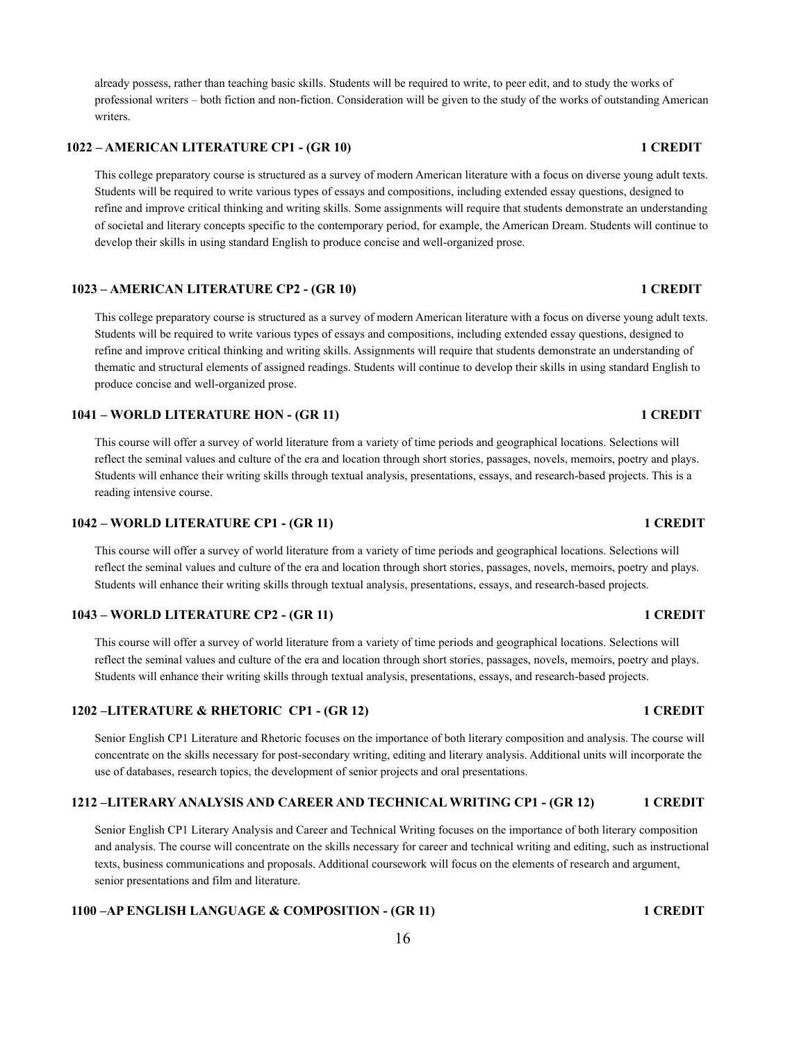already possess, rather than teaching basic skills. Students will be required to write, to peer edit, and to study the works of professional writers – both fiction and non-fiction. Consideration will be given to the study of the works of outstanding American writers.

### 1022 – AMERICAN LITERATURE CP1 - (GR 10) — 1 CREDIT

This college preparatory course is structured as a survey of modern American literature with a focus on diverse young adult texts. Students will be required to write various types of essays and compositions, including extended essay questions, designed to refine and improve critical thinking and writing skills. Some assignments will require that students demonstrate an understanding of societal and literary concepts specific to the contemporary period, for example, the American Dream. Students will continue to develop their skills in using standard English to produce concise and well-organized prose.

### 1023 – AMERICAN LITERATURE CP2 - (GR 10) — 1 CREDIT

This college preparatory course is structured as a survey of modern American literature with a focus on diverse young adult texts. Students will be required to write various types of essays and compositions, including extended essay questions, designed to refine and improve critical thinking and writing skills. Assignments will require that students demonstrate an understanding of thematic and structural elements of assigned readings. Students will continue to develop their skills in using standard English to produce concise and well-organized prose.

### 1041 – WORLD LITERATURE HON - (GR 11) — 1 CREDIT

This course will offer a survey of world literature from a variety of time periods and geographical locations. Selections will reflect the seminal values and culture of the era and location through short stories, passages, novels, memoirs, poetry and plays. Students will enhance their writing skills through textual analysis, presentations, essays, and research-based projects. This is a reading intensive course.

### 1042 – WORLD LITERATURE CP1 - (GR 11) — 1 CREDIT

This course will offer a survey of world literature from a variety of time periods and geographical locations. Selections will reflect the seminal values and culture of the era and location through short stories, passages, novels, memoirs, poetry and plays. Students will enhance their writing skills through textual analysis, presentations, essays, and research-based projects.

### 1043 – WORLD LITERATURE CP2 - (GR 11) — 1 CREDIT

This course will offer a survey of world literature from a variety of time periods and geographical locations. Selections will reflect the seminal values and culture of the era and location through short stories, passages, novels, memoirs, poetry and plays. Students will enhance their writing skills through textual analysis, presentations, essays, and research-based projects.

### 1202 –LITERATURE & RHETORIC CP1 - (GR 12) — 1 CREDIT

Senior English CP1 Literature and Rhetoric focuses on the importance of both literary composition and analysis. The course will concentrate on the skills necessary for post-secondary writing, editing and literary analysis. Additional units will incorporate the use of databases, research topics, the development of senior projects and oral presentations.

### 1212 –LITERARY ANALYSIS AND CAREER AND TECHNICAL WRITING CP1 - (GR 12) — 1 CREDIT

Senior English CP1 Literary Analysis and Career and Technical Writing focuses on the importance of both literary composition and analysis. The course will concentrate on the skills necessary for career and technical writing and editing, such as instructional texts, business communications and proposals. Additional coursework will focus on the elements of research and argument, senior presentations and film and literature.

### 1100 –AP ENGLISH LANGUAGE & COMPOSITION - (GR 11) — 1 CREDIT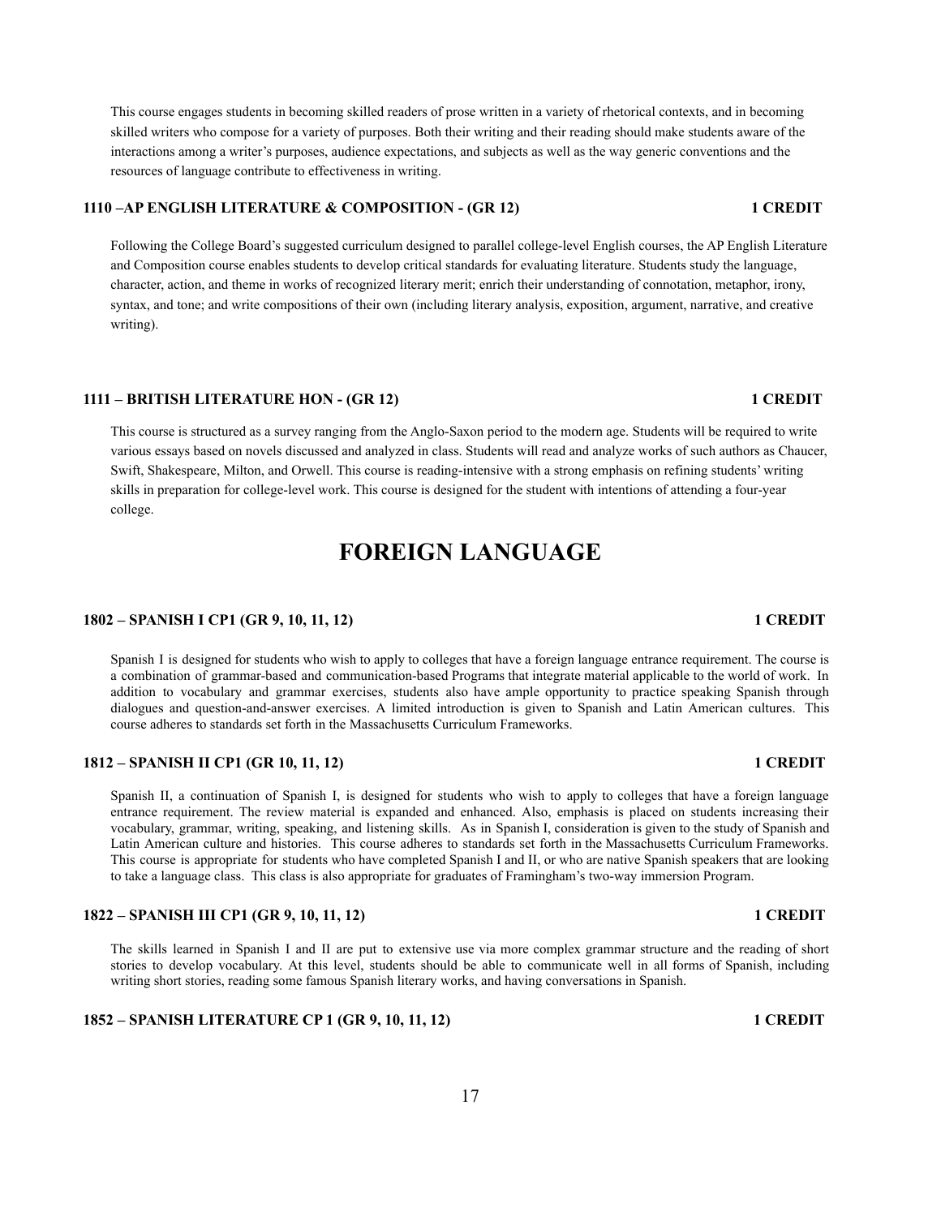This course engages students in becoming skilled readers of prose written in a variety of rhetorical contexts, and in becoming skilled writers who compose for a variety of purposes. Both their writing and their reading should make students aware of the interactions among a writer's purposes, audience expectations, and subjects as well as the way generic conventions and the resources of language contribute to effectiveness in writing.

**1110 –AP ENGLISH LITERATURE & COMPOSITION - (GR 12) 1 CREDIT**

Following the College Board's suggested curriculum designed to parallel college-level English courses, the AP English Literature and Composition course enables students to develop critical standards for evaluating literature. Students study the language, character, action, and theme in works of recognized literary merit; enrich their understanding of connotation, metaphor, irony, syntax, and tone; and write compositions of their own (including literary analysis, exposition, argument, narrative, and creative writing).

**1111 – BRITISH LITERATURE HON - (GR 12) 1 CREDIT**

This course is structured as a survey ranging from the Anglo-Saxon period to the modern age. Students will be required to write various essays based on novels discussed and analyzed in class. Students will read and analyze works of such authors as Chaucer, Swift, Shakespeare, Milton, and Orwell. This course is reading-intensive with a strong emphasis on refining students' writing skills in preparation for college-level work. This course is designed for the student with intentions of attending a four-year college.

# FOREIGN LANGUAGE

**1802 – SPANISH I CP1 (GR 9, 10, 11, 12) 1 CREDIT**

Spanish I is designed for students who wish to apply to colleges that have a foreign language entrance requirement. The course is a combination of grammar-based and communication-based Programs that integrate material applicable to the world of work. In addition to vocabulary and grammar exercises, students also have ample opportunity to practice speaking Spanish through dialogues and question-and-answer exercises. A limited introduction is given to Spanish and Latin American cultures. This course adheres to standards set forth in the Massachusetts Curriculum Frameworks.

**1812 – SPANISH II CP1 (GR 10, 11, 12) 1 CREDIT**

Spanish II, a continuation of Spanish I, is designed for students who wish to apply to colleges that have a foreign language entrance requirement. The review material is expanded and enhanced. Also, emphasis is placed on students increasing their vocabulary, grammar, writing, speaking, and listening skills. As in Spanish I, consideration is given to the study of Spanish and Latin American culture and histories. This course adheres to standards set forth in the Massachusetts Curriculum Frameworks. This course is appropriate for students who have completed Spanish I and II, or who are native Spanish speakers that are looking to take a language class. This class is also appropriate for graduates of Framingham's two-way immersion Program.

**1822 – SPANISH III CP1 (GR 9, 10, 11, 12) 1 CREDIT**

The skills learned in Spanish I and II are put to extensive use via more complex grammar structure and the reading of short stories to develop vocabulary. At this level, students should be able to communicate well in all forms of Spanish, including writing short stories, reading some famous Spanish literary works, and having conversations in Spanish.

**1852 – SPANISH LITERATURE CP 1 (GR 9, 10, 11, 12) 1 CREDIT**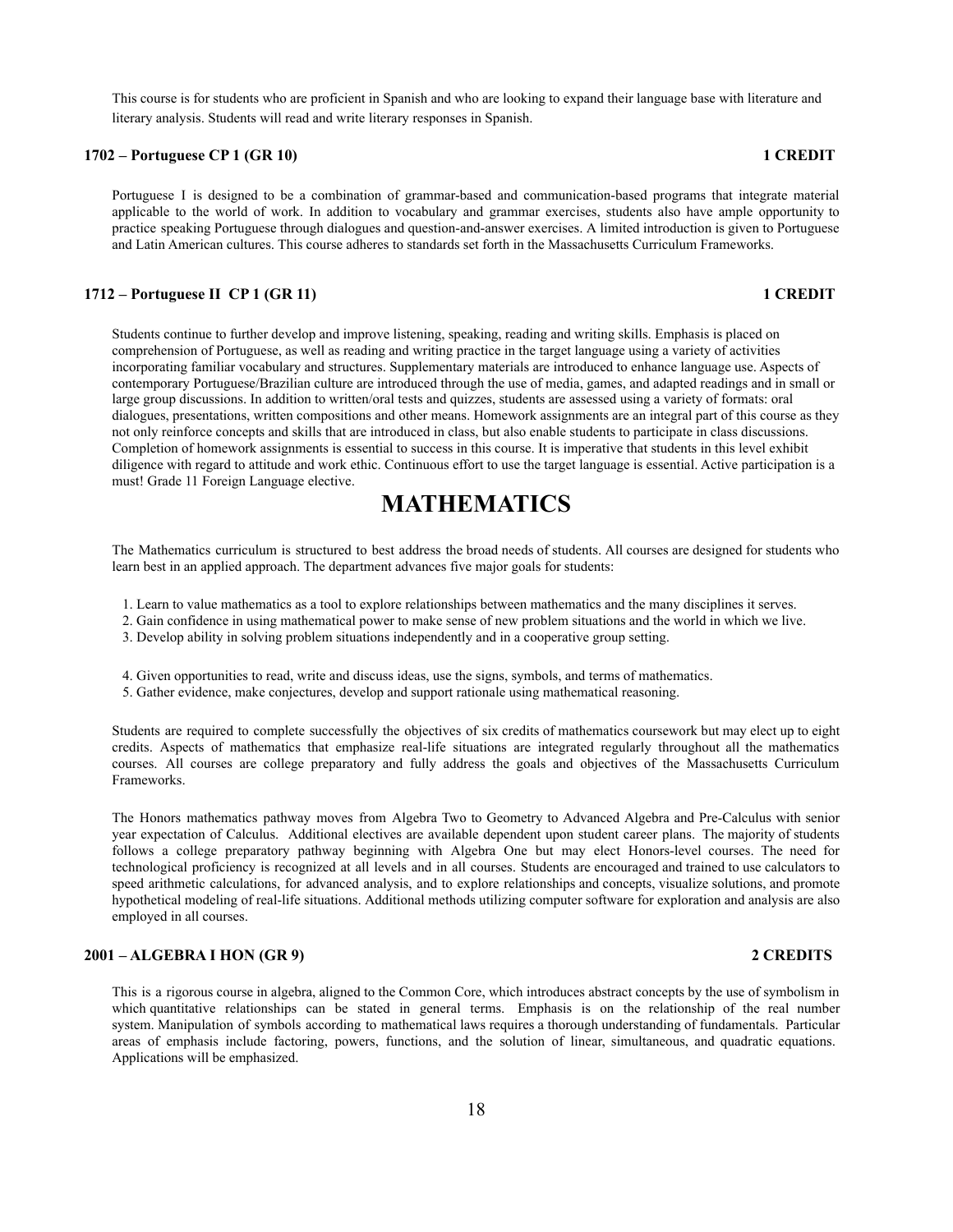This course is for students who are proficient in Spanish and who are looking to expand their language base with literature and literary analysis. Students will read and write literary responses in Spanish.

### 1702 – Portuguese CP 1 (GR 10) — 1 CREDIT

Portuguese I is designed to be a combination of grammar-based and communication-based programs that integrate material applicable to the world of work. In addition to vocabulary and grammar exercises, students also have ample opportunity to practice speaking Portuguese through dialogues and question-and-answer exercises. A limited introduction is given to Portuguese and Latin American cultures. This course adheres to standards set forth in the Massachusetts Curriculum Frameworks.

### 1712 – Portuguese II CP 1 (GR 11) — 1 CREDIT

Students continue to further develop and improve listening, speaking, reading and writing skills. Emphasis is placed on comprehension of Portuguese, as well as reading and writing practice in the target language using a variety of activities incorporating familiar vocabulary and structures. Supplementary materials are introduced to enhance language use. Aspects of contemporary Portuguese/Brazilian culture are introduced through the use of media, games, and adapted readings and in small or large group discussions. In addition to written/oral tests and quizzes, students are assessed using a variety of formats: oral dialogues, presentations, written compositions and other means. Homework assignments are an integral part of this course as they not only reinforce concepts and skills that are introduced in class, but also enable students to participate in class discussions. Completion of homework assignments is essential to success in this course. It is imperative that students in this level exhibit diligence with regard to attitude and work ethic. Continuous effort to use the target language is essential. Active participation is a must! Grade 11 Foreign Language elective.

# MATHEMATICS

The Mathematics curriculum is structured to best address the broad needs of students. All courses are designed for students who learn best in an applied approach. The department advances five major goals for students:

1. Learn to value mathematics as a tool to explore relationships between mathematics and the many disciplines it serves.
2. Gain confidence in using mathematical power to make sense of new problem situations and the world in which we live.
3. Develop ability in solving problem situations independently and in a cooperative group setting.
4. Given opportunities to read, write and discuss ideas, use the signs, symbols, and terms of mathematics.
5. Gather evidence, make conjectures, develop and support rationale using mathematical reasoning.

Students are required to complete successfully the objectives of six credits of mathematics coursework but may elect up to eight credits. Aspects of mathematics that emphasize real-life situations are integrated regularly throughout all the mathematics courses. All courses are college preparatory and fully address the goals and objectives of the Massachusetts Curriculum Frameworks.

The Honors mathematics pathway moves from Algebra Two to Geometry to Advanced Algebra and Pre-Calculus with senior year expectation of Calculus. Additional electives are available dependent upon student career plans. The majority of students follows a college preparatory pathway beginning with Algebra One but may elect Honors-level courses. The need for technological proficiency is recognized at all levels and in all courses. Students are encouraged and trained to use calculators to speed arithmetic calculations, for advanced analysis, and to explore relationships and concepts, visualize solutions, and promote hypothetical modeling of real-life situations. Additional methods utilizing computer software for exploration and analysis are also employed in all courses.

### 2001 – ALGEBRA I HON (GR 9) — 2 CREDITS

This is a rigorous course in algebra, aligned to the Common Core, which introduces abstract concepts by the use of symbolism in which quantitative relationships can be stated in general terms. Emphasis is on the relationship of the real number system. Manipulation of symbols according to mathematical laws requires a thorough understanding of fundamentals. Particular areas of emphasis include factoring, powers, functions, and the solution of linear, simultaneous, and quadratic equations. Applications will be emphasized.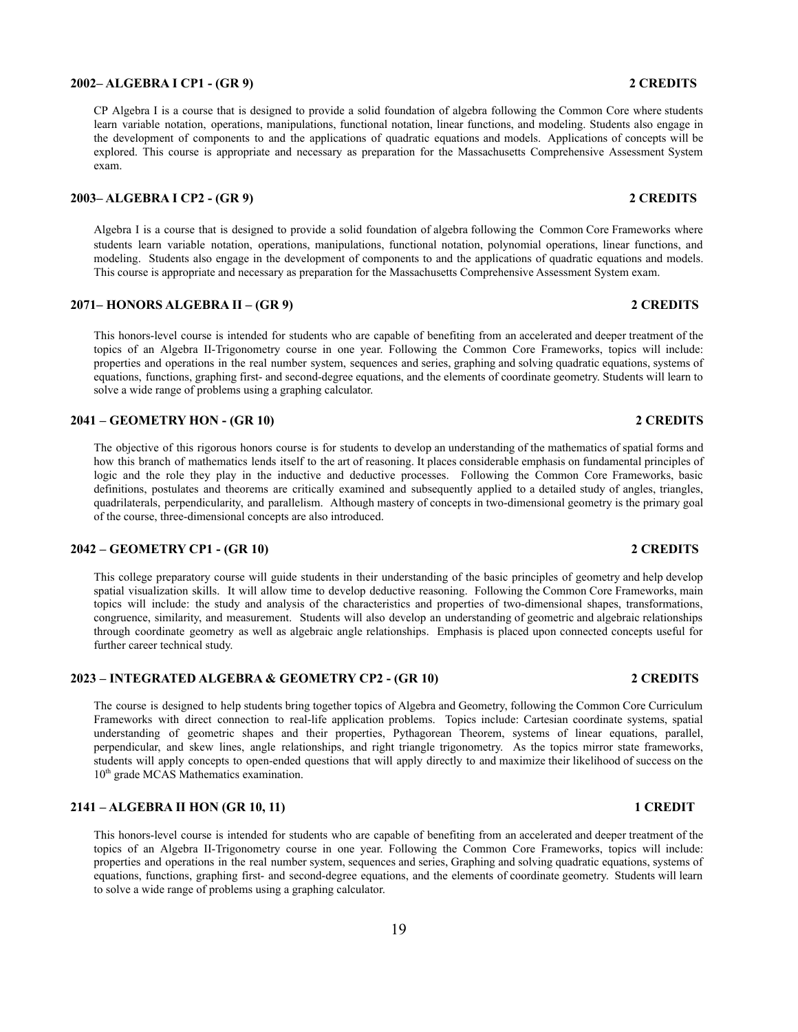### 2002– ALGEBRA I CP1 - (GR 9) — 2 CREDITS

CP Algebra I is a course that is designed to provide a solid foundation of algebra following the Common Core where students learn variable notation, operations, manipulations, functional notation, linear functions, and modeling. Students also engage in the development of components to and the applications of quadratic equations and models. Applications of concepts will be explored. This course is appropriate and necessary as preparation for the Massachusetts Comprehensive Assessment System exam.

### 2003– ALGEBRA I CP2 - (GR 9) — 2 CREDITS

Algebra I is a course that is designed to provide a solid foundation of algebra following the Common Core Frameworks where students learn variable notation, operations, manipulations, functional notation, polynomial operations, linear functions, and modeling. Students also engage in the development of components to and the applications of quadratic equations and models. This course is appropriate and necessary as preparation for the Massachusetts Comprehensive Assessment System exam.

### 2071– HONORS ALGEBRA II – (GR 9) — 2 CREDITS

This honors-level course is intended for students who are capable of benefiting from an accelerated and deeper treatment of the topics of an Algebra II-Trigonometry course in one year. Following the Common Core Frameworks, topics will include: properties and operations in the real number system, sequences and series, graphing and solving quadratic equations, systems of equations, functions, graphing first- and second-degree equations, and the elements of coordinate geometry. Students will learn to solve a wide range of problems using a graphing calculator.

### 2041 – GEOMETRY HON - (GR 10) — 2 CREDITS

The objective of this rigorous honors course is for students to develop an understanding of the mathematics of spatial forms and how this branch of mathematics lends itself to the art of reasoning. It places considerable emphasis on fundamental principles of logic and the role they play in the inductive and deductive processes. Following the Common Core Frameworks, basic definitions, postulates and theorems are critically examined and subsequently applied to a detailed study of angles, triangles, quadrilaterals, perpendicularity, and parallelism. Although mastery of concepts in two-dimensional geometry is the primary goal of the course, three-dimensional concepts are also introduced.

### 2042 – GEOMETRY CP1 - (GR 10) — 2 CREDITS

This college preparatory course will guide students in their understanding of the basic principles of geometry and help develop spatial visualization skills. It will allow time to develop deductive reasoning. Following the Common Core Frameworks, main topics will include: the study and analysis of the characteristics and properties of two-dimensional shapes, transformations, congruence, similarity, and measurement. Students will also develop an understanding of geometric and algebraic relationships through coordinate geometry as well as algebraic angle relationships. Emphasis is placed upon connected concepts useful for further career technical study.

### 2023 – INTEGRATED ALGEBRA & GEOMETRY CP2 - (GR 10) — 2 CREDITS

The course is designed to help students bring together topics of Algebra and Geometry, following the Common Core Curriculum Frameworks with direct connection to real-life application problems. Topics include: Cartesian coordinate systems, spatial understanding of geometric shapes and their properties, Pythagorean Theorem, systems of linear equations, parallel, perpendicular, and skew lines, angle relationships, and right triangle trigonometry. As the topics mirror state frameworks, students will apply concepts to open-ended questions that will apply directly to and maximize their likelihood of success on the 10th grade MCAS Mathematics examination.

### 2141 – ALGEBRA II HON (GR 10, 11) — 1 CREDIT

This honors-level course is intended for students who are capable of benefiting from an accelerated and deeper treatment of the topics of an Algebra II-Trigonometry course in one year. Following the Common Core Frameworks, topics will include: properties and operations in the real number system, sequences and series, Graphing and solving quadratic equations, systems of equations, functions, graphing first- and second-degree equations, and the elements of coordinate geometry. Students will learn to solve a wide range of problems using a graphing calculator.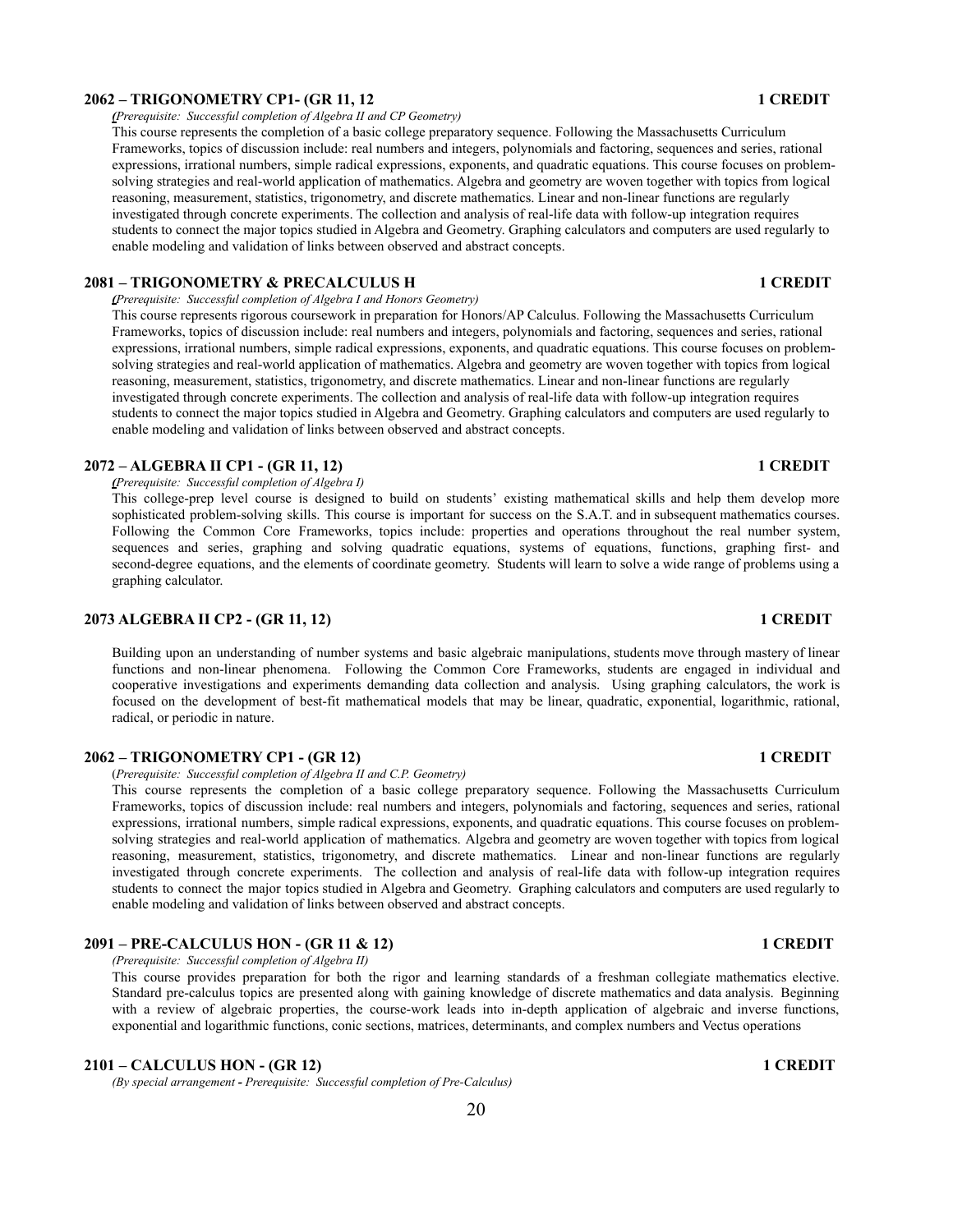### 2062 – TRIGONOMETRY CP1- (GR 11, 12 1 CREDIT

*(Prerequisite: Successful completion of Algebra II and CP Geometry)*

This course represents the completion of a basic college preparatory sequence. Following the Massachusetts Curriculum Frameworks, topics of discussion include: real numbers and integers, polynomials and factoring, sequences and series, rational expressions, irrational numbers, simple radical expressions, exponents, and quadratic equations. This course focuses on problem-solving strategies and real-world application of mathematics. Algebra and geometry are woven together with topics from logical reasoning, measurement, statistics, trigonometry, and discrete mathematics. Linear and non-linear functions are regularly investigated through concrete experiments. The collection and analysis of real-life data with follow-up integration requires students to connect the major topics studied in Algebra and Geometry. Graphing calculators and computers are used regularly to enable modeling and validation of links between observed and abstract concepts.

### 2081 – TRIGONOMETRY & PRECALCULUS H 1 CREDIT

*(Prerequisite: Successful completion of Algebra I and Honors Geometry)*

This course represents rigorous coursework in preparation for Honors/AP Calculus. Following the Massachusetts Curriculum Frameworks, topics of discussion include: real numbers and integers, polynomials and factoring, sequences and series, rational expressions, irrational numbers, simple radical expressions, exponents, and quadratic equations. This course focuses on problem-solving strategies and real-world application of mathematics. Algebra and geometry are woven together with topics from logical reasoning, measurement, statistics, trigonometry, and discrete mathematics. Linear and non-linear functions are regularly investigated through concrete experiments. The collection and analysis of real-life data with follow-up integration requires students to connect the major topics studied in Algebra and Geometry. Graphing calculators and computers are used regularly to enable modeling and validation of links between observed and abstract concepts.

### 2072 – ALGEBRA II CP1 - (GR 11, 12) 1 CREDIT

*(Prerequisite: Successful completion of Algebra I)*

This college-prep level course is designed to build on students' existing mathematical skills and help them develop more sophisticated problem-solving skills. This course is important for success on the S.A.T. and in subsequent mathematics courses. Following the Common Core Frameworks, topics include: properties and operations throughout the real number system, sequences and series, graphing and solving quadratic equations, systems of equations, functions, graphing first- and second-degree equations, and the elements of coordinate geometry. Students will learn to solve a wide range of problems using a graphing calculator.

### 2073 ALGEBRA II CP2 - (GR 11, 12) 1 CREDIT

Building upon an understanding of number systems and basic algebraic manipulations, students move through mastery of linear functions and non-linear phenomena. Following the Common Core Frameworks, students are engaged in individual and cooperative investigations and experiments demanding data collection and analysis. Using graphing calculators, the work is focused on the development of best-fit mathematical models that may be linear, quadratic, exponential, logarithmic, rational, radical, or periodic in nature.

### 2062 – TRIGONOMETRY CP1 - (GR 12) 1 CREDIT

(*Prerequisite: Successful completion of Algebra II and C.P. Geometry)*

This course represents the completion of a basic college preparatory sequence. Following the Massachusetts Curriculum Frameworks, topics of discussion include: real numbers and integers, polynomials and factoring, sequences and series, rational expressions, irrational numbers, simple radical expressions, exponents, and quadratic equations. This course focuses on problem-solving strategies and real-world application of mathematics. Algebra and geometry are woven together with topics from logical reasoning, measurement, statistics, trigonometry, and discrete mathematics. Linear and non-linear functions are regularly investigated through concrete experiments. The collection and analysis of real-life data with follow-up integration requires students to connect the major topics studied in Algebra and Geometry. Graphing calculators and computers are used regularly to enable modeling and validation of links between observed and abstract concepts.

### 2091 – PRE-CALCULUS HON - (GR 11 & 12) 1 CREDIT

*(Prerequisite: Successful completion of Algebra II)*

This course provides preparation for both the rigor and learning standards of a freshman collegiate mathematics elective. Standard pre-calculus topics are presented along with gaining knowledge of discrete mathematics and data analysis. Beginning with a review of algebraic properties, the course-work leads into in-depth application of algebraic and inverse functions, exponential and logarithmic functions, conic sections, matrices, determinants, and complex numbers and Vectus operations

### 2101 – CALCULUS HON - (GR 12) 1 CREDIT

*(By special arrangement - Prerequisite: Successful completion of Pre-Calculus)*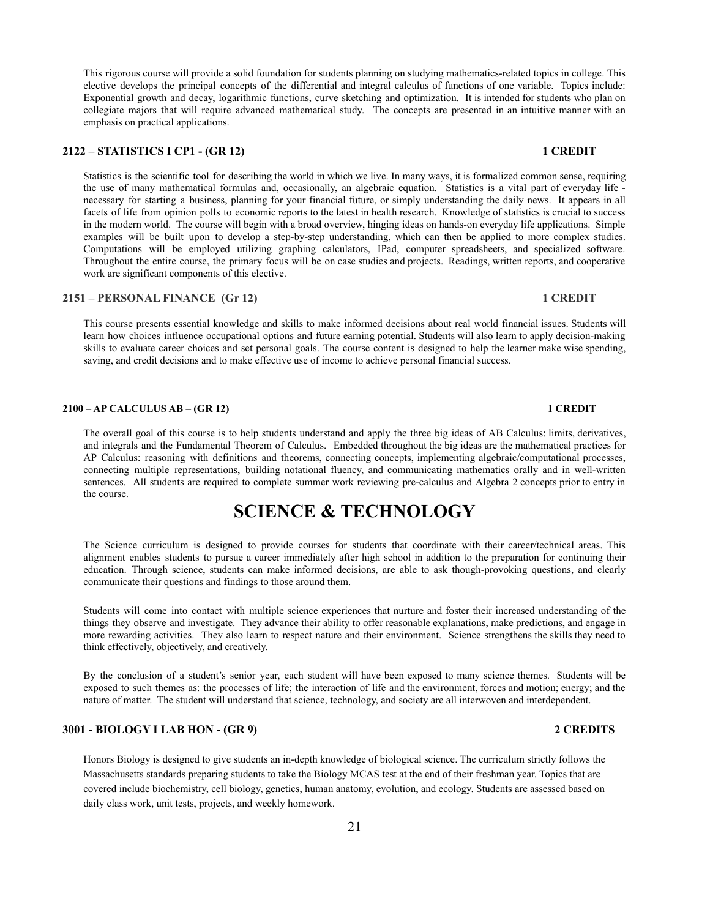This rigorous course will provide a solid foundation for students planning on studying mathematics-related topics in college. This elective develops the principal concepts of the differential and integral calculus of functions of one variable. Topics include: Exponential growth and decay, logarithmic functions, curve sketching and optimization. It is intended for students who plan on collegiate majors that will require advanced mathematical study. The concepts are presented in an intuitive manner with an emphasis on practical applications.

### 2122 – STATISTICS I CP1 - (GR 12) 1 CREDIT

Statistics is the scientific tool for describing the world in which we live. In many ways, it is formalized common sense, requiring the use of many mathematical formulas and, occasionally, an algebraic equation. Statistics is a vital part of everyday life - necessary for starting a business, planning for your financial future, or simply understanding the daily news. It appears in all facets of life from opinion polls to economic reports to the latest in health research. Knowledge of statistics is crucial to success in the modern world. The course will begin with a broad overview, hinging ideas on hands-on everyday life applications. Simple examples will be built upon to develop a step-by-step understanding, which can then be applied to more complex studies. Computations will be employed utilizing graphing calculators, IPad, computer spreadsheets, and specialized software. Throughout the entire course, the primary focus will be on case studies and projects. Readings, written reports, and cooperative work are significant components of this elective.

### 2151 – PERSONAL FINANCE (Gr 12) 1 CREDIT

This course presents essential knowledge and skills to make informed decisions about real world financial issues. Students will learn how choices influence occupational options and future earning potential. Students will also learn to apply decision-making skills to evaluate career choices and set personal goals. The course content is designed to help the learner make wise spending, saving, and credit decisions and to make effective use of income to achieve personal financial success.

### 2100 – AP CALCULUS AB – (GR 12) 1 CREDIT

The overall goal of this course is to help students understand and apply the three big ideas of AB Calculus: limits, derivatives, and integrals and the Fundamental Theorem of Calculus. Embedded throughout the big ideas are the mathematical practices for AP Calculus: reasoning with definitions and theorems, connecting concepts, implementing algebraic/computational processes, connecting multiple representations, building notational fluency, and communicating mathematics orally and in well-written sentences. All students are required to complete summer work reviewing pre-calculus and Algebra 2 concepts prior to entry in the course.

# SCIENCE & TECHNOLOGY

The Science curriculum is designed to provide courses for students that coordinate with their career/technical areas. This alignment enables students to pursue a career immediately after high school in addition to the preparation for continuing their education. Through science, students can make informed decisions, are able to ask though-provoking questions, and clearly communicate their questions and findings to those around them.

Students will come into contact with multiple science experiences that nurture and foster their increased understanding of the things they observe and investigate. They advance their ability to offer reasonable explanations, make predictions, and engage in more rewarding activities. They also learn to respect nature and their environment. Science strengthens the skills they need to think effectively, objectively, and creatively.

By the conclusion of a student's senior year, each student will have been exposed to many science themes. Students will be exposed to such themes as: the processes of life; the interaction of life and the environment, forces and motion; energy; and the nature of matter. The student will understand that science, technology, and society are all interwoven and interdependent.

### 3001 - BIOLOGY I LAB HON - (GR 9) 2 CREDITS

Honors Biology is designed to give students an in-depth knowledge of biological science. The curriculum strictly follows the Massachusetts standards preparing students to take the Biology MCAS test at the end of their freshman year. Topics that are covered include biochemistry, cell biology, genetics, human anatomy, evolution, and ecology. Students are assessed based on daily class work, unit tests, projects, and weekly homework.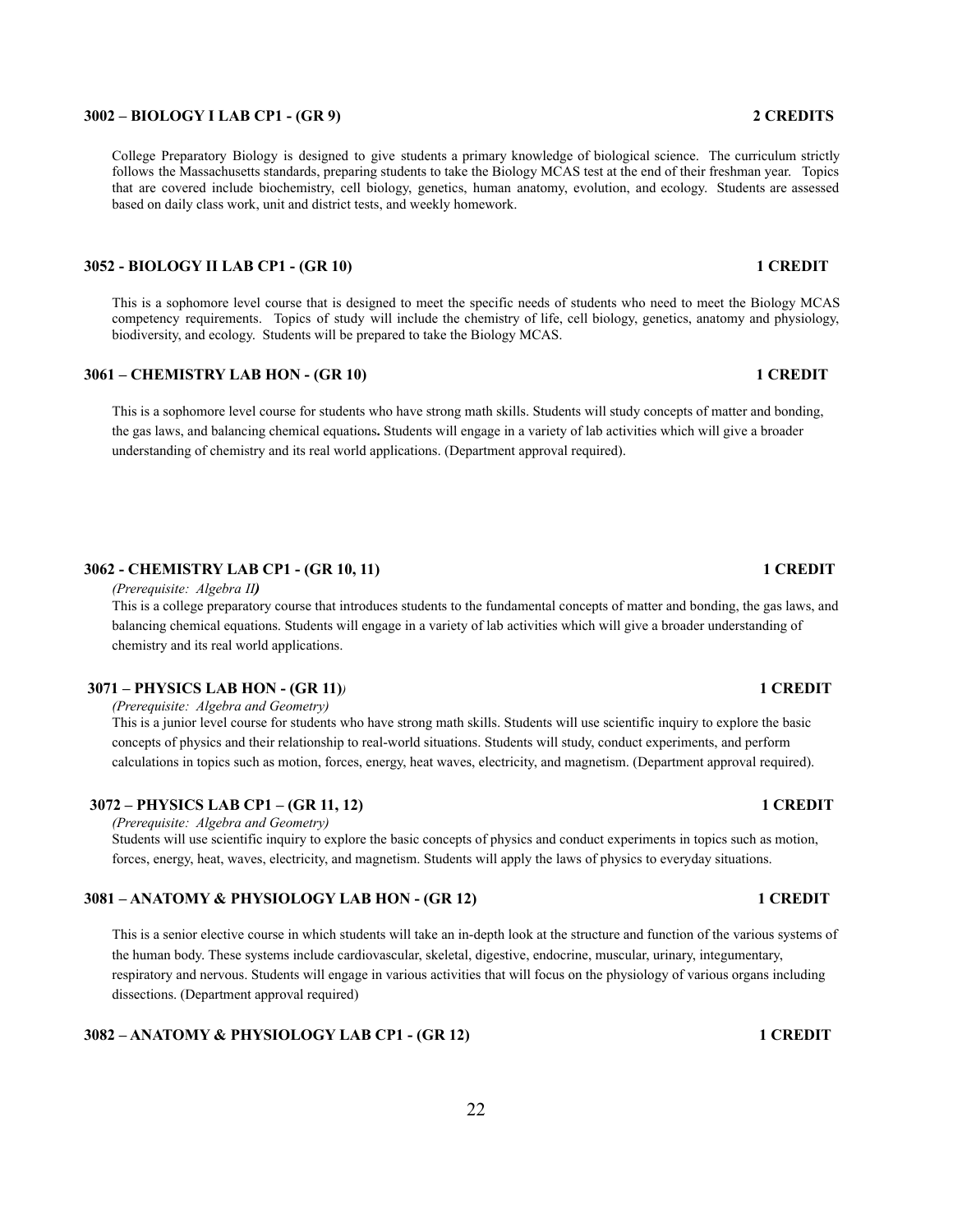**3002 – BIOLOGY I LAB CP1 - (GR 9) 2 CREDITS**

College Preparatory Biology is designed to give students a primary knowledge of biological science. The curriculum strictly follows the Massachusetts standards, preparing students to take the Biology MCAS test at the end of their freshman year. Topics that are covered include biochemistry, cell biology, genetics, human anatomy, evolution, and ecology. Students are assessed based on daily class work, unit and district tests, and weekly homework.

**3052 - BIOLOGY II LAB CP1 - (GR 10) 1 CREDIT**

This is a sophomore level course that is designed to meet the specific needs of students who need to meet the Biology MCAS competency requirements. Topics of study will include the chemistry of life, cell biology, genetics, anatomy and physiology, biodiversity, and ecology. Students will be prepared to take the Biology MCAS.

**3061 – CHEMISTRY LAB HON - (GR 10) 1 CREDIT**

This is a sophomore level course for students who have strong math skills. Students will study concepts of matter and bonding, the gas laws, and balancing chemical equations**.** Students will engage in a variety of lab activities which will give a broader understanding of chemistry and its real world applications. (Department approval required).

**3062 - CHEMISTRY LAB CP1 - (GR 10, 11) 1 CREDIT**

*(Prerequisite: Algebra II**)***

This is a college preparatory course that introduces students to the fundamental concepts of matter and bonding, the gas laws, and balancing chemical equations. Students will engage in a variety of lab activities which will give a broader understanding of chemistry and its real world applications.

**3071 – PHYSICS LAB HON - (GR 11)*)* 1 CREDIT**

*(Prerequisite: Algebra and Geometry)*

This is a junior level course for students who have strong math skills. Students will use scientific inquiry to explore the basic concepts of physics and their relationship to real-world situations. Students will study, conduct experiments, and perform calculations in topics such as motion, forces, energy, heat waves, electricity, and magnetism. (Department approval required).

**3072 – PHYSICS LAB CP1 – (GR 11, 12) 1 CREDIT**

*(Prerequisite: Algebra and Geometry)*

Students will use scientific inquiry to explore the basic concepts of physics and conduct experiments in topics such as motion, forces, energy, heat, waves, electricity, and magnetism. Students will apply the laws of physics to everyday situations.

**3081 – ANATOMY & PHYSIOLOGY LAB HON - (GR 12) 1 CREDIT**

This is a senior elective course in which students will take an in-depth look at the structure and function of the various systems of the human body. These systems include cardiovascular, skeletal, digestive, endocrine, muscular, urinary, integumentary, respiratory and nervous. Students will engage in various activities that will focus on the physiology of various organs including dissections. (Department approval required)

**3082 – ANATOMY & PHYSIOLOGY LAB CP1 - (GR 12) 1 CREDIT**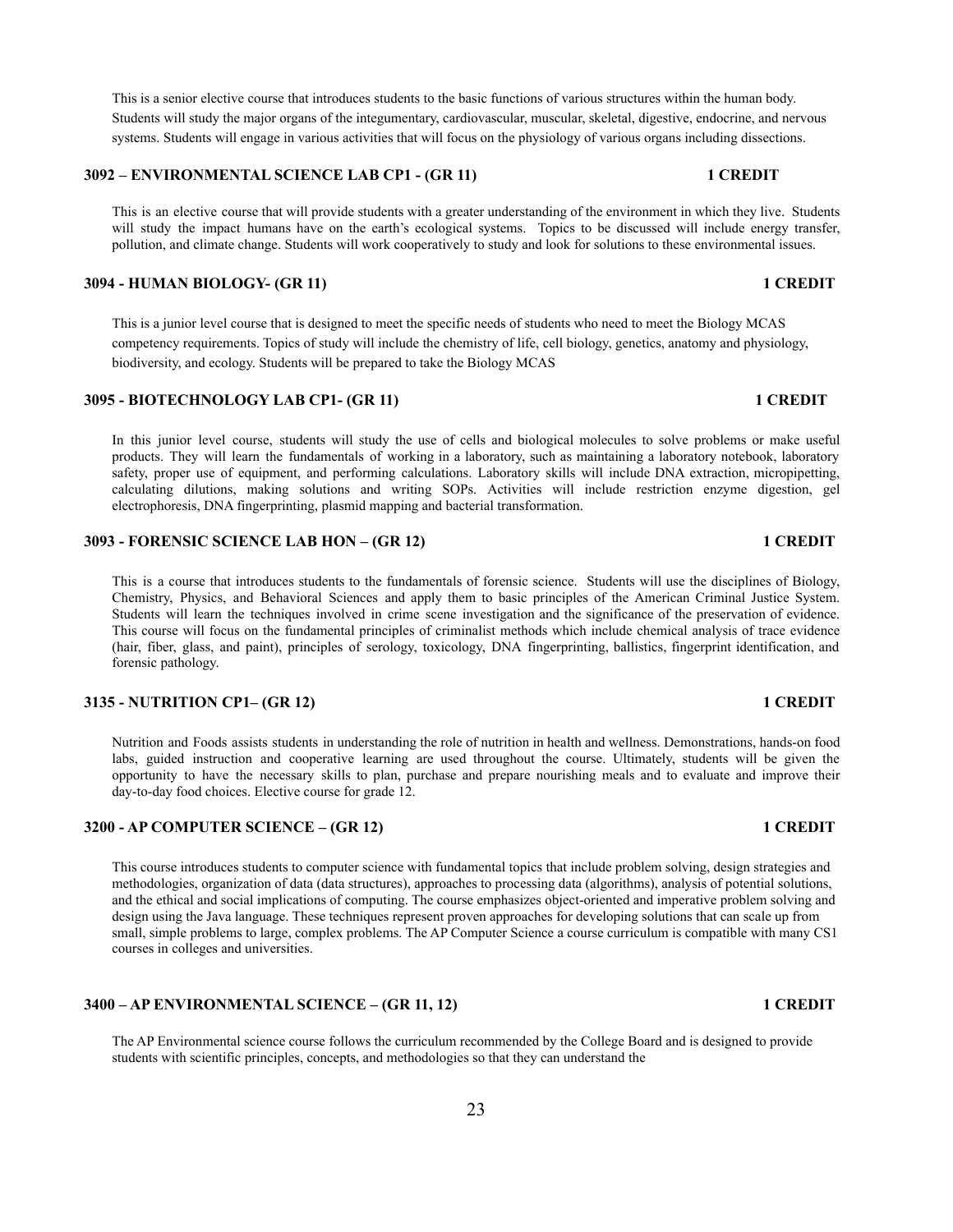This is a senior elective course that introduces students to the basic functions of various structures within the human body. Students will study the major organs of the integumentary, cardiovascular, muscular, skeletal, digestive, endocrine, and nervous systems. Students will engage in various activities that will focus on the physiology of various organs including dissections.

### 3092 – ENVIRONMENTAL SCIENCE LAB CP1 - (GR 11) 1 CREDIT

This is an elective course that will provide students with a greater understanding of the environment in which they live. Students will study the impact humans have on the earth's ecological systems. Topics to be discussed will include energy transfer, pollution, and climate change. Students will work cooperatively to study and look for solutions to these environmental issues.

### 3094 - HUMAN BIOLOGY- (GR 11) 1 CREDIT

This is a junior level course that is designed to meet the specific needs of students who need to meet the Biology MCAS competency requirements. Topics of study will include the chemistry of life, cell biology, genetics, anatomy and physiology, biodiversity, and ecology. Students will be prepared to take the Biology MCAS

### 3095 - BIOTECHNOLOGY LAB CP1- (GR 11) 1 CREDIT

In this junior level course, students will study the use of cells and biological molecules to solve problems or make useful products. They will learn the fundamentals of working in a laboratory, such as maintaining a laboratory notebook, laboratory safety, proper use of equipment, and performing calculations. Laboratory skills will include DNA extraction, micropipetting, calculating dilutions, making solutions and writing SOPs. Activities will include restriction enzyme digestion, gel electrophoresis, DNA fingerprinting, plasmid mapping and bacterial transformation.

### 3093 - FORENSIC SCIENCE LAB HON – (GR 12) 1 CREDIT

This is a course that introduces students to the fundamentals of forensic science. Students will use the disciplines of Biology, Chemistry, Physics, and Behavioral Sciences and apply them to basic principles of the American Criminal Justice System. Students will learn the techniques involved in crime scene investigation and the significance of the preservation of evidence. This course will focus on the fundamental principles of criminalist methods which include chemical analysis of trace evidence (hair, fiber, glass, and paint), principles of serology, toxicology, DNA fingerprinting, ballistics, fingerprint identification, and forensic pathology.

### 3135 - NUTRITION CP1– (GR 12) 1 CREDIT

Nutrition and Foods assists students in understanding the role of nutrition in health and wellness. Demonstrations, hands-on food labs, guided instruction and cooperative learning are used throughout the course. Ultimately, students will be given the opportunity to have the necessary skills to plan, purchase and prepare nourishing meals and to evaluate and improve their day-to-day food choices. Elective course for grade 12.

### 3200 - AP COMPUTER SCIENCE – (GR 12) 1 CREDIT

This course introduces students to computer science with fundamental topics that include problem solving, design strategies and methodologies, organization of data (data structures), approaches to processing data (algorithms), analysis of potential solutions, and the ethical and social implications of computing. The course emphasizes object-oriented and imperative problem solving and design using the Java language. These techniques represent proven approaches for developing solutions that can scale up from small, simple problems to large, complex problems. The AP Computer Science a course curriculum is compatible with many CS1 courses in colleges and universities.

### 3400 – AP ENVIRONMENTAL SCIENCE – (GR 11, 12) 1 CREDIT

The AP Environmental science course follows the curriculum recommended by the College Board and is designed to provide students with scientific principles, concepts, and methodologies so that they can understand the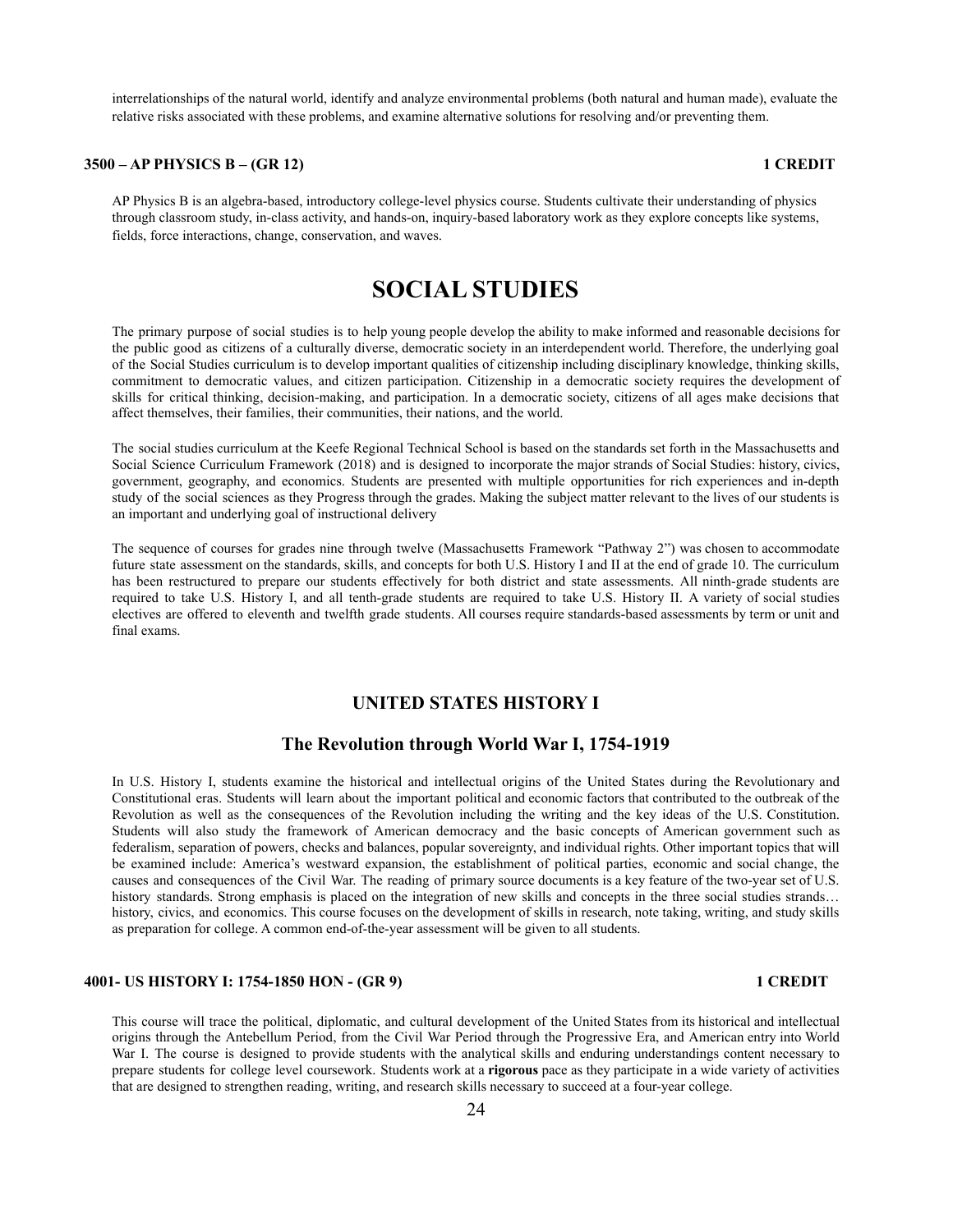interrelationships of the natural world, identify and analyze environmental problems (both natural and human made), evaluate the relative risks associated with these problems, and examine alternative solutions for resolving and/or preventing them.

**3500 – AP PHYSICS B – (GR 12) 1 CREDIT**

AP Physics B is an algebra-based, introductory college-level physics course. Students cultivate their understanding of physics through classroom study, in-class activity, and hands-on, inquiry-based laboratory work as they explore concepts like systems, fields, force interactions, change, conservation, and waves.

# SOCIAL STUDIES

The primary purpose of social studies is to help young people develop the ability to make informed and reasonable decisions for the public good as citizens of a culturally diverse, democratic society in an interdependent world. Therefore, the underlying goal of the Social Studies curriculum is to develop important qualities of citizenship including disciplinary knowledge, thinking skills, commitment to democratic values, and citizen participation. Citizenship in a democratic society requires the development of skills for critical thinking, decision-making, and participation. In a democratic society, citizens of all ages make decisions that affect themselves, their families, their communities, their nations, and the world.

The social studies curriculum at the Keefe Regional Technical School is based on the standards set forth in the Massachusetts and Social Science Curriculum Framework (2018) and is designed to incorporate the major strands of Social Studies: history, civics, government, geography, and economics. Students are presented with multiple opportunities for rich experiences and in-depth study of the social sciences as they Progress through the grades. Making the subject matter relevant to the lives of our students is an important and underlying goal of instructional delivery

The sequence of courses for grades nine through twelve (Massachusetts Framework "Pathway 2") was chosen to accommodate future state assessment on the standards, skills, and concepts for both U.S. History I and II at the end of grade 10. The curriculum has been restructured to prepare our students effectively for both district and state assessments. All ninth-grade students are required to take U.S. History I, and all tenth-grade students are required to take U.S. History II. A variety of social studies electives are offered to eleventh and twelfth grade students. All courses require standards-based assessments by term or unit and final exams.

## UNITED STATES HISTORY I

### The Revolution through World War I, 1754-1919

In U.S. History I, students examine the historical and intellectual origins of the United States during the Revolutionary and Constitutional eras. Students will learn about the important political and economic factors that contributed to the outbreak of the Revolution as well as the consequences of the Revolution including the writing and the key ideas of the U.S. Constitution. Students will also study the framework of American democracy and the basic concepts of American government such as federalism, separation of powers, checks and balances, popular sovereignty, and individual rights. Other important topics that will be examined include: America's westward expansion, the establishment of political parties, economic and social change, the causes and consequences of the Civil War. The reading of primary source documents is a key feature of the two-year set of U.S. history standards. Strong emphasis is placed on the integration of new skills and concepts in the three social studies strands… history, civics, and economics. This course focuses on the development of skills in research, note taking, writing, and study skills as preparation for college. A common end-of-the-year assessment will be given to all students.

**4001- US HISTORY I: 1754-1850 HON - (GR 9) 1 CREDIT**

This course will trace the political, diplomatic, and cultural development of the United States from its historical and intellectual origins through the Antebellum Period, from the Civil War Period through the Progressive Era, and American entry into World War I. The course is designed to provide students with the analytical skills and enduring understandings content necessary to prepare students for college level coursework. Students work at a **rigorous** pace as they participate in a wide variety of activities that are designed to strengthen reading, writing, and research skills necessary to succeed at a four-year college.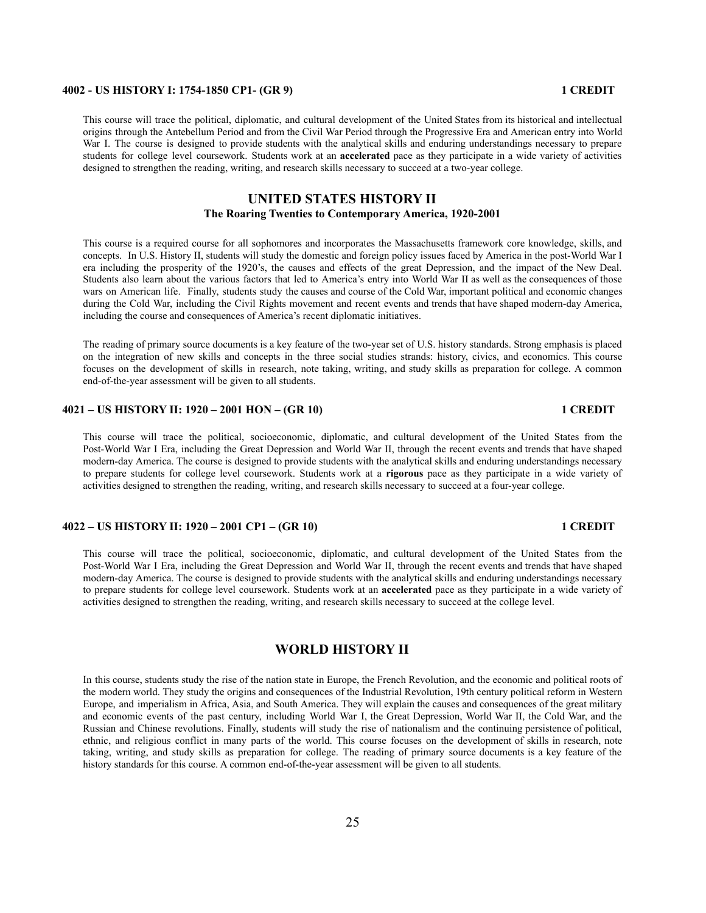#### 4002 - US HISTORY I: 1754-1850 CP1- (GR 9) 1 CREDIT

This course will trace the political, diplomatic, and cultural development of the United States from its historical and intellectual origins through the Antebellum Period and from the Civil War Period through the Progressive Era and American entry into World War I. The course is designed to provide students with the analytical skills and enduring understandings necessary to prepare students for college level coursework. Students work at an **accelerated** pace as they participate in a wide variety of activities designed to strengthen the reading, writing, and research skills necessary to succeed at a two-year college.

## UNITED STATES HISTORY II

### The Roaring Twenties to Contemporary America, 1920-2001

This course is a required course for all sophomores and incorporates the Massachusetts framework core knowledge, skills, and concepts. In U.S. History II, students will study the domestic and foreign policy issues faced by America in the post-World War I era including the prosperity of the 1920's, the causes and effects of the great Depression, and the impact of the New Deal. Students also learn about the various factors that led to America's entry into World War II as well as the consequences of those wars on American life. Finally, students study the causes and course of the Cold War, important political and economic changes during the Cold War, including the Civil Rights movement and recent events and trends that have shaped modern-day America, including the course and consequences of America's recent diplomatic initiatives.

The reading of primary source documents is a key feature of the two-year set of U.S. history standards. Strong emphasis is placed on the integration of new skills and concepts in the three social studies strands: history, civics, and economics. This course focuses on the development of skills in research, note taking, writing, and study skills as preparation for college. A common end-of-the-year assessment will be given to all students.

#### 4021 – US HISTORY II: 1920 – 2001 HON – (GR 10) 1 CREDIT

This course will trace the political, socioeconomic, diplomatic, and cultural development of the United States from the Post-World War I Era, including the Great Depression and World War II, through the recent events and trends that have shaped modern-day America. The course is designed to provide students with the analytical skills and enduring understandings necessary to prepare students for college level coursework. Students work at a **rigorous** pace as they participate in a wide variety of activities designed to strengthen the reading, writing, and research skills necessary to succeed at a four-year college.

#### 4022 – US HISTORY II: 1920 – 2001 CP1 – (GR 10) 1 CREDIT

This course will trace the political, socioeconomic, diplomatic, and cultural development of the United States from the Post-World War I Era, including the Great Depression and World War II, through the recent events and trends that have shaped modern-day America. The course is designed to provide students with the analytical skills and enduring understandings necessary to prepare students for college level coursework. Students work at an **accelerated** pace as they participate in a wide variety of activities designed to strengthen the reading, writing, and research skills necessary to succeed at the college level.

## WORLD HISTORY II

In this course, students study the rise of the nation state in Europe, the French Revolution, and the economic and political roots of the modern world. They study the origins and consequences of the Industrial Revolution, 19th century political reform in Western Europe, and imperialism in Africa, Asia, and South America. They will explain the causes and consequences of the great military and economic events of the past century, including World War I, the Great Depression, World War II, the Cold War, and the Russian and Chinese revolutions. Finally, students will study the rise of nationalism and the continuing persistence of political, ethnic, and religious conflict in many parts of the world. This course focuses on the development of skills in research, note taking, writing, and study skills as preparation for college. The reading of primary source documents is a key feature of the history standards for this course. A common end-of-the-year assessment will be given to all students.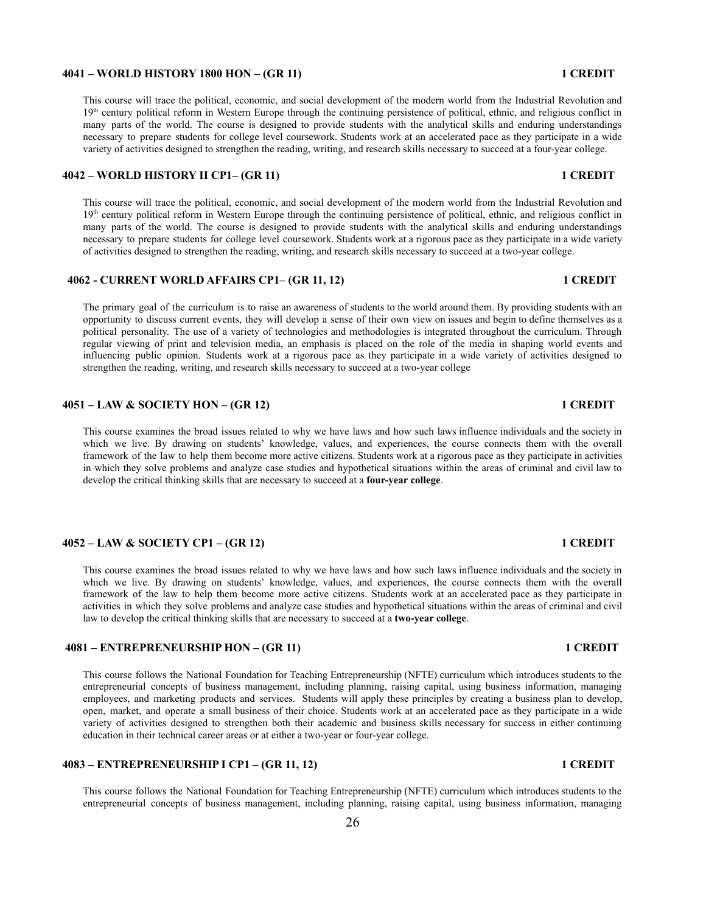#### 4041 – WORLD HISTORY 1800 HON – (GR 11) 1 CREDIT

This course will trace the political, economic, and social development of the modern world from the Industrial Revolution and 19th century political reform in Western Europe through the continuing persistence of political, ethnic, and religious conflict in many parts of the world. The course is designed to provide students with the analytical skills and enduring understandings necessary to prepare students for college level coursework. Students work at an accelerated pace as they participate in a wide variety of activities designed to strengthen the reading, writing, and research skills necessary to succeed at a four-year college.

#### 4042 – WORLD HISTORY II CP1– (GR 11) 1 CREDIT

This course will trace the political, economic, and social development of the modern world from the Industrial Revolution and 19th century political reform in Western Europe through the continuing persistence of political, ethnic, and religious conflict in many parts of the world. The course is designed to provide students with the analytical skills and enduring understandings necessary to prepare students for college level coursework. Students work at a rigorous pace as they participate in a wide variety of activities designed to strengthen the reading, writing, and research skills necessary to succeed at a two-year college.

#### 4062 - CURRENT WORLD AFFAIRS CP1– (GR 11, 12) 1 CREDIT

The primary goal of the curriculum is to raise an awareness of students to the world around them. By providing students with an opportunity to discuss current events, they will develop a sense of their own view on issues and begin to define themselves as a political personality. The use of a variety of technologies and methodologies is integrated throughout the curriculum. Through regular viewing of print and television media, an emphasis is placed on the role of the media in shaping world events and influencing public opinion. Students work at a rigorous pace as they participate in a wide variety of activities designed to strengthen the reading, writing, and research skills necessary to succeed at a two-year college

#### 4051 – LAW & SOCIETY HON – (GR 12) 1 CREDIT

This course examines the broad issues related to why we have laws and how such laws influence individuals and the society in which we live. By drawing on students' knowledge, values, and experiences, the course connects them with the overall framework of the law to help them become more active citizens. Students work at a rigorous pace as they participate in activities in which they solve problems and analyze case studies and hypothetical situations within the areas of criminal and civil law to develop the critical thinking skills that are necessary to succeed at a **four-year college**.

#### 4052 – LAW & SOCIETY CP1 – (GR 12) 1 CREDIT

This course examines the broad issues related to why we have laws and how such laws influence individuals and the society in which we live. By drawing on students' knowledge, values, and experiences, the course connects them with the overall framework of the law to help them become more active citizens. Students work at an accelerated pace as they participate in activities in which they solve problems and analyze case studies and hypothetical situations within the areas of criminal and civil law to develop the critical thinking skills that are necessary to succeed at a **two-year college**.

#### 4081 – ENTREPRENEURSHIP HON – (GR 11) 1 CREDIT

This course follows the National Foundation for Teaching Entrepreneurship (NFTE) curriculum which introduces students to the entrepreneurial concepts of business management, including planning, raising capital, using business information, managing employees, and marketing products and services. Students will apply these principles by creating a business plan to develop, open, market, and operate a small business of their choice. Students work at an accelerated pace as they participate in a wide variety of activities designed to strengthen both their academic and business skills necessary for success in either continuing education in their technical career areas or at either a two-year or four-year college.

#### 4083 – ENTREPRENEURSHIP I CP1 – (GR 11, 12) 1 CREDIT

This course follows the National Foundation for Teaching Entrepreneurship (NFTE) curriculum which introduces students to the entrepreneurial concepts of business management, including planning, raising capital, using business information, managing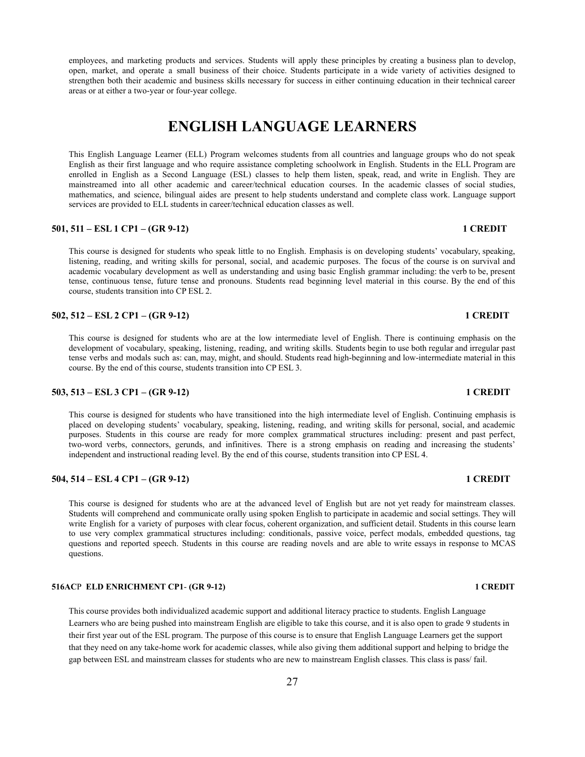employees, and marketing products and services. Students will apply these principles by creating a business plan to develop, open, market, and operate a small business of their choice. Students participate in a wide variety of activities designed to strengthen both their academic and business skills necessary for success in either continuing education in their technical career areas or at either a two-year or four-year college.

# ENGLISH LANGUAGE LEARNERS

This English Language Learner (ELL) Program welcomes students from all countries and language groups who do not speak English as their first language and who require assistance completing schoolwork in English. Students in the ELL Program are enrolled in English as a Second Language (ESL) classes to help them listen, speak, read, and write in English. They are mainstreamed into all other academic and career/technical education courses. In the academic classes of social studies, mathematics, and science, bilingual aides are present to help students understand and complete class work. Language support services are provided to ELL students in career/technical education classes as well.

**501, 511 – ESL 1 CP1 – (GR 9-12) 1 CREDIT**

This course is designed for students who speak little to no English. Emphasis is on developing students' vocabulary, speaking, listening, reading, and writing skills for personal, social, and academic purposes. The focus of the course is on survival and academic vocabulary development as well as understanding and using basic English grammar including: the verb to be, present tense, continuous tense, future tense and pronouns. Students read beginning level material in this course. By the end of this course, students transition into CP ESL 2.

**502, 512 – ESL 2 CP1 – (GR 9-12) 1 CREDIT**

This course is designed for students who are at the low intermediate level of English. There is continuing emphasis on the development of vocabulary, speaking, listening, reading, and writing skills. Students begin to use both regular and irregular past tense verbs and modals such as: can, may, might, and should. Students read high-beginning and low-intermediate material in this course. By the end of this course, students transition into CP ESL 3.

**503, 513 – ESL 3 CP1 – (GR 9-12) 1 CREDIT**

This course is designed for students who have transitioned into the high intermediate level of English. Continuing emphasis is placed on developing students' vocabulary, speaking, listening, reading, and writing skills for personal, social, and academic purposes. Students in this course are ready for more complex grammatical structures including: present and past perfect, two-word verbs, connectors, gerunds, and infinitives. There is a strong emphasis on reading and increasing the students' independent and instructional reading level. By the end of this course, students transition into CP ESL 4.

**504, 514 – ESL 4 CP1 – (GR 9-12) 1 CREDIT**

This course is designed for students who are at the advanced level of English but are not yet ready for mainstream classes. Students will comprehend and communicate orally using spoken English to participate in academic and social settings. They will write English for a variety of purposes with clear focus, coherent organization, and sufficient detail. Students in this course learn to use very complex grammatical structures including: conditionals, passive voice, perfect modals, embedded questions, tag questions and reported speech. Students in this course are reading novels and are able to write essays in response to MCAS questions.

**516ACP ELD ENRICHMENT CP1- (GR 9-12) 1 CREDIT**

This course provides both individualized academic support and additional literacy practice to students. English Language Learners who are being pushed into mainstream English are eligible to take this course, and it is also open to grade 9 students in their first year out of the ESL program. The purpose of this course is to ensure that English Language Learners get the support that they need on any take-home work for academic classes, while also giving them additional support and helping to bridge the gap between ESL and mainstream classes for students who are new to mainstream English classes. This class is pass/ fail.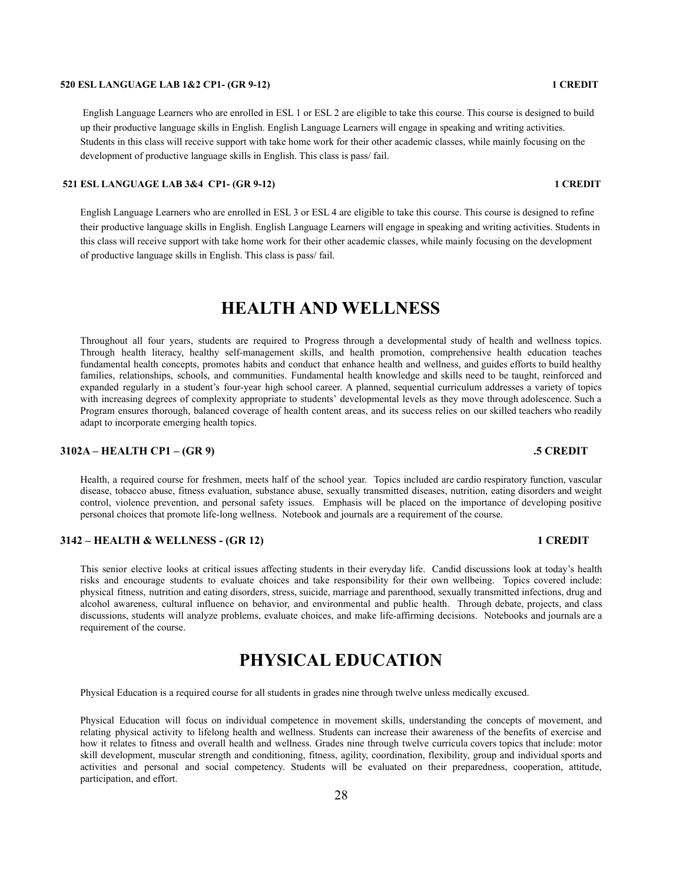**520 ESL LANGUAGE LAB 1&2 CP1- (GR 9-12) 1 CREDIT**

English Language Learners who are enrolled in ESL 1 or ESL 2 are eligible to take this course. This course is designed to build up their productive language skills in English. English Language Learners will engage in speaking and writing activities. Students in this class will receive support with take home work for their other academic classes, while mainly focusing on the development of productive language skills in English. This class is pass/ fail.

**521 ESL LANGUAGE LAB 3&4 CP1- (GR 9-12) 1 CREDIT**

English Language Learners who are enrolled in ESL 3 or ESL 4 are eligible to take this course. This course is designed to refine their productive language skills in English. English Language Learners will engage in speaking and writing activities. Students in this class will receive support with take home work for their other academic classes, while mainly focusing on the development of productive language skills in English. This class is pass/ fail.

# HEALTH AND WELLNESS

Throughout all four years, students are required to Progress through a developmental study of health and wellness topics. Through health literacy, healthy self-management skills, and health promotion, comprehensive health education teaches fundamental health concepts, promotes habits and conduct that enhance health and wellness, and guides efforts to build healthy families, relationships, schools, and communities. Fundamental health knowledge and skills need to be taught, reinforced and expanded regularly in a student's four-year high school career. A planned, sequential curriculum addresses a variety of topics with increasing degrees of complexity appropriate to students' developmental levels as they move through adolescence. Such a Program ensures thorough, balanced coverage of health content areas, and its success relies on our skilled teachers who readily adapt to incorporate emerging health topics.

**3102A – HEALTH CP1 – (GR 9) .5 CREDIT**

Health, a required course for freshmen, meets half of the school year. Topics included are cardio respiratory function, vascular disease, tobacco abuse, fitness evaluation, substance abuse, sexually transmitted diseases, nutrition, eating disorders and weight control, violence prevention, and personal safety issues. Emphasis will be placed on the importance of developing positive personal choices that promote life-long wellness. Notebook and journals are a requirement of the course.

**3142 – HEALTH & WELLNESS - (GR 12) 1 CREDIT**

This senior elective looks at critical issues affecting students in their everyday life. Candid discussions look at today's health risks and encourage students to evaluate choices and take responsibility for their own wellbeing. Topics covered include: physical fitness, nutrition and eating disorders, stress, suicide, marriage and parenthood, sexually transmitted infections, drug and alcohol awareness, cultural influence on behavior, and environmental and public health. Through debate, projects, and class discussions, students will analyze problems, evaluate choices, and make life-affirming decisions. Notebooks and journals are a requirement of the course.

# PHYSICAL EDUCATION

Physical Education is a required course for all students in grades nine through twelve unless medically excused.

Physical Education will focus on individual competence in movement skills, understanding the concepts of movement, and relating physical activity to lifelong health and wellness. Students can increase their awareness of the benefits of exercise and how it relates to fitness and overall health and wellness. Grades nine through twelve curricula covers topics that include: motor skill development, muscular strength and conditioning, fitness, agility, coordination, flexibility, group and individual sports and activities and personal and social competency. Students will be evaluated on their preparedness, cooperation, attitude, participation, and effort.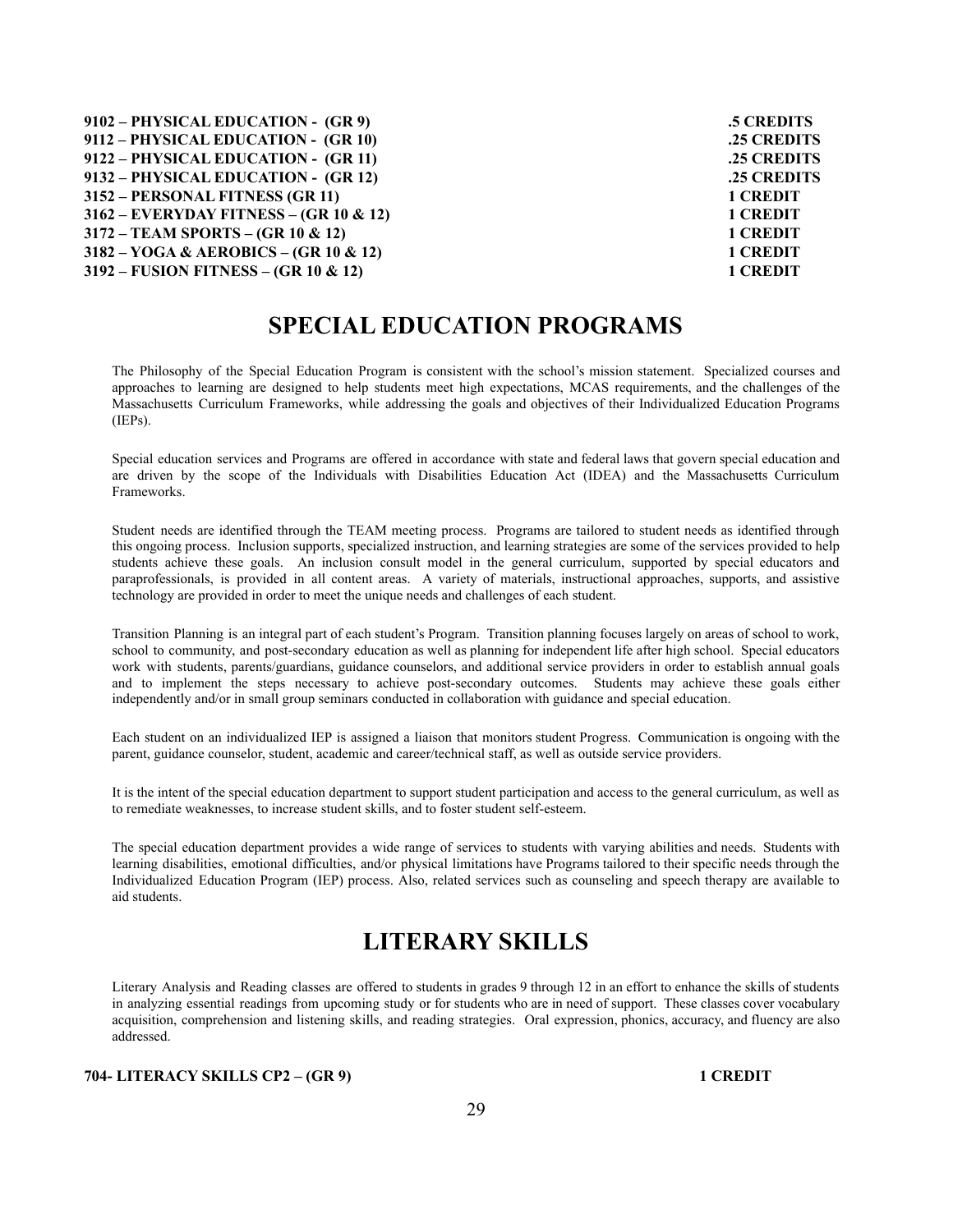**9102 – PHYSICAL EDUCATION - (GR 9)** **.5 CREDITS**
**9112 – PHYSICAL EDUCATION - (GR 10)** **.25 CREDITS**
**9122 – PHYSICAL EDUCATION - (GR 11)** **.25 CREDITS**
**9132 – PHYSICAL EDUCATION - (GR 12)** **.25 CREDITS**
**3152 – PERSONAL FITNESS (GR 11)** **1 CREDIT**
**3162 – EVERYDAY FITNESS – (GR 10 & 12)** **1 CREDIT**
**3172 – TEAM SPORTS – (GR 10 & 12)** **1 CREDIT**
**3182 – YOGA & AEROBICS – (GR 10 & 12)** **1 CREDIT**
**3192 – FUSION FITNESS – (GR 10 & 12)** **1 CREDIT**

# SPECIAL EDUCATION PROGRAMS

The Philosophy of the Special Education Program is consistent with the school's mission statement. Specialized courses and approaches to learning are designed to help students meet high expectations, MCAS requirements, and the challenges of the Massachusetts Curriculum Frameworks, while addressing the goals and objectives of their Individualized Education Programs (IEPs).

Special education services and Programs are offered in accordance with state and federal laws that govern special education and are driven by the scope of the Individuals with Disabilities Education Act (IDEA) and the Massachusetts Curriculum Frameworks.

Student needs are identified through the TEAM meeting process. Programs are tailored to student needs as identified through this ongoing process. Inclusion supports, specialized instruction, and learning strategies are some of the services provided to help students achieve these goals. An inclusion consult model in the general curriculum, supported by special educators and paraprofessionals, is provided in all content areas. A variety of materials, instructional approaches, supports, and assistive technology are provided in order to meet the unique needs and challenges of each student.

Transition Planning is an integral part of each student's Program. Transition planning focuses largely on areas of school to work, school to community, and post-secondary education as well as planning for independent life after high school. Special educators work with students, parents/guardians, guidance counselors, and additional service providers in order to establish annual goals and to implement the steps necessary to achieve post-secondary outcomes. Students may achieve these goals either independently and/or in small group seminars conducted in collaboration with guidance and special education.

Each student on an individualized IEP is assigned a liaison that monitors student Progress. Communication is ongoing with the parent, guidance counselor, student, academic and career/technical staff, as well as outside service providers.

It is the intent of the special education department to support student participation and access to the general curriculum, as well as to remediate weaknesses, to increase student skills, and to foster student self-esteem.

The special education department provides a wide range of services to students with varying abilities and needs. Students with learning disabilities, emotional difficulties, and/or physical limitations have Programs tailored to their specific needs through the Individualized Education Program (IEP) process. Also, related services such as counseling and speech therapy are available to aid students.

# LITERARY SKILLS

Literary Analysis and Reading classes are offered to students in grades 9 through 12 in an effort to enhance the skills of students in analyzing essential readings from upcoming study or for students who are in need of support. These classes cover vocabulary acquisition, comprehension and listening skills, and reading strategies. Oral expression, phonics, accuracy, and fluency are also addressed.

**704- LITERACY SKILLS CP2 – (GR 9)** **1 CREDIT**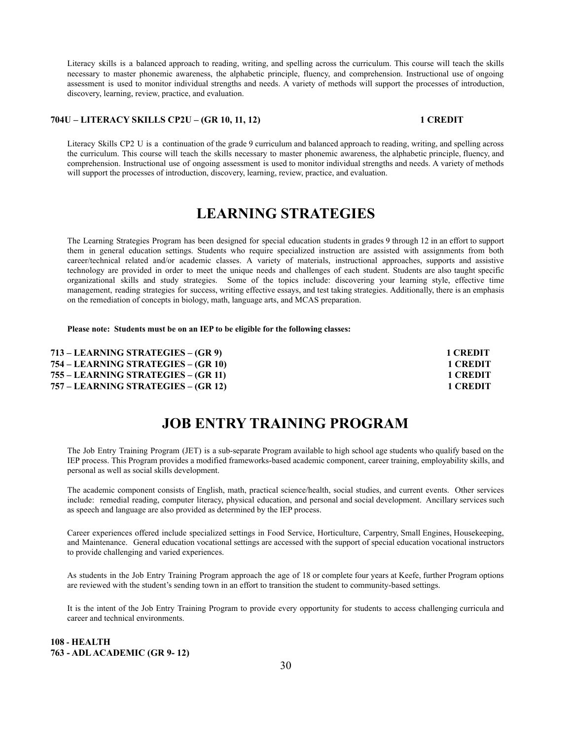Literacy skills is a balanced approach to reading, writing, and spelling across the curriculum. This course will teach the skills necessary to master phonemic awareness, the alphabetic principle, fluency, and comprehension. Instructional use of ongoing assessment is used to monitor individual strengths and needs. A variety of methods will support the processes of introduction, discovery, learning, review, practice, and evaluation.

**704U – LITERACY SKILLS CP2U – (GR 10, 11, 12) 1 CREDIT**

Literacy Skills CP2 U is a continuation of the grade 9 curriculum and balanced approach to reading, writing, and spelling across the curriculum. This course will teach the skills necessary to master phonemic awareness, the alphabetic principle, fluency, and comprehension. Instructional use of ongoing assessment is used to monitor individual strengths and needs. A variety of methods will support the processes of introduction, discovery, learning, review, practice, and evaluation.

# LEARNING STRATEGIES

The Learning Strategies Program has been designed for special education students in grades 9 through 12 in an effort to support them in general education settings. Students who require specialized instruction are assisted with assignments from both career/technical related and/or academic classes. A variety of materials, instructional approaches, supports and assistive technology are provided in order to meet the unique needs and challenges of each student. Students are also taught specific organizational skills and study strategies. Some of the topics include: discovering your learning style, effective time management, reading strategies for success, writing effective essays, and test taking strategies. Additionally, there is an emphasis on the remediation of concepts in biology, math, language arts, and MCAS preparation.

**Please note: Students must be on an IEP to be eligible for the following classes:**

**713 – LEARNING STRATEGIES – (GR 9) 1 CREDIT**
**754 – LEARNING STRATEGIES – (GR 10) 1 CREDIT**
**755 – LEARNING STRATEGIES – (GR 11) 1 CREDIT**
**757 – LEARNING STRATEGIES – (GR 12) 1 CREDIT**

# JOB ENTRY TRAINING PROGRAM

The Job Entry Training Program (JET) is a sub-separate Program available to high school age students who qualify based on the IEP process. This Program provides a modified frameworks-based academic component, career training, employability skills, and personal as well as social skills development.

The academic component consists of English, math, practical science/health, social studies, and current events. Other services include: remedial reading, computer literacy, physical education, and personal and social development. Ancillary services such as speech and language are also provided as determined by the IEP process.

Career experiences offered include specialized settings in Food Service, Horticulture, Carpentry, Small Engines, Housekeeping, and Maintenance. General education vocational settings are accessed with the support of special education vocational instructors to provide challenging and varied experiences.

As students in the Job Entry Training Program approach the age of 18 or complete four years at Keefe, further Program options are reviewed with the student's sending town in an effort to transition the student to community-based settings.

It is the intent of the Job Entry Training Program to provide every opportunity for students to access challenging curricula and career and technical environments.

**108 - HEALTH**
**763 - ADL ACADEMIC (GR 9- 12)**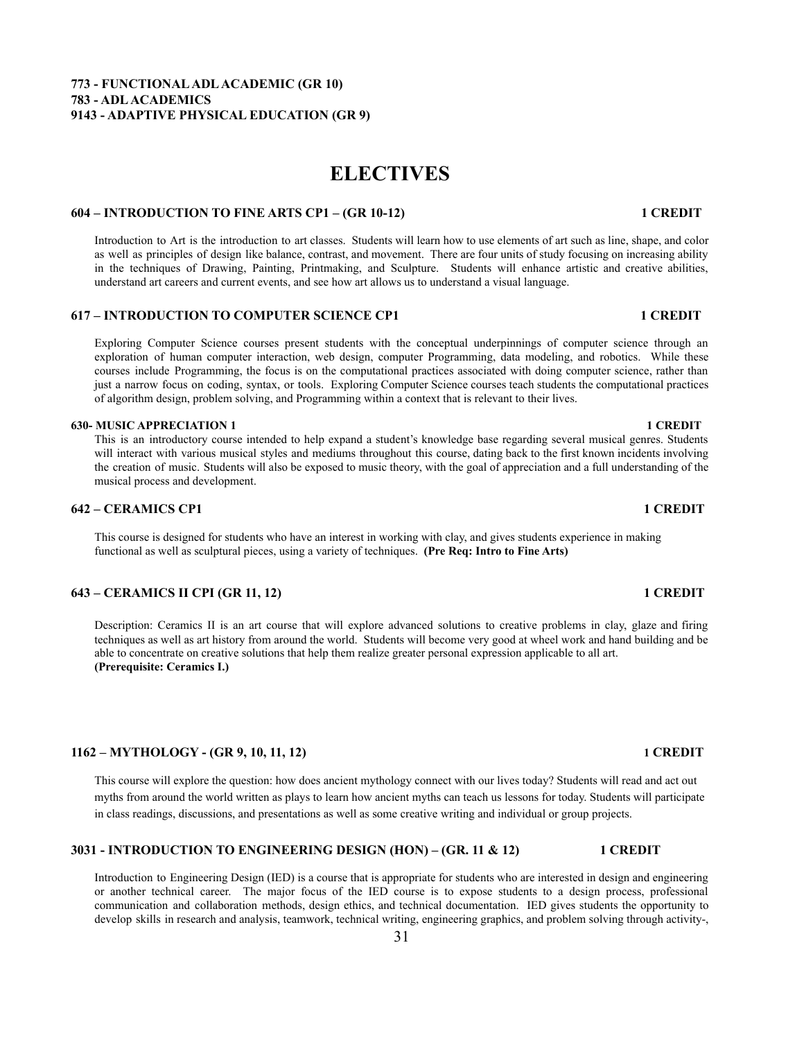**773 - FUNCTIONAL ADL ACADEMIC (GR 10)**
**783 - ADL ACADEMICS**
**9143 - ADAPTIVE PHYSICAL EDUCATION (GR 9)**

# ELECTIVES

### 604 – INTRODUCTION TO FINE ARTS CP1 – (GR 10-12) — 1 CREDIT

Introduction to Art is the introduction to art classes. Students will learn how to use elements of art such as line, shape, and color as well as principles of design like balance, contrast, and movement. There are four units of study focusing on increasing ability in the techniques of Drawing, Painting, Printmaking, and Sculpture. Students will enhance artistic and creative abilities, understand art careers and current events, and see how art allows us to understand a visual language.

### 617 – INTRODUCTION TO COMPUTER SCIENCE CP1 — 1 CREDIT

Exploring Computer Science courses present students with the conceptual underpinnings of computer science through an exploration of human computer interaction, web design, computer Programming, data modeling, and robotics. While these courses include Programming, the focus is on the computational practices associated with doing computer science, rather than just a narrow focus on coding, syntax, or tools. Exploring Computer Science courses teach students the computational practices of algorithm design, problem solving, and Programming within a context that is relevant to their lives.

### 630- MUSIC APPRECIATION 1 — 1 CREDIT

This is an introductory course intended to help expand a student's knowledge base regarding several musical genres. Students will interact with various musical styles and mediums throughout this course, dating back to the first known incidents involving the creation of music. Students will also be exposed to music theory, with the goal of appreciation and a full understanding of the musical process and development.

### 642 – CERAMICS CP1 — 1 CREDIT

This course is designed for students who have an interest in working with clay, and gives students experience in making functional as well as sculptural pieces, using a variety of techniques. **(Pre Req: Intro to Fine Arts)**

### 643 – CERAMICS II CPI (GR 11, 12) — 1 CREDIT

Description: Ceramics II is an art course that will explore advanced solutions to creative problems in clay, glaze and firing techniques as well as art history from around the world. Students will become very good at wheel work and hand building and be able to concentrate on creative solutions that help them realize greater personal expression applicable to all art.
**(Prerequisite: Ceramics I.)**

### 1162 – MYTHOLOGY - (GR 9, 10, 11, 12) — 1 CREDIT

This course will explore the question: how does ancient mythology connect with our lives today? Students will read and act out myths from around the world written as plays to learn how ancient myths can teach us lessons for today. Students will participate in class readings, discussions, and presentations as well as some creative writing and individual or group projects.

### 3031 - INTRODUCTION TO ENGINEERING DESIGN (HON) – (GR. 11 & 12) — 1 CREDIT

Introduction to Engineering Design (IED) is a course that is appropriate for students who are interested in design and engineering or another technical career. The major focus of the IED course is to expose students to a design process, professional communication and collaboration methods, design ethics, and technical documentation. IED gives students the opportunity to develop skills in research and analysis, teamwork, technical writing, engineering graphics, and problem solving through activity-,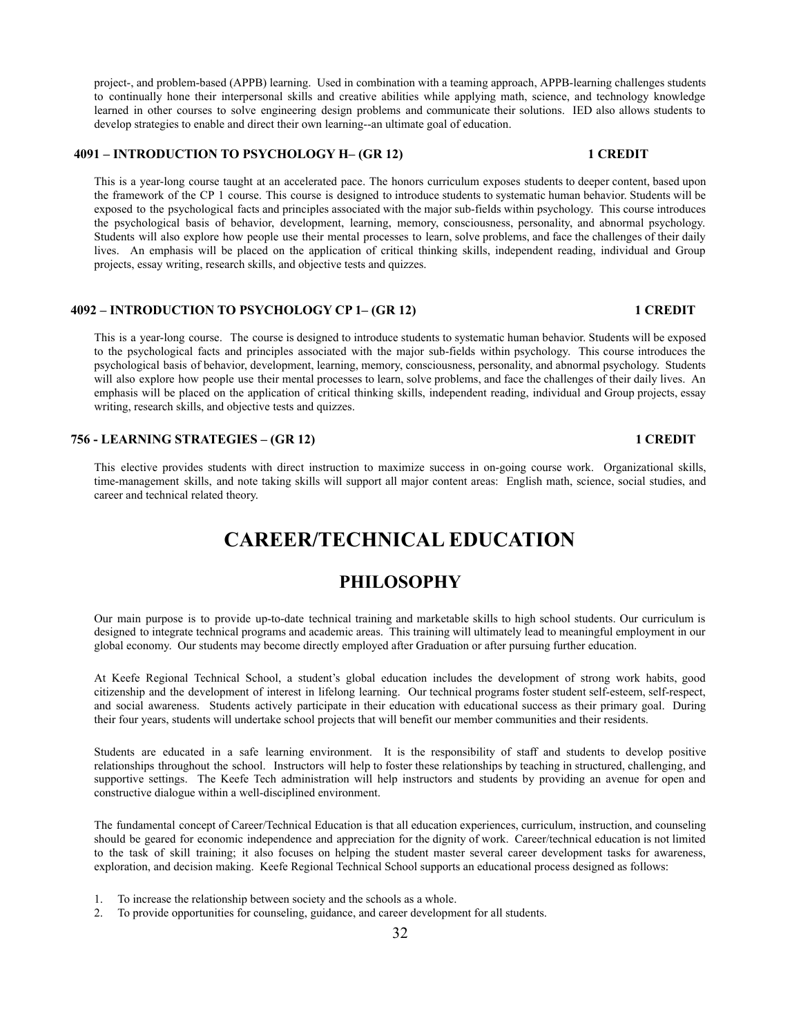project-, and problem-based (APPB) learning. Used in combination with a teaming approach, APPB-learning challenges students to continually hone their interpersonal skills and creative abilities while applying math, science, and technology knowledge learned in other courses to solve engineering design problems and communicate their solutions. IED also allows students to develop strategies to enable and direct their own learning--an ultimate goal of education.

### 4091 – INTRODUCTION TO PSYCHOLOGY H– (GR 12) 1 CREDIT

This is a year-long course taught at an accelerated pace. The honors curriculum exposes students to deeper content, based upon the framework of the CP 1 course. This course is designed to introduce students to systematic human behavior. Students will be exposed to the psychological facts and principles associated with the major sub-fields within psychology. This course introduces the psychological basis of behavior, development, learning, memory, consciousness, personality, and abnormal psychology. Students will also explore how people use their mental processes to learn, solve problems, and face the challenges of their daily lives. An emphasis will be placed on the application of critical thinking skills, independent reading, individual and Group projects, essay writing, research skills, and objective tests and quizzes.

### 4092 – INTRODUCTION TO PSYCHOLOGY CP 1– (GR 12) 1 CREDIT

This is a year-long course. The course is designed to introduce students to systematic human behavior. Students will be exposed to the psychological facts and principles associated with the major sub-fields within psychology. This course introduces the psychological basis of behavior, development, learning, memory, consciousness, personality, and abnormal psychology. Students will also explore how people use their mental processes to learn, solve problems, and face the challenges of their daily lives. An emphasis will be placed on the application of critical thinking skills, independent reading, individual and Group projects, essay writing, research skills, and objective tests and quizzes.

### 756 - LEARNING STRATEGIES – (GR 12) 1 CREDIT

This elective provides students with direct instruction to maximize success in on-going course work. Organizational skills, time-management skills, and note taking skills will support all major content areas: English math, science, social studies, and career and technical related theory.

# CAREER/TECHNICAL EDUCATION

## PHILOSOPHY

Our main purpose is to provide up-to-date technical training and marketable skills to high school students. Our curriculum is designed to integrate technical programs and academic areas. This training will ultimately lead to meaningful employment in our global economy. Our students may become directly employed after Graduation or after pursuing further education.

At Keefe Regional Technical School, a student's global education includes the development of strong work habits, good citizenship and the development of interest in lifelong learning. Our technical programs foster student self-esteem, self-respect, and social awareness. Students actively participate in their education with educational success as their primary goal. During their four years, students will undertake school projects that will benefit our member communities and their residents.

Students are educated in a safe learning environment. It is the responsibility of staff and students to develop positive relationships throughout the school. Instructors will help to foster these relationships by teaching in structured, challenging, and supportive settings. The Keefe Tech administration will help instructors and students by providing an avenue for open and constructive dialogue within a well-disciplined environment.

The fundamental concept of Career/Technical Education is that all education experiences, curriculum, instruction, and counseling should be geared for economic independence and appreciation for the dignity of work. Career/technical education is not limited to the task of skill training; it also focuses on helping the student master several career development tasks for awareness, exploration, and decision making. Keefe Regional Technical School supports an educational process designed as follows:

1. To increase the relationship between society and the schools as a whole.
2. To provide opportunities for counseling, guidance, and career development for all students.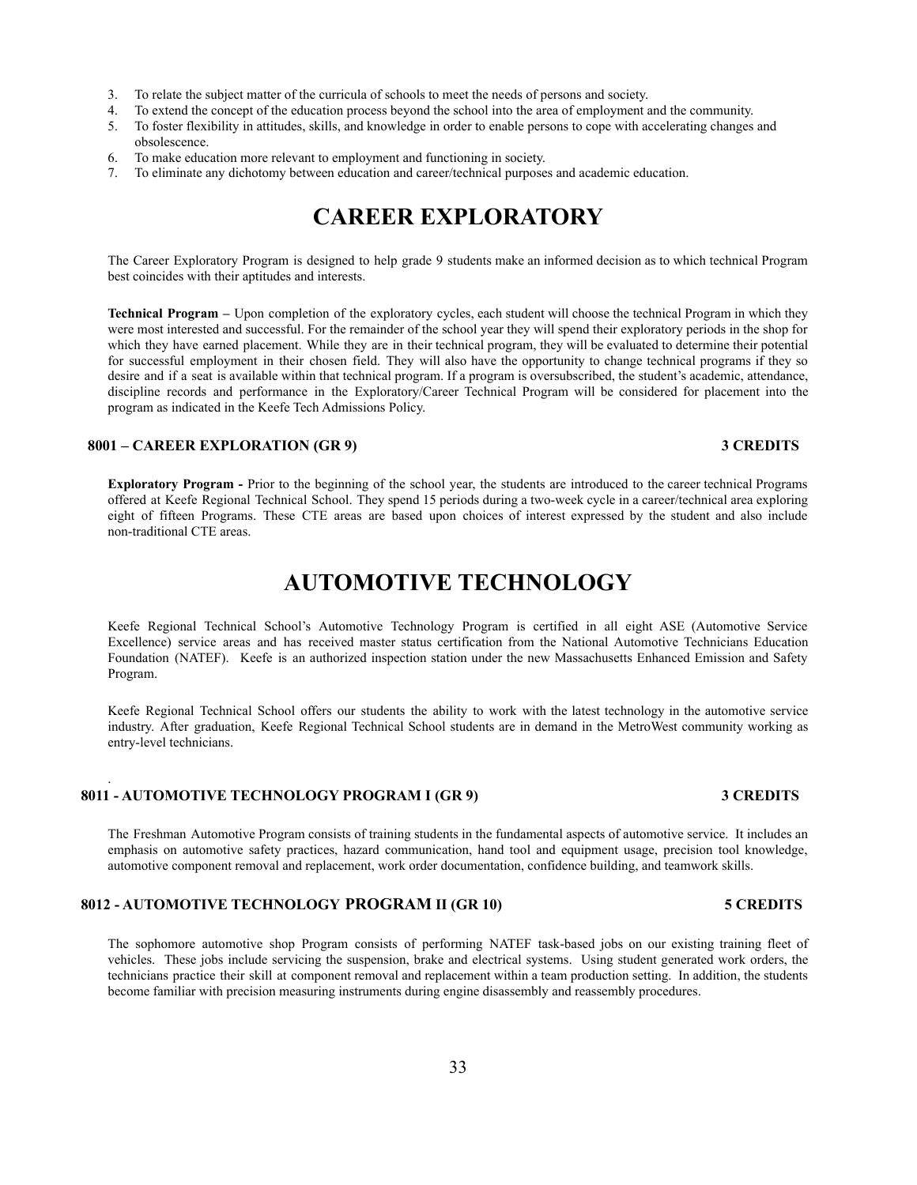3. To relate the subject matter of the curricula of schools to meet the needs of persons and society.
4. To extend the concept of the education process beyond the school into the area of employment and the community.
5. To foster flexibility in attitudes, skills, and knowledge in order to enable persons to cope with accelerating changes and obsolescence.
6. To make education more relevant to employment and functioning in society.
7. To eliminate any dichotomy between education and career/technical purposes and academic education.

# CAREER EXPLORATORY

The Career Exploratory Program is designed to help grade 9 students make an informed decision as to which technical Program best coincides with their aptitudes and interests.

**Technical Program –** Upon completion of the exploratory cycles, each student will choose the technical Program in which they were most interested and successful. For the remainder of the school year they will spend their exploratory periods in the shop for which they have earned placement. While they are in their technical program, they will be evaluated to determine their potential for successful employment in their chosen field. They will also have the opportunity to change technical programs if they so desire and if a seat is available within that technical program. If a program is oversubscribed, the student's academic, attendance, discipline records and performance in the Exploratory/Career Technical Program will be considered for placement into the program as indicated in the Keefe Tech Admissions Policy.

### 8001 – CAREER EXPLORATION (GR 9) — 3 CREDITS

**Exploratory Program -** Prior to the beginning of the school year, the students are introduced to the career technical Programs offered at Keefe Regional Technical School. They spend 15 periods during a two-week cycle in a career/technical area exploring eight of fifteen Programs. These CTE areas are based upon choices of interest expressed by the student and also include non-traditional CTE areas.

# AUTOMOTIVE TECHNOLOGY

Keefe Regional Technical School's Automotive Technology Program is certified in all eight ASE (Automotive Service Excellence) service areas and has received master status certification from the National Automotive Technicians Education Foundation (NATEF). Keefe is an authorized inspection station under the new Massachusetts Enhanced Emission and Safety Program.

Keefe Regional Technical School offers our students the ability to work with the latest technology in the automotive service industry. After graduation, Keefe Regional Technical School students are in demand in the MetroWest community working as entry-level technicians.

### 8011 - AUTOMOTIVE TECHNOLOGY PROGRAM I (GR 9) — 3 CREDITS

The Freshman Automotive Program consists of training students in the fundamental aspects of automotive service. It includes an emphasis on automotive safety practices, hazard communication, hand tool and equipment usage, precision tool knowledge, automotive component removal and replacement, work order documentation, confidence building, and teamwork skills.

### 8012 - AUTOMOTIVE TECHNOLOGY PROGRAM II (GR 10) — 5 CREDITS

The sophomore automotive shop Program consists of performing NATEF task-based jobs on our existing training fleet of vehicles. These jobs include servicing the suspension, brake and electrical systems. Using student generated work orders, the technicians practice their skill at component removal and replacement within a team production setting. In addition, the students become familiar with precision measuring instruments during engine disassembly and reassembly procedures.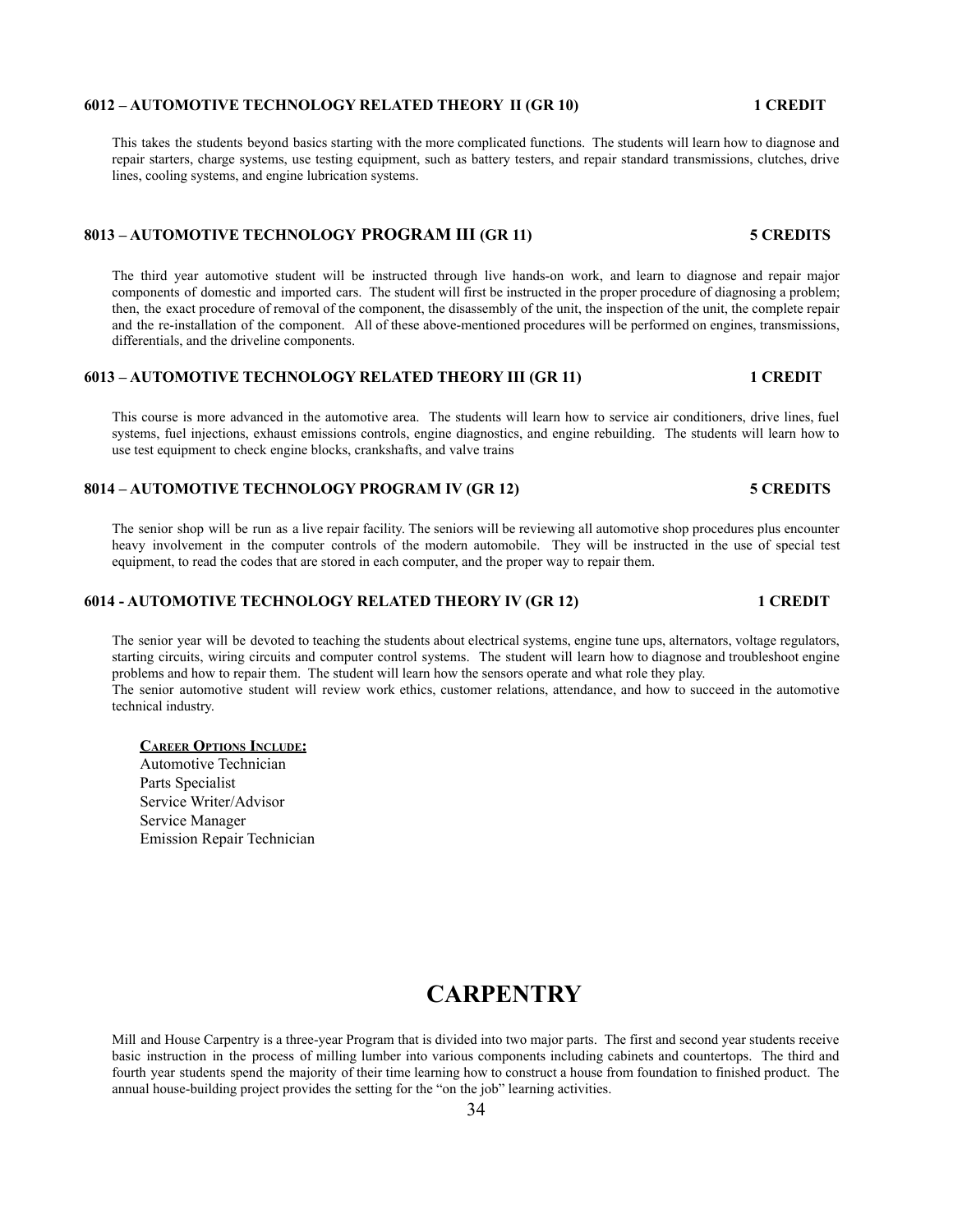### 6012 – AUTOMOTIVE TECHNOLOGY RELATED THEORY II (GR 10) — 1 CREDIT

This takes the students beyond basics starting with the more complicated functions. The students will learn how to diagnose and repair starters, charge systems, use testing equipment, such as battery testers, and repair standard transmissions, clutches, drive lines, cooling systems, and engine lubrication systems.

### 8013 – AUTOMOTIVE TECHNOLOGY PROGRAM III (GR 11) — 5 CREDITS

The third year automotive student will be instructed through live hands-on work, and learn to diagnose and repair major components of domestic and imported cars. The student will first be instructed in the proper procedure of diagnosing a problem; then, the exact procedure of removal of the component, the disassembly of the unit, the inspection of the unit, the complete repair and the re-installation of the component. All of these above-mentioned procedures will be performed on engines, transmissions, differentials, and the driveline components.

### 6013 – AUTOMOTIVE TECHNOLOGY RELATED THEORY III (GR 11) — 1 CREDIT

This course is more advanced in the automotive area. The students will learn how to service air conditioners, drive lines, fuel systems, fuel injections, exhaust emissions controls, engine diagnostics, and engine rebuilding. The students will learn how to use test equipment to check engine blocks, crankshafts, and valve trains

### 8014 – AUTOMOTIVE TECHNOLOGY PROGRAM IV (GR 12) — 5 CREDITS

The senior shop will be run as a live repair facility. The seniors will be reviewing all automotive shop procedures plus encounter heavy involvement in the computer controls of the modern automobile. They will be instructed in the use of special test equipment, to read the codes that are stored in each computer, and the proper way to repair them.

### 6014 - AUTOMOTIVE TECHNOLOGY RELATED THEORY IV (GR 12) — 1 CREDIT

The senior year will be devoted to teaching the students about electrical systems, engine tune ups, alternators, voltage regulators, starting circuits, wiring circuits and computer control systems. The student will learn how to diagnose and troubleshoot engine problems and how to repair them. The student will learn how the sensors operate and what role they play.
The senior automotive student will review work ethics, customer relations, attendance, and how to succeed in the automotive technical industry.

**CAREER OPTIONS INCLUDE:**

Automotive Technician
Parts Specialist
Service Writer/Advisor
Service Manager
Emission Repair Technician

# CARPENTRY

Mill and House Carpentry is a three-year Program that is divided into two major parts. The first and second year students receive basic instruction in the process of milling lumber into various components including cabinets and countertops. The third and fourth year students spend the majority of their time learning how to construct a house from foundation to finished product. The annual house-building project provides the setting for the "on the job" learning activities.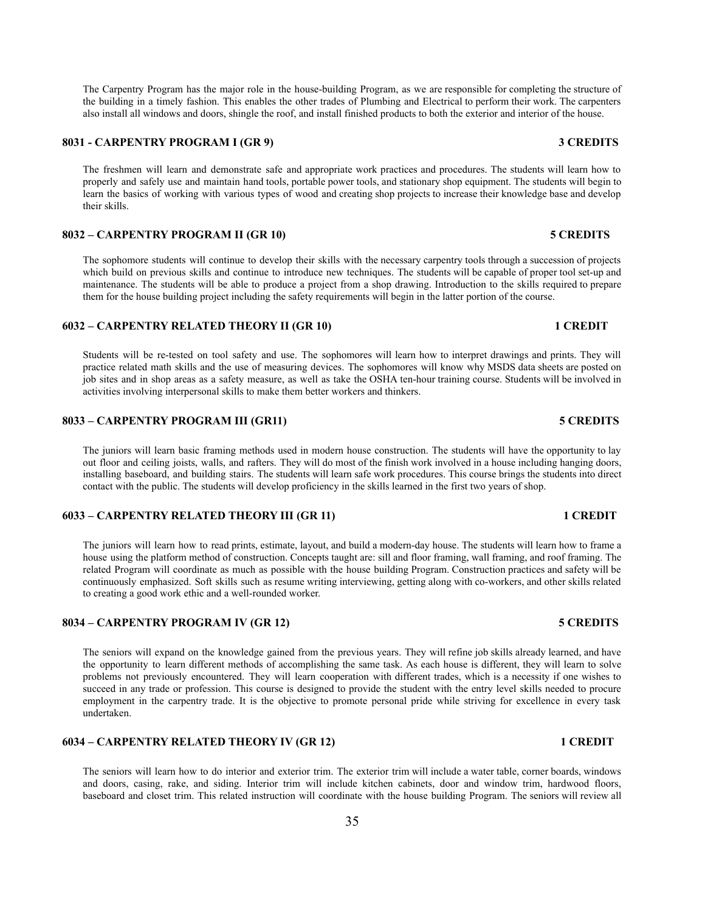The Carpentry Program has the major role in the house-building Program, as we are responsible for completing the structure of the building in a timely fashion. This enables the other trades of Plumbing and Electrical to perform their work. The carpenters also install all windows and doors, shingle the roof, and install finished products to both the exterior and interior of the house.

### 8031 - CARPENTRY PROGRAM I (GR 9) — 3 CREDITS

The freshmen will learn and demonstrate safe and appropriate work practices and procedures. The students will learn how to properly and safely use and maintain hand tools, portable power tools, and stationary shop equipment. The students will begin to learn the basics of working with various types of wood and creating shop projects to increase their knowledge base and develop their skills.

### 8032 – CARPENTRY PROGRAM II (GR 10) — 5 CREDITS

The sophomore students will continue to develop their skills with the necessary carpentry tools through a succession of projects which build on previous skills and continue to introduce new techniques. The students will be capable of proper tool set-up and maintenance. The students will be able to produce a project from a shop drawing. Introduction to the skills required to prepare them for the house building project including the safety requirements will begin in the latter portion of the course.

### 6032 – CARPENTRY RELATED THEORY II (GR 10) — 1 CREDIT

Students will be re-tested on tool safety and use. The sophomores will learn how to interpret drawings and prints. They will practice related math skills and the use of measuring devices. The sophomores will know why MSDS data sheets are posted on job sites and in shop areas as a safety measure, as well as take the OSHA ten-hour training course. Students will be involved in activities involving interpersonal skills to make them better workers and thinkers.

### 8033 – CARPENTRY PROGRAM III (GR11) — 5 CREDITS

The juniors will learn basic framing methods used in modern house construction. The students will have the opportunity to lay out floor and ceiling joists, walls, and rafters. They will do most of the finish work involved in a house including hanging doors, installing baseboard, and building stairs. The students will learn safe work procedures. This course brings the students into direct contact with the public. The students will develop proficiency in the skills learned in the first two years of shop.

### 6033 – CARPENTRY RELATED THEORY III (GR 11) — 1 CREDIT

The juniors will learn how to read prints, estimate, layout, and build a modern-day house. The students will learn how to frame a house using the platform method of construction. Concepts taught are: sill and floor framing, wall framing, and roof framing. The related Program will coordinate as much as possible with the house building Program. Construction practices and safety will be continuously emphasized. Soft skills such as resume writing interviewing, getting along with co-workers, and other skills related to creating a good work ethic and a well-rounded worker.

### 8034 – CARPENTRY PROGRAM IV (GR 12) — 5 CREDITS

The seniors will expand on the knowledge gained from the previous years. They will refine job skills already learned, and have the opportunity to learn different methods of accomplishing the same task. As each house is different, they will learn to solve problems not previously encountered. They will learn cooperation with different trades, which is a necessity if one wishes to succeed in any trade or profession. This course is designed to provide the student with the entry level skills needed to procure employment in the carpentry trade. It is the objective to promote personal pride while striving for excellence in every task undertaken.

### 6034 – CARPENTRY RELATED THEORY IV (GR 12) — 1 CREDIT

The seniors will learn how to do interior and exterior trim. The exterior trim will include a water table, corner boards, windows and doors, casing, rake, and siding. Interior trim will include kitchen cabinets, door and window trim, hardwood floors, baseboard and closet trim. This related instruction will coordinate with the house building Program. The seniors will review all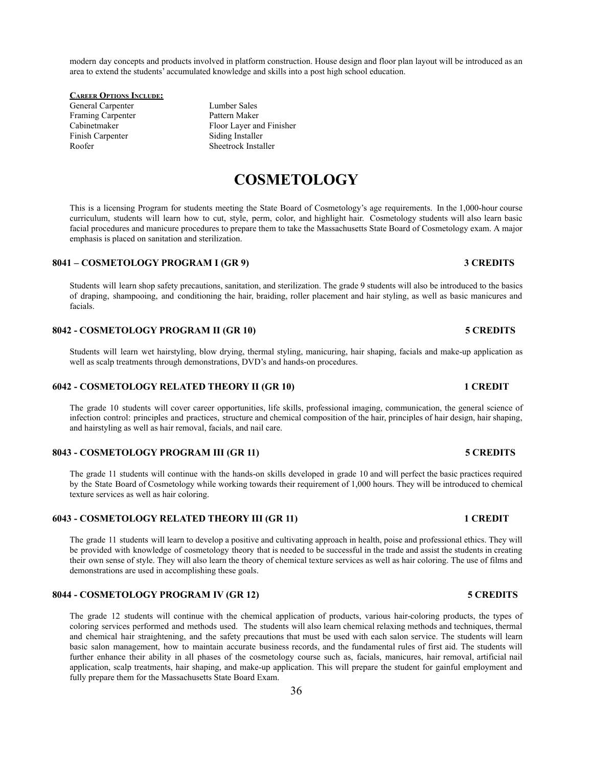modern day concepts and products involved in platform construction. House design and floor plan layout will be introduced as an area to extend the students' accumulated knowledge and skills into a post high school education.

**CAREER OPTIONS INCLUDE:**

| | |
|---|---|
| General Carpenter | Lumber Sales |
| Framing Carpenter | Pattern Maker |
| Cabinetmaker | Floor Layer and Finisher |
| Finish Carpenter | Siding Installer |
| Roofer | Sheetrock Installer |

# COSMETOLOGY

This is a licensing Program for students meeting the State Board of Cosmetology's age requirements. In the 1,000-hour course curriculum, students will learn how to cut, style, perm, color, and highlight hair. Cosmetology students will also learn basic facial procedures and manicure procedures to prepare them to take the Massachusetts State Board of Cosmetology exam. A major emphasis is placed on sanitation and sterilization.

### 8041 – COSMETOLOGY PROGRAM I (GR 9) — 3 CREDITS

Students will learn shop safety precautions, sanitation, and sterilization. The grade 9 students will also be introduced to the basics of draping, shampooing, and conditioning the hair, braiding, roller placement and hair styling, as well as basic manicures and facials.

### 8042 - COSMETOLOGY PROGRAM II (GR 10) — 5 CREDITS

Students will learn wet hairstyling, blow drying, thermal styling, manicuring, hair shaping, facials and make-up application as well as scalp treatments through demonstrations, DVD's and hands-on procedures.

### 6042 - COSMETOLOGY RELATED THEORY II (GR 10) — 1 CREDIT

The grade 10 students will cover career opportunities, life skills, professional imaging, communication, the general science of infection control: principles and practices, structure and chemical composition of the hair, principles of hair design, hair shaping, and hairstyling as well as hair removal, facials, and nail care.

### 8043 - COSMETOLOGY PROGRAM III (GR 11) — 5 CREDITS

The grade 11 students will continue with the hands-on skills developed in grade 10 and will perfect the basic practices required by the State Board of Cosmetology while working towards their requirement of 1,000 hours. They will be introduced to chemical texture services as well as hair coloring.

### 6043 - COSMETOLOGY RELATED THEORY III (GR 11) — 1 CREDIT

The grade 11 students will learn to develop a positive and cultivating approach in health, poise and professional ethics. They will be provided with knowledge of cosmetology theory that is needed to be successful in the trade and assist the students in creating their own sense of style. They will also learn the theory of chemical texture services as well as hair coloring. The use of films and demonstrations are used in accomplishing these goals.

### 8044 - COSMETOLOGY PROGRAM IV (GR 12) — 5 CREDITS

The grade 12 students will continue with the chemical application of products, various hair-coloring products, the types of coloring services performed and methods used. The students will also learn chemical relaxing methods and techniques, thermal and chemical hair straightening, and the safety precautions that must be used with each salon service. The students will learn basic salon management, how to maintain accurate business records, and the fundamental rules of first aid. The students will further enhance their ability in all phases of the cosmetology course such as, facials, manicures, hair removal, artificial nail application, scalp treatments, hair shaping, and make-up application. This will prepare the student for gainful employment and fully prepare them for the Massachusetts State Board Exam.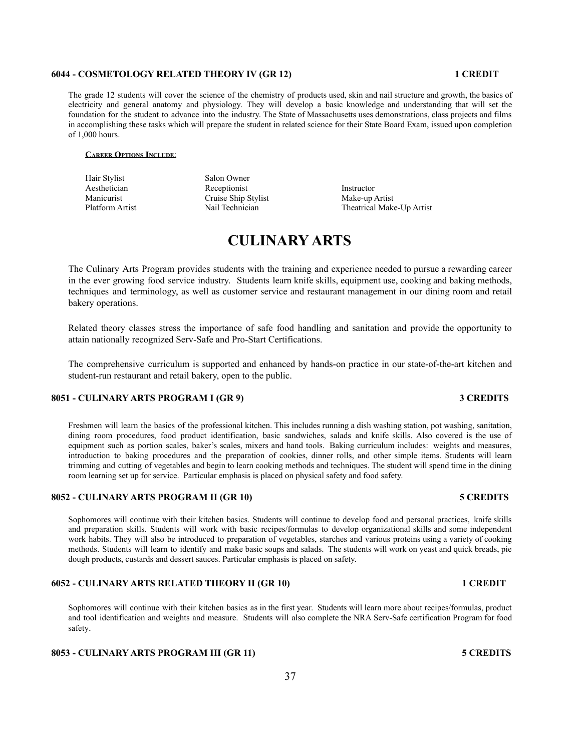#### 6044 - COSMETOLOGY RELATED THEORY IV (GR 12) 1 CREDIT

The grade 12 students will cover the science of the chemistry of products used, skin and nail structure and growth, the basics of electricity and general anatomy and physiology. They will develop a basic knowledge and understanding that will set the foundation for the student to advance into the industry. The State of Massachusetts uses demonstrations, class projects and films in accomplishing these tasks which will prepare the student in related science for their State Board Exam, issued upon completion of 1,000 hours.

**CAREER OPTIONS INCLUDE:**

| | | |
|---|---|---|
| Hair Stylist | Salon Owner | |
| Aesthetician | Receptionist | Instructor |
| Manicurist | Cruise Ship Stylist | Make-up Artist |
| Platform Artist | Nail Technician | Theatrical Make-Up Artist |

# CULINARY ARTS

The Culinary Arts Program provides students with the training and experience needed to pursue a rewarding career in the ever growing food service industry. Students learn knife skills, equipment use, cooking and baking methods, techniques and terminology, as well as customer service and restaurant management in our dining room and retail bakery operations.

Related theory classes stress the importance of safe food handling and sanitation and provide the opportunity to attain nationally recognized Serv-Safe and Pro-Start Certifications.

The comprehensive curriculum is supported and enhanced by hands-on practice in our state-of-the-art kitchen and student-run restaurant and retail bakery, open to the public.

#### 8051 - CULINARY ARTS PROGRAM I (GR 9) 3 CREDITS

Freshmen will learn the basics of the professional kitchen. This includes running a dish washing station, pot washing, sanitation, dining room procedures, food product identification, basic sandwiches, salads and knife skills. Also covered is the use of equipment such as portion scales, baker's scales, mixers and hand tools. Baking curriculum includes: weights and measures, introduction to baking procedures and the preparation of cookies, dinner rolls, and other simple items. Students will learn trimming and cutting of vegetables and begin to learn cooking methods and techniques. The student will spend time in the dining room learning set up for service. Particular emphasis is placed on physical safety and food safety.

#### 8052 - CULINARY ARTS PROGRAM II (GR 10) 5 CREDITS

Sophomores will continue with their kitchen basics. Students will continue to develop food and personal practices, knife skills and preparation skills. Students will work with basic recipes/formulas to develop organizational skills and some independent work habits. They will also be introduced to preparation of vegetables, starches and various proteins using a variety of cooking methods. Students will learn to identify and make basic soups and salads. The students will work on yeast and quick breads, pie dough products, custards and dessert sauces. Particular emphasis is placed on safety.

#### 6052 - CULINARY ARTS RELATED THEORY II (GR 10) 1 CREDIT

Sophomores will continue with their kitchen basics as in the first year. Students will learn more about recipes/formulas, product and tool identification and weights and measure. Students will also complete the NRA Serv-Safe certification Program for food safety.

#### 8053 - CULINARY ARTS PROGRAM III (GR 11) 5 CREDITS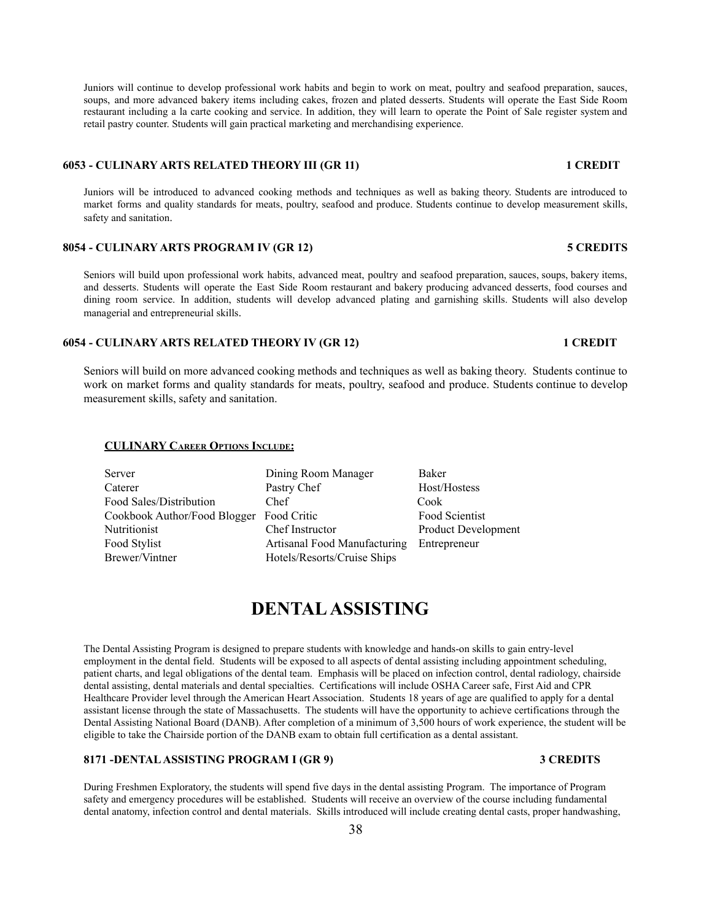Juniors will continue to develop professional work habits and begin to work on meat, poultry and seafood preparation, sauces, soups, and more advanced bakery items including cakes, frozen and plated desserts. Students will operate the East Side Room restaurant including a la carte cooking and service. In addition, they will learn to operate the Point of Sale register system and retail pastry counter. Students will gain practical marketing and merchandising experience.

### 6053 - CULINARY ARTS RELATED THEORY III (GR 11) 1 CREDIT

Juniors will be introduced to advanced cooking methods and techniques as well as baking theory. Students are introduced to market forms and quality standards for meats, poultry, seafood and produce. Students continue to develop measurement skills, safety and sanitation.

### 8054 - CULINARY ARTS PROGRAM IV (GR 12) 5 CREDITS

Seniors will build upon professional work habits, advanced meat, poultry and seafood preparation, sauces, soups, bakery items, and desserts. Students will operate the East Side Room restaurant and bakery producing advanced desserts, food courses and dining room service. In addition, students will develop advanced plating and garnishing skills. Students will also develop managerial and entrepreneurial skills.

### 6054 - CULINARY ARTS RELATED THEORY IV (GR 12) 1 CREDIT

Seniors will build on more advanced cooking methods and techniques as well as baking theory. Students continue to work on market forms and quality standards for meats, poultry, seafood and produce. Students continue to develop measurement skills, safety and sanitation.

**CULINARY CAREER OPTIONS INCLUDE:**

| | | |
|---|---|---|
| Server | Dining Room Manager | Baker |
| Caterer | Pastry Chef | Host/Hostess |
| Food Sales/Distribution | Chef | Cook |
| Cookbook Author/Food Blogger | Food Critic | Food Scientist |
| Nutritionist | Chef Instructor | Product Development |
| Food Stylist | Artisanal Food Manufacturing | Entrepreneur |
| Brewer/Vintner | Hotels/Resorts/Cruise Ships | |

# DENTAL ASSISTING

The Dental Assisting Program is designed to prepare students with knowledge and hands-on skills to gain entry-level employment in the dental field. Students will be exposed to all aspects of dental assisting including appointment scheduling, patient charts, and legal obligations of the dental team. Emphasis will be placed on infection control, dental radiology, chairside dental assisting, dental materials and dental specialties. Certifications will include OSHA Career safe, First Aid and CPR Healthcare Provider level through the American Heart Association. Students 18 years of age are qualified to apply for a dental assistant license through the state of Massachusetts. The students will have the opportunity to achieve certifications through the Dental Assisting National Board (DANB). After completion of a minimum of 3,500 hours of work experience, the student will be eligible to take the Chairside portion of the DANB exam to obtain full certification as a dental assistant.

### 8171 -DENTAL ASSISTING PROGRAM I (GR 9) 3 CREDITS

During Freshmen Exploratory, the students will spend five days in the dental assisting Program. The importance of Program safety and emergency procedures will be established. Students will receive an overview of the course including fundamental dental anatomy, infection control and dental materials. Skills introduced will include creating dental casts, proper handwashing,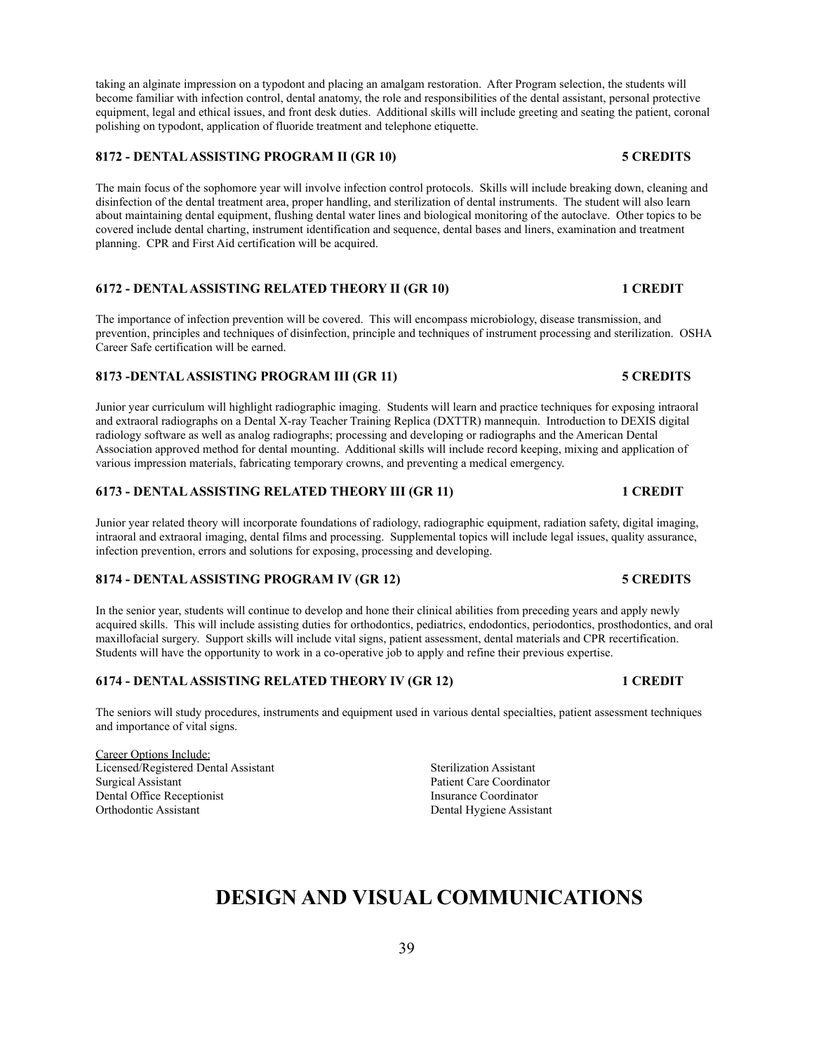taking an alginate impression on a typodont and placing an amalgam restoration. After Program selection, the students will become familiar with infection control, dental anatomy, the role and responsibilities of the dental assistant, personal protective equipment, legal and ethical issues, and front desk duties. Additional skills will include greeting and seating the patient, coronal polishing on typodont, application of fluoride treatment and telephone etiquette.

**8172 - DENTAL ASSISTING PROGRAM II (GR 10) — 5 CREDITS**

The main focus of the sophomore year will involve infection control protocols. Skills will include breaking down, cleaning and disinfection of the dental treatment area, proper handling, and sterilization of dental instruments. The student will also learn about maintaining dental equipment, flushing dental water lines and biological monitoring of the autoclave. Other topics to be covered include dental charting, instrument identification and sequence, dental bases and liners, examination and treatment planning. CPR and First Aid certification will be acquired.

**6172 - DENTAL ASSISTING RELATED THEORY II (GR 10) — 1 CREDIT**

The importance of infection prevention will be covered. This will encompass microbiology, disease transmission, and prevention, principles and techniques of disinfection, principle and techniques of instrument processing and sterilization. OSHA Career Safe certification will be earned.

**8173 -DENTAL ASSISTING PROGRAM III (GR 11) — 5 CREDITS**

Junior year curriculum will highlight radiographic imaging. Students will learn and practice techniques for exposing intraoral and extraoral radiographs on a Dental X-ray Teacher Training Replica (DXTTR) mannequin. Introduction to DEXIS digital radiology software as well as analog radiographs; processing and developing or radiographs and the American Dental Association approved method for dental mounting. Additional skills will include record keeping, mixing and application of various impression materials, fabricating temporary crowns, and preventing a medical emergency.

**6173 - DENTAL ASSISTING RELATED THEORY III (GR 11) — 1 CREDIT**

Junior year related theory will incorporate foundations of radiology, radiographic equipment, radiation safety, digital imaging, intraoral and extraoral imaging, dental films and processing. Supplemental topics will include legal issues, quality assurance, infection prevention, errors and solutions for exposing, processing and developing.

**8174 - DENTAL ASSISTING PROGRAM IV (GR 12) — 5 CREDITS**

In the senior year, students will continue to develop and hone their clinical abilities from preceding years and apply newly acquired skills. This will include assisting duties for orthodontics, pediatrics, endodontics, periodontics, prosthodontics, and oral maxillofacial surgery. Support skills will include vital signs, patient assessment, dental materials and CPR recertification. Students will have the opportunity to work in a co-operative job to apply and refine their previous expertise.

**6174 - DENTAL ASSISTING RELATED THEORY IV (GR 12) — 1 CREDIT**

The seniors will study procedures, instruments and equipment used in various dental specialties, patient assessment techniques and importance of vital signs.

Career Options Include:

- Licensed/Registered Dental Assistant
- Surgical Assistant
- Dental Office Receptionist
- Orthodontic Assistant
- Sterilization Assistant
- Patient Care Coordinator
- Insurance Coordinator
- Dental Hygiene Assistant

# DESIGN AND VISUAL COMMUNICATIONS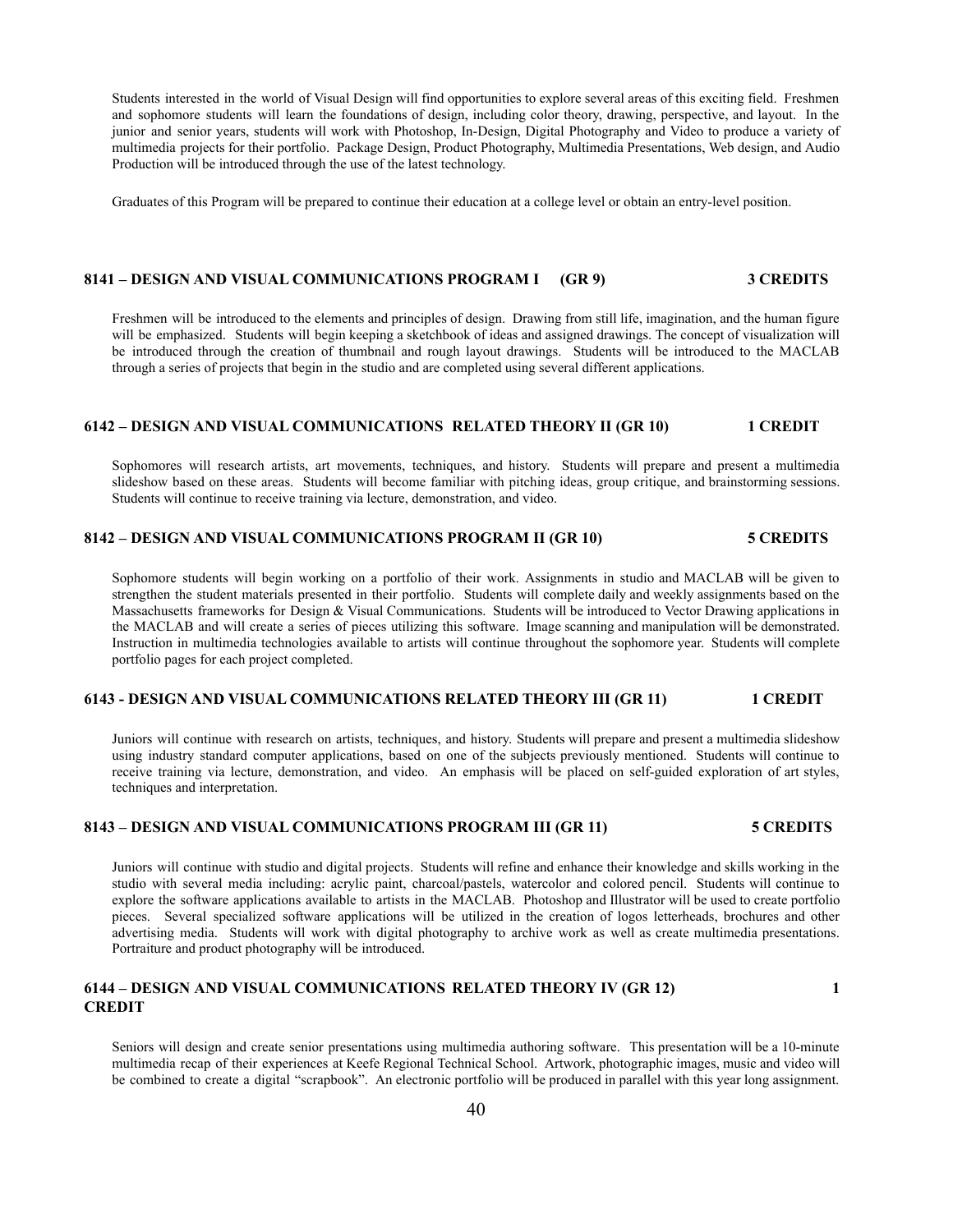Students interested in the world of Visual Design will find opportunities to explore several areas of this exciting field. Freshmen and sophomore students will learn the foundations of design, including color theory, drawing, perspective, and layout. In the junior and senior years, students will work with Photoshop, In-Design, Digital Photography and Video to produce a variety of multimedia projects for their portfolio. Package Design, Product Photography, Multimedia Presentations, Web design, and Audio Production will be introduced through the use of the latest technology.

Graduates of this Program will be prepared to continue their education at a college level or obtain an entry-level position.

### 8141 – DESIGN AND VISUAL COMMUNICATIONS PROGRAM I (GR 9) 3 CREDITS

Freshmen will be introduced to the elements and principles of design. Drawing from still life, imagination, and the human figure will be emphasized. Students will begin keeping a sketchbook of ideas and assigned drawings. The concept of visualization will be introduced through the creation of thumbnail and rough layout drawings. Students will be introduced to the MACLAB through a series of projects that begin in the studio and are completed using several different applications.

### 6142 – DESIGN AND VISUAL COMMUNICATIONS RELATED THEORY II (GR 10) 1 CREDIT

Sophomores will research artists, art movements, techniques, and history. Students will prepare and present a multimedia slideshow based on these areas. Students will become familiar with pitching ideas, group critique, and brainstorming sessions. Students will continue to receive training via lecture, demonstration, and video.

### 8142 – DESIGN AND VISUAL COMMUNICATIONS PROGRAM II (GR 10) 5 CREDITS

Sophomore students will begin working on a portfolio of their work. Assignments in studio and MACLAB will be given to strengthen the student materials presented in their portfolio. Students will complete daily and weekly assignments based on the Massachusetts frameworks for Design & Visual Communications. Students will be introduced to Vector Drawing applications in the MACLAB and will create a series of pieces utilizing this software. Image scanning and manipulation will be demonstrated. Instruction in multimedia technologies available to artists will continue throughout the sophomore year. Students will complete portfolio pages for each project completed.

### 6143 - DESIGN AND VISUAL COMMUNICATIONS RELATED THEORY III (GR 11) 1 CREDIT

Juniors will continue with research on artists, techniques, and history. Students will prepare and present a multimedia slideshow using industry standard computer applications, based on one of the subjects previously mentioned. Students will continue to receive training via lecture, demonstration, and video. An emphasis will be placed on self-guided exploration of art styles, techniques and interpretation.

### 8143 – DESIGN AND VISUAL COMMUNICATIONS PROGRAM III (GR 11) 5 CREDITS

Juniors will continue with studio and digital projects. Students will refine and enhance their knowledge and skills working in the studio with several media including: acrylic paint, charcoal/pastels, watercolor and colored pencil. Students will continue to explore the software applications available to artists in the MACLAB. Photoshop and Illustrator will be used to create portfolio pieces. Several specialized software applications will be utilized in the creation of logos letterheads, brochures and other advertising media. Students will work with digital photography to archive work as well as create multimedia presentations. Portraiture and product photography will be introduced.

### 6144 – DESIGN AND VISUAL COMMUNICATIONS RELATED THEORY IV (GR 12) 1 CREDIT

Seniors will design and create senior presentations using multimedia authoring software. This presentation will be a 10-minute multimedia recap of their experiences at Keefe Regional Technical School. Artwork, photographic images, music and video will be combined to create a digital "scrapbook". An electronic portfolio will be produced in parallel with this year long assignment.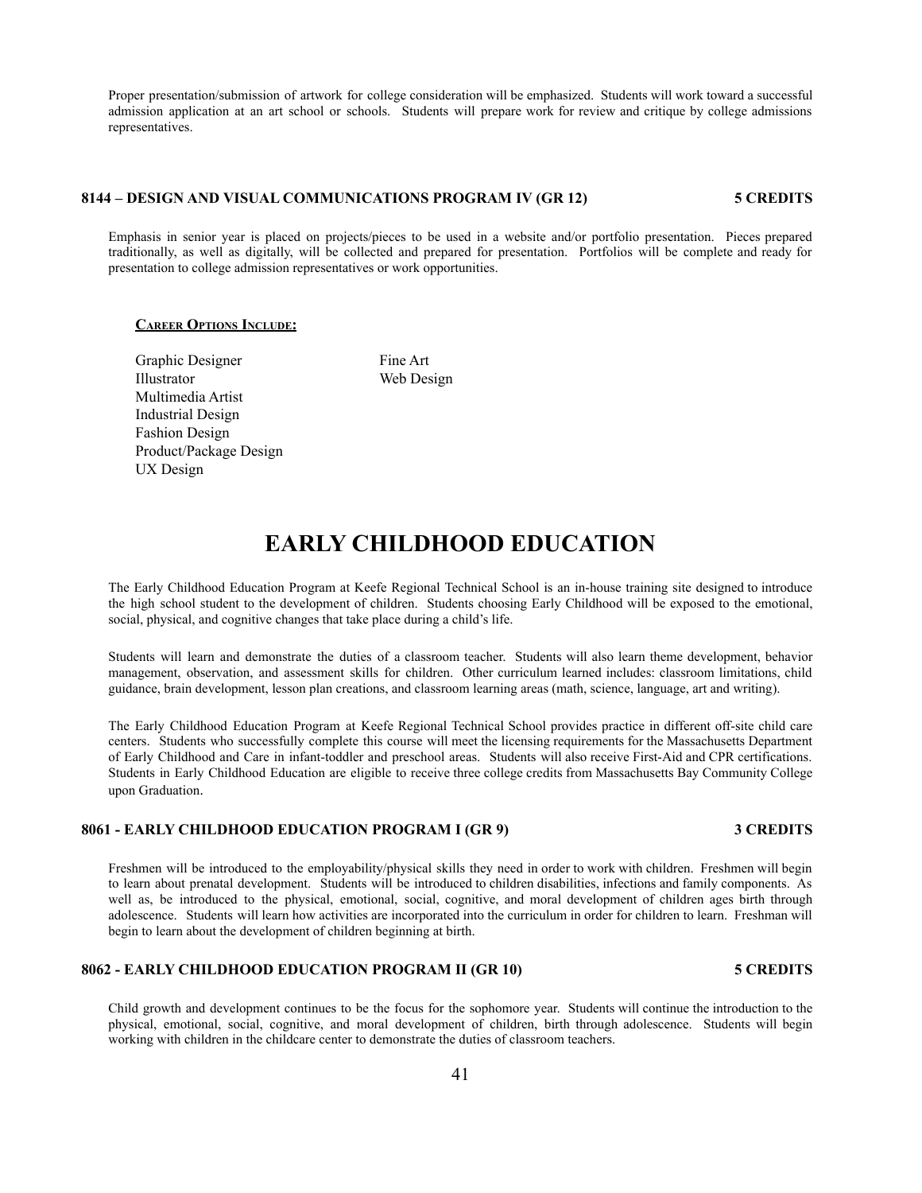Proper presentation/submission of artwork for college consideration will be emphasized. Students will work toward a successful admission application at an art school or schools. Students will prepare work for review and critique by college admissions representatives.

### 8144 – DESIGN AND VISUAL COMMUNICATIONS PROGRAM IV (GR 12) 5 CREDITS

Emphasis in senior year is placed on projects/pieces to be used in a website and/or portfolio presentation. Pieces prepared traditionally, as well as digitally, will be collected and prepared for presentation. Portfolios will be complete and ready for presentation to college admission representatives or work opportunities.

**CAREER OPTIONS INCLUDE:**

- Graphic Designer
- Illustrator
- Multimedia Artist
- Industrial Design
- Fashion Design
- Product/Package Design
- UX Design
- Fine Art
- Web Design

# EARLY CHILDHOOD EDUCATION

The Early Childhood Education Program at Keefe Regional Technical School is an in-house training site designed to introduce the high school student to the development of children. Students choosing Early Childhood will be exposed to the emotional, social, physical, and cognitive changes that take place during a child's life.

Students will learn and demonstrate the duties of a classroom teacher. Students will also learn theme development, behavior management, observation, and assessment skills for children. Other curriculum learned includes: classroom limitations, child guidance, brain development, lesson plan creations, and classroom learning areas (math, science, language, art and writing).

The Early Childhood Education Program at Keefe Regional Technical School provides practice in different off-site child care centers. Students who successfully complete this course will meet the licensing requirements for the Massachusetts Department of Early Childhood and Care in infant-toddler and preschool areas. Students will also receive First-Aid and CPR certifications. Students in Early Childhood Education are eligible to receive three college credits from Massachusetts Bay Community College upon Graduation.

### 8061 - EARLY CHILDHOOD EDUCATION PROGRAM I (GR 9) 3 CREDITS

Freshmen will be introduced to the employability/physical skills they need in order to work with children. Freshmen will begin to learn about prenatal development. Students will be introduced to children disabilities, infections and family components. As well as, be introduced to the physical, emotional, social, cognitive, and moral development of children ages birth through adolescence. Students will learn how activities are incorporated into the curriculum in order for children to learn. Freshman will begin to learn about the development of children beginning at birth.

### 8062 - EARLY CHILDHOOD EDUCATION PROGRAM II (GR 10) 5 CREDITS

Child growth and development continues to be the focus for the sophomore year. Students will continue the introduction to the physical, emotional, social, cognitive, and moral development of children, birth through adolescence. Students will begin working with children in the childcare center to demonstrate the duties of classroom teachers.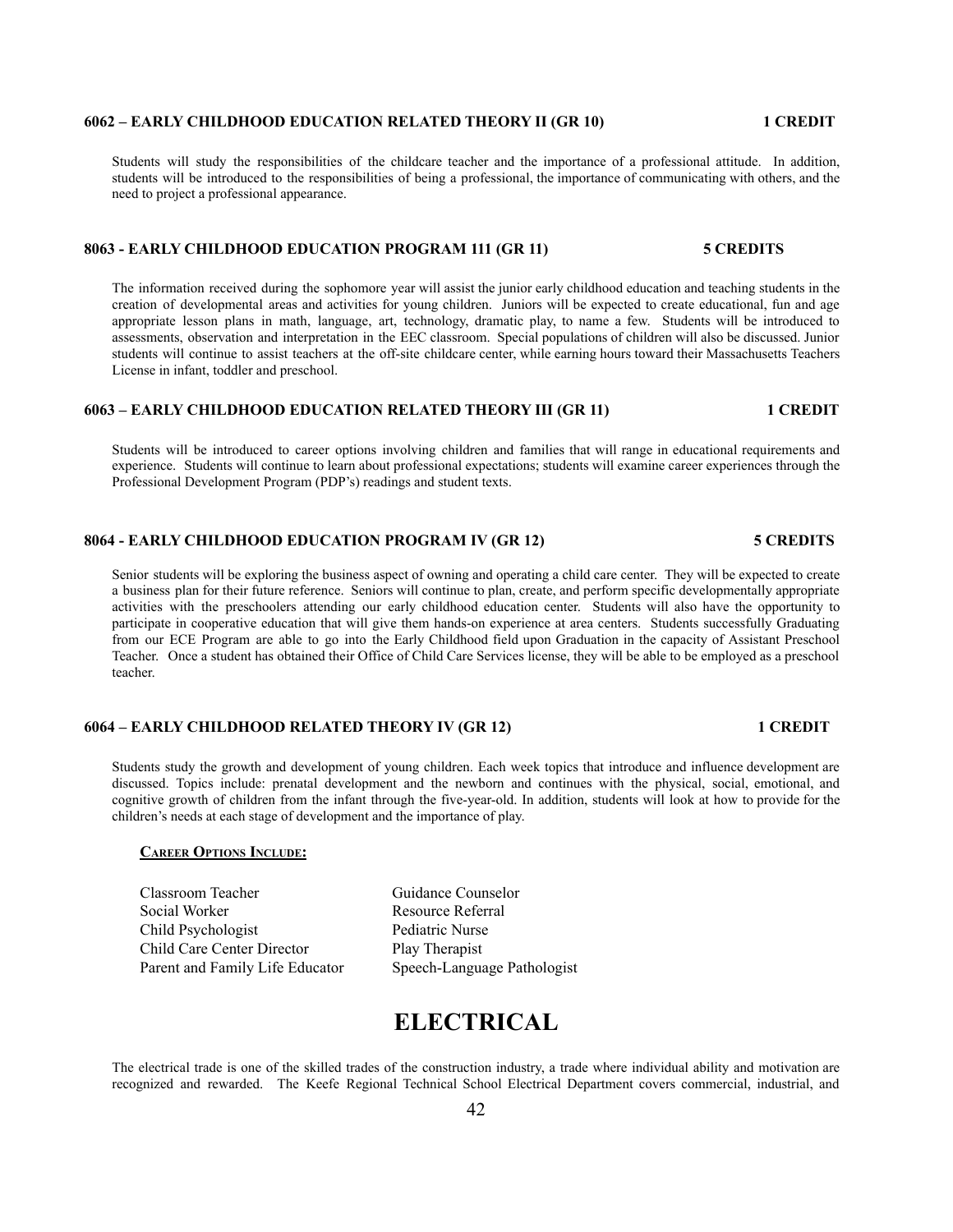#### 6062 – EARLY CHILDHOOD EDUCATION RELATED THEORY II (GR 10) 1 CREDIT

Students will study the responsibilities of the childcare teacher and the importance of a professional attitude. In addition, students will be introduced to the responsibilities of being a professional, the importance of communicating with others, and the need to project a professional appearance.

#### 8063 - EARLY CHILDHOOD EDUCATION PROGRAM 111 (GR 11) 5 CREDITS

The information received during the sophomore year will assist the junior early childhood education and teaching students in the creation of developmental areas and activities for young children. Juniors will be expected to create educational, fun and age appropriate lesson plans in math, language, art, technology, dramatic play, to name a few. Students will be introduced to assessments, observation and interpretation in the EEC classroom. Special populations of children will also be discussed. Junior students will continue to assist teachers at the off-site childcare center, while earning hours toward their Massachusetts Teachers License in infant, toddler and preschool.

#### 6063 – EARLY CHILDHOOD EDUCATION RELATED THEORY III (GR 11) 1 CREDIT

Students will be introduced to career options involving children and families that will range in educational requirements and experience. Students will continue to learn about professional expectations; students will examine career experiences through the Professional Development Program (PDP's) readings and student texts.

#### 8064 - EARLY CHILDHOOD EDUCATION PROGRAM IV (GR 12) 5 CREDITS

Senior students will be exploring the business aspect of owning and operating a child care center. They will be expected to create a business plan for their future reference. Seniors will continue to plan, create, and perform specific developmentally appropriate activities with the preschoolers attending our early childhood education center. Students will also have the opportunity to participate in cooperative education that will give them hands-on experience at area centers. Students successfully Graduating from our ECE Program are able to go into the Early Childhood field upon Graduation in the capacity of Assistant Preschool Teacher. Once a student has obtained their Office of Child Care Services license, they will be able to be employed as a preschool teacher.

#### 6064 – EARLY CHILDHOOD RELATED THEORY IV (GR 12) 1 CREDIT

Students study the growth and development of young children. Each week topics that introduce and influence development are discussed. Topics include: prenatal development and the newborn and continues with the physical, social, emotional, and cognitive growth of children from the infant through the five-year-old. In addition, students will look at how to provide for the children's needs at each stage of development and the importance of play.

**CAREER OPTIONS INCLUDE:**

- Classroom Teacher
- Social Worker
- Child Psychologist
- Child Care Center Director
- Parent and Family Life Educator
- Guidance Counselor
- Resource Referral
- Pediatric Nurse
- Play Therapist
- Speech-Language Pathologist

# ELECTRICAL

The electrical trade is one of the skilled trades of the construction industry, a trade where individual ability and motivation are recognized and rewarded. The Keefe Regional Technical School Electrical Department covers commercial, industrial, and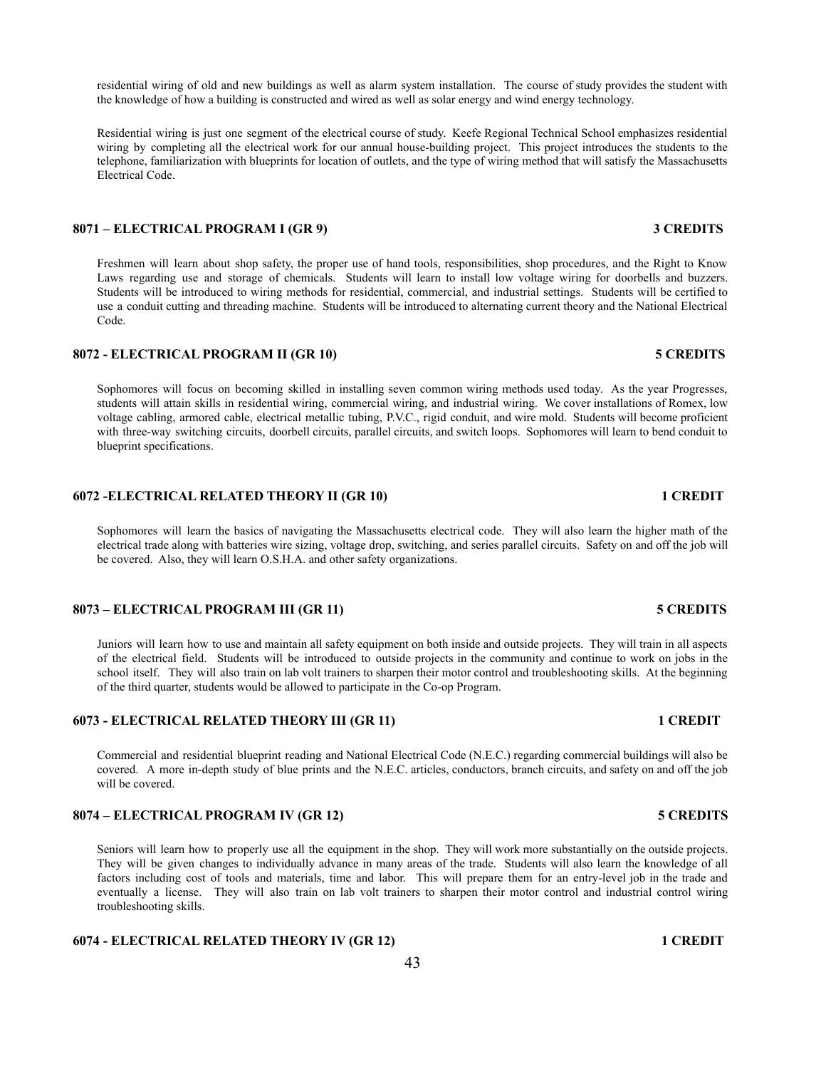residential wiring of old and new buildings as well as alarm system installation. The course of study provides the student with the knowledge of how a building is constructed and wired as well as solar energy and wind energy technology.

Residential wiring is just one segment of the electrical course of study. Keefe Regional Technical School emphasizes residential wiring by completing all the electrical work for our annual house-building project. This project introduces the students to the telephone, familiarization with blueprints for location of outlets, and the type of wiring method that will satisfy the Massachusetts Electrical Code.

### 8071 – ELECTRICAL PROGRAM I (GR 9) — 3 CREDITS

Freshmen will learn about shop safety, the proper use of hand tools, responsibilities, shop procedures, and the Right to Know Laws regarding use and storage of chemicals. Students will learn to install low voltage wiring for doorbells and buzzers. Students will be introduced to wiring methods for residential, commercial, and industrial settings. Students will be certified to use a conduit cutting and threading machine. Students will be introduced to alternating current theory and the National Electrical Code.

### 8072 - ELECTRICAL PROGRAM II (GR 10) — 5 CREDITS

Sophomores will focus on becoming skilled in installing seven common wiring methods used today. As the year Progresses, students will attain skills in residential wiring, commercial wiring, and industrial wiring. We cover installations of Romex, low voltage cabling, armored cable, electrical metallic tubing, P.V.C., rigid conduit, and wire mold. Students will become proficient with three-way switching circuits, doorbell circuits, parallel circuits, and switch loops. Sophomores will learn to bend conduit to blueprint specifications.

### 6072 -ELECTRICAL RELATED THEORY II (GR 10) — 1 CREDIT

Sophomores will learn the basics of navigating the Massachusetts electrical code. They will also learn the higher math of the electrical trade along with batteries wire sizing, voltage drop, switching, and series parallel circuits. Safety on and off the job will be covered. Also, they will learn O.S.H.A. and other safety organizations.

### 8073 – ELECTRICAL PROGRAM III (GR 11) — 5 CREDITS

Juniors will learn how to use and maintain all safety equipment on both inside and outside projects. They will train in all aspects of the electrical field. Students will be introduced to outside projects in the community and continue to work on jobs in the school itself. They will also train on lab volt trainers to sharpen their motor control and troubleshooting skills. At the beginning of the third quarter, students would be allowed to participate in the Co-op Program.

### 6073 - ELECTRICAL RELATED THEORY III (GR 11) — 1 CREDIT

Commercial and residential blueprint reading and National Electrical Code (N.E.C.) regarding commercial buildings will also be covered. A more in-depth study of blue prints and the N.E.C. articles, conductors, branch circuits, and safety on and off the job will be covered.

### 8074 – ELECTRICAL PROGRAM IV (GR 12) — 5 CREDITS

Seniors will learn how to properly use all the equipment in the shop. They will work more substantially on the outside projects. They will be given changes to individually advance in many areas of the trade. Students will also learn the knowledge of all factors including cost of tools and materials, time and labor. This will prepare them for an entry-level job in the trade and eventually a license. They will also train on lab volt trainers to sharpen their motor control and industrial control wiring troubleshooting skills.

### 6074 - ELECTRICAL RELATED THEORY IV (GR 12) — 1 CREDIT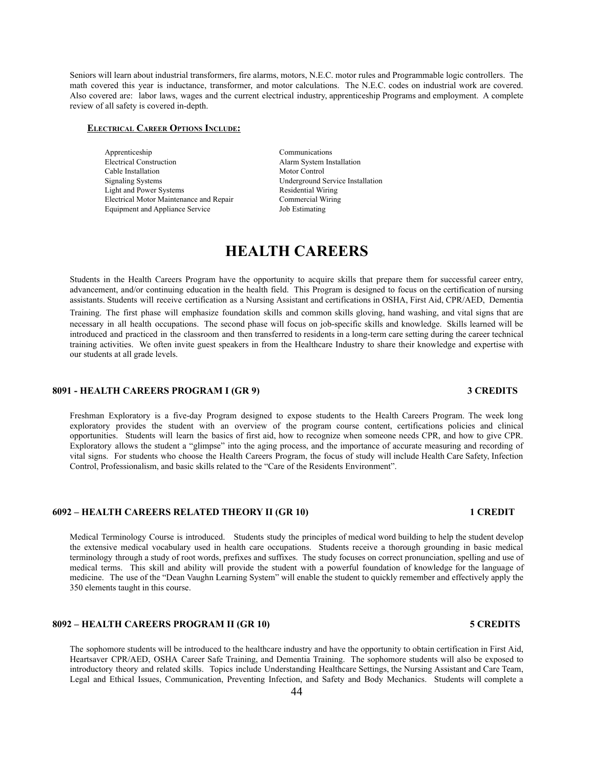Seniors will learn about industrial transformers, fire alarms, motors, N.E.C. motor rules and Programmable logic controllers. The math covered this year is inductance, transformer, and motor calculations. The N.E.C. codes on industrial work are covered. Also covered are: labor laws, wages and the current electrical industry, apprenticeship Programs and employment. A complete review of all safety is covered in-depth.

**<u>Electrical Career Options Include:</u>**

- Apprenticeship
- Electrical Construction
- Cable Installation
- Signaling Systems
- Light and Power Systems
- Electrical Motor Maintenance and Repair
- Equipment and Appliance Service
- Communications
- Alarm System Installation
- Motor Control
- Underground Service Installation
- Residential Wiring
- Commercial Wiring
- Job Estimating

# HEALTH CAREERS

Students in the Health Careers Program have the opportunity to acquire skills that prepare them for successful career entry, advancement, and/or continuing education in the health field. This Program is designed to focus on the certification of nursing assistants. Students will receive certification as a Nursing Assistant and certifications in OSHA, First Aid, CPR/AED, Dementia Training. The first phase will emphasize foundation skills and common skills gloving, hand washing, and vital signs that are necessary in all health occupations. The second phase will focus on job-specific skills and knowledge. Skills learned will be introduced and practiced in the classroom and then transferred to residents in a long-term care setting during the career technical training activities. We often invite guest speakers in from the Healthcare Industry to share their knowledge and expertise with our students at all grade levels.

### 8091 - HEALTH CAREERS PROGRAM I (GR 9) — 3 CREDITS

Freshman Exploratory is a five-day Program designed to expose students to the Health Careers Program. The week long exploratory provides the student with an overview of the program course content, certifications policies and clinical opportunities. Students will learn the basics of first aid, how to recognize when someone needs CPR, and how to give CPR. Exploratory allows the student a "glimpse" into the aging process, and the importance of accurate measuring and recording of vital signs. For students who choose the Health Careers Program, the focus of study will include Health Care Safety, Infection Control, Professionalism, and basic skills related to the "Care of the Residents Environment".

### 6092 – HEALTH CAREERS RELATED THEORY II (GR 10) — 1 CREDIT

Medical Terminology Course is introduced. Students study the principles of medical word building to help the student develop the extensive medical vocabulary used in health care occupations. Students receive a thorough grounding in basic medical terminology through a study of root words, prefixes and suffixes. The study focuses on correct pronunciation, spelling and use of medical terms. This skill and ability will provide the student with a powerful foundation of knowledge for the language of medicine. The use of the "Dean Vaughn Learning System" will enable the student to quickly remember and effectively apply the 350 elements taught in this course.

### 8092 – HEALTH CAREERS PROGRAM II (GR 10) — 5 CREDITS

The sophomore students will be introduced to the healthcare industry and have the opportunity to obtain certification in First Aid, Heartsaver CPR/AED, OSHA Career Safe Training, and Dementia Training. The sophomore students will also be exposed to introductory theory and related skills. Topics include Understanding Healthcare Settings, the Nursing Assistant and Care Team, Legal and Ethical Issues, Communication, Preventing Infection, and Safety and Body Mechanics. Students will complete a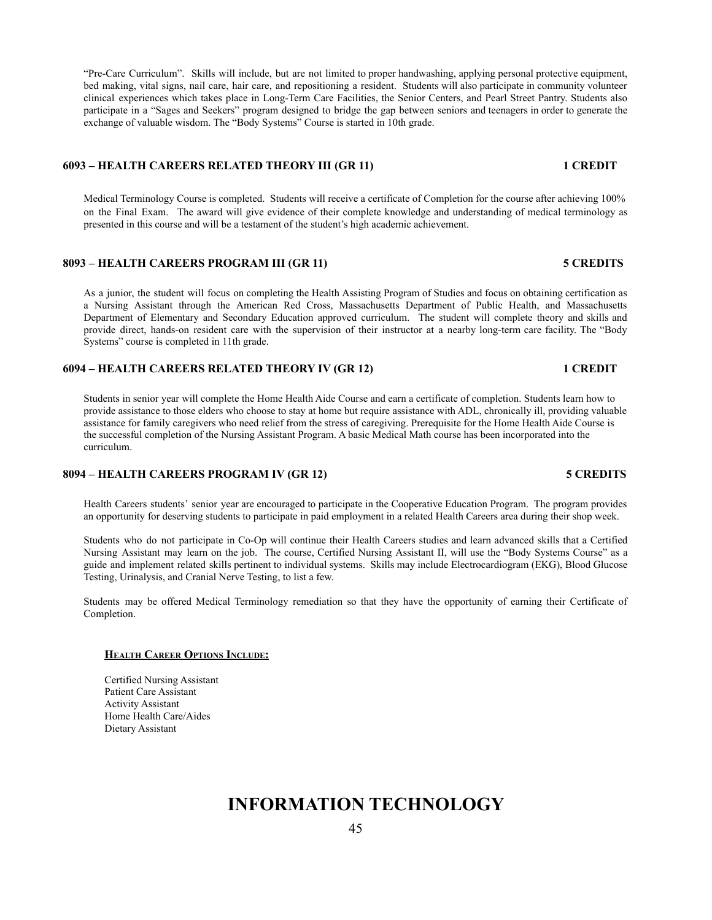"Pre-Care Curriculum". Skills will include, but are not limited to proper handwashing, applying personal protective equipment, bed making, vital signs, nail care, hair care, and repositioning a resident. Students will also participate in community volunteer clinical experiences which takes place in Long-Term Care Facilities, the Senior Centers, and Pearl Street Pantry. Students also participate in a "Sages and Seekers" program designed to bridge the gap between seniors and teenagers in order to generate the exchange of valuable wisdom. The "Body Systems" Course is started in 10th grade.

### 6093 – HEALTH CAREERS RELATED THEORY III (GR 11) — 1 CREDIT

Medical Terminology Course is completed. Students will receive a certificate of Completion for the course after achieving 100% on the Final Exam. The award will give evidence of their complete knowledge and understanding of medical terminology as presented in this course and will be a testament of the student's high academic achievement.

### 8093 – HEALTH CAREERS PROGRAM III (GR 11) — 5 CREDITS

As a junior, the student will focus on completing the Health Assisting Program of Studies and focus on obtaining certification as a Nursing Assistant through the American Red Cross, Massachusetts Department of Public Health, and Massachusetts Department of Elementary and Secondary Education approved curriculum. The student will complete theory and skills and provide direct, hands-on resident care with the supervision of their instructor at a nearby long-term care facility. The "Body Systems" course is completed in 11th grade.

### 6094 – HEALTH CAREERS RELATED THEORY IV (GR 12) — 1 CREDIT

Students in senior year will complete the Home Health Aide Course and earn a certificate of completion. Students learn how to provide assistance to those elders who choose to stay at home but require assistance with ADL, chronically ill, providing valuable assistance for family caregivers who need relief from the stress of caregiving. Prerequisite for the Home Health Aide Course is the successful completion of the Nursing Assistant Program. A basic Medical Math course has been incorporated into the curriculum.

### 8094 – HEALTH CAREERS PROGRAM IV (GR 12) — 5 CREDITS

Health Careers students' senior year are encouraged to participate in the Cooperative Education Program. The program provides an opportunity for deserving students to participate in paid employment in a related Health Careers area during their shop week.

Students who do not participate in Co-Op will continue their Health Careers studies and learn advanced skills that a Certified Nursing Assistant may learn on the job. The course, Certified Nursing Assistant II, will use the "Body Systems Course" as a guide and implement related skills pertinent to individual systems. Skills may include Electrocardiogram (EKG), Blood Glucose Testing, Urinalysis, and Cranial Nerve Testing, to list a few.

Students may be offered Medical Terminology remediation so that they have the opportunity of earning their Certificate of Completion.

#### Health Career Options Include:

Certified Nursing Assistant
Patient Care Assistant
Activity Assistant
Home Health Care/Aides
Dietary Assistant

# INFORMATION TECHNOLOGY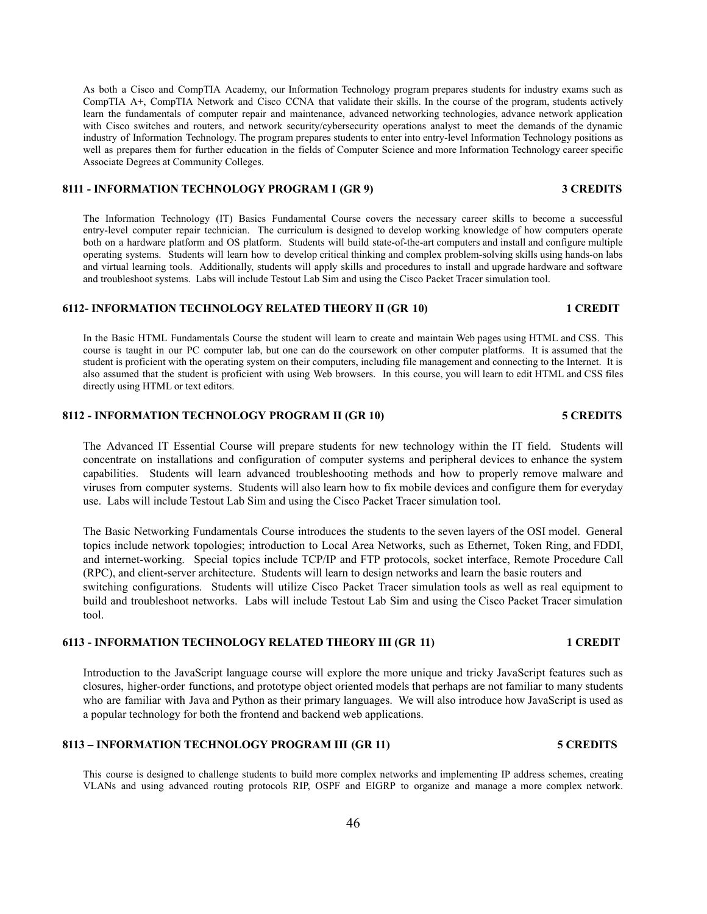As both a Cisco and CompTIA Academy, our Information Technology program prepares students for industry exams such as CompTIA A+, CompTIA Network and Cisco CCNA that validate their skills. In the course of the program, students actively learn the fundamentals of computer repair and maintenance, advanced networking technologies, advance network application with Cisco switches and routers, and network security/cybersecurity operations analyst to meet the demands of the dynamic industry of Information Technology. The program prepares students to enter into entry-level Information Technology positions as well as prepares them for further education in the fields of Computer Science and more Information Technology career specific Associate Degrees at Community Colleges.

### 8111 - INFORMATION TECHNOLOGY PROGRAM I (GR 9) — 3 CREDITS

The Information Technology (IT) Basics Fundamental Course covers the necessary career skills to become a successful entry-level computer repair technician. The curriculum is designed to develop working knowledge of how computers operate both on a hardware platform and OS platform. Students will build state-of-the-art computers and install and configure multiple operating systems. Students will learn how to develop critical thinking and complex problem-solving skills using hands-on labs and virtual learning tools. Additionally, students will apply skills and procedures to install and upgrade hardware and software and troubleshoot systems. Labs will include Testout Lab Sim and using the Cisco Packet Tracer simulation tool.

### 6112- INFORMATION TECHNOLOGY RELATED THEORY II (GR 10) — 1 CREDIT

In the Basic HTML Fundamentals Course the student will learn to create and maintain Web pages using HTML and CSS. This course is taught in our PC computer lab, but one can do the coursework on other computer platforms. It is assumed that the student is proficient with the operating system on their computers, including file management and connecting to the Internet. It is also assumed that the student is proficient with using Web browsers. In this course, you will learn to edit HTML and CSS files directly using HTML or text editors.

### 8112 - INFORMATION TECHNOLOGY PROGRAM II (GR 10) — 5 CREDITS

The Advanced IT Essential Course will prepare students for new technology within the IT field. Students will concentrate on installations and configuration of computer systems and peripheral devices to enhance the system capabilities. Students will learn advanced troubleshooting methods and how to properly remove malware and viruses from computer systems. Students will also learn how to fix mobile devices and configure them for everyday use. Labs will include Testout Lab Sim and using the Cisco Packet Tracer simulation tool.

The Basic Networking Fundamentals Course introduces the students to the seven layers of the OSI model. General topics include network topologies; introduction to Local Area Networks, such as Ethernet, Token Ring, and FDDI, and internet-working. Special topics include TCP/IP and FTP protocols, socket interface, Remote Procedure Call (RPC), and client-server architecture. Students will learn to design networks and learn the basic routers and switching configurations. Students will utilize Cisco Packet Tracer simulation tools as well as real equipment to build and troubleshoot networks. Labs will include Testout Lab Sim and using the Cisco Packet Tracer simulation tool.

### 6113 - INFORMATION TECHNOLOGY RELATED THEORY III (GR 11) — 1 CREDIT

Introduction to the JavaScript language course will explore the more unique and tricky JavaScript features such as closures, higher-order functions, and prototype object oriented models that perhaps are not familiar to many students who are familiar with Java and Python as their primary languages. We will also introduce how JavaScript is used as a popular technology for both the frontend and backend web applications.

### 8113 – INFORMATION TECHNOLOGY PROGRAM III (GR 11) — 5 CREDITS

This course is designed to challenge students to build more complex networks and implementing IP address schemes, creating VLANs and using advanced routing protocols RIP, OSPF and EIGRP to organize and manage a more complex network.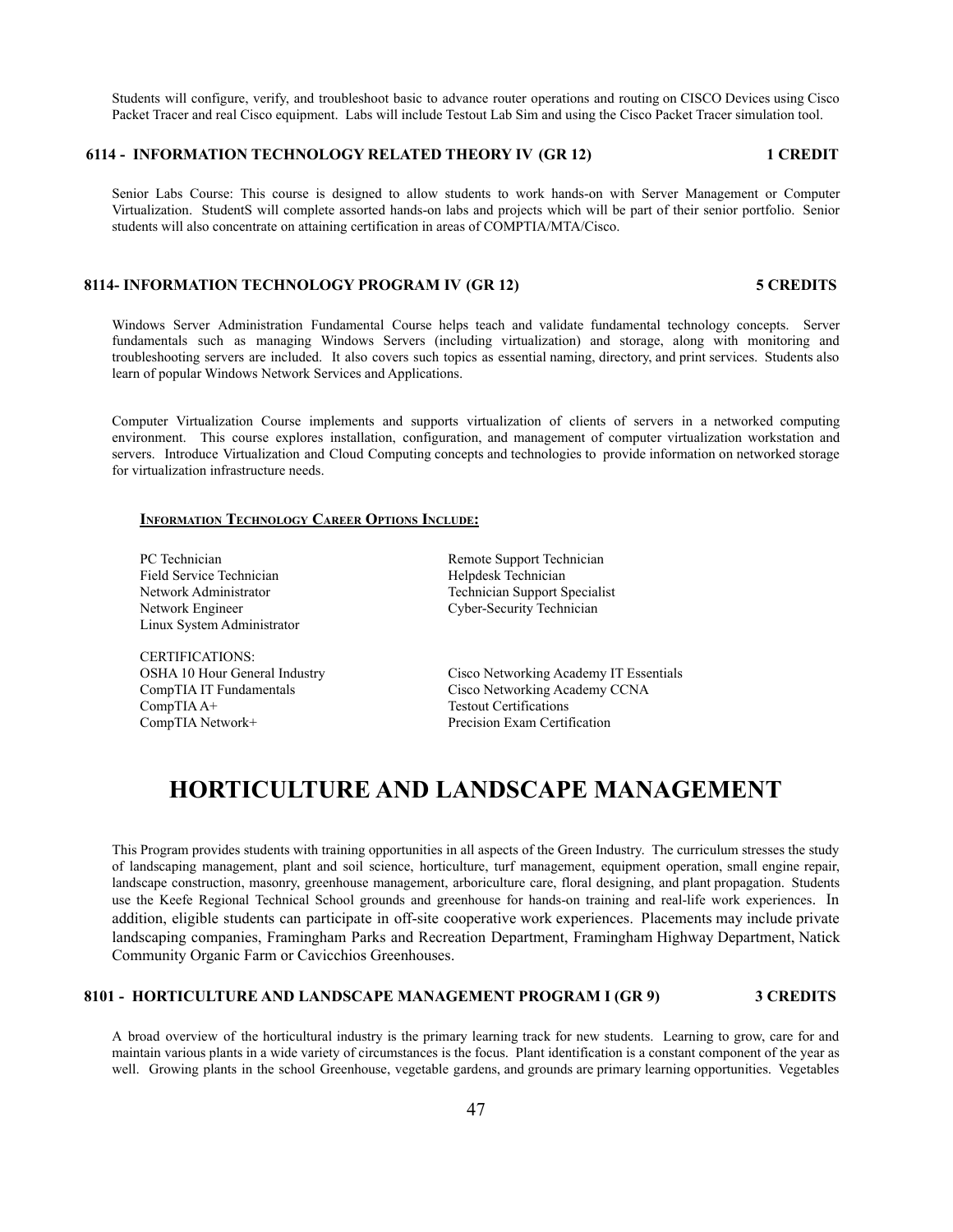Students will configure, verify, and troubleshoot basic to advance router operations and routing on CISCO Devices using Cisco Packet Tracer and real Cisco equipment. Labs will include Testout Lab Sim and using the Cisco Packet Tracer simulation tool.

### 6114 - INFORMATION TECHNOLOGY RELATED THEORY IV (GR 12) 1 CREDIT

Senior Labs Course: This course is designed to allow students to work hands-on with Server Management or Computer Virtualization. StudentS will complete assorted hands-on labs and projects which will be part of their senior portfolio. Senior students will also concentrate on attaining certification in areas of COMPTIA/MTA/Cisco.

### 8114- INFORMATION TECHNOLOGY PROGRAM IV (GR 12) 5 CREDITS

Windows Server Administration Fundamental Course helps teach and validate fundamental technology concepts. Server fundamentals such as managing Windows Servers (including virtualization) and storage, along with monitoring and troubleshooting servers are included. It also covers such topics as essential naming, directory, and print services. Students also learn of popular Windows Network Services and Applications.

Computer Virtualization Course implements and supports virtualization of clients of servers in a networked computing environment. This course explores installation, configuration, and management of computer virtualization workstation and servers. Introduce Virtualization and Cloud Computing concepts and technologies to provide information on networked storage for virtualization infrastructure needs.

**Information Technology Career Options Include:**

- PC Technician
- Field Service Technician
- Network Administrator
- Network Engineer
- Linux System Administrator
- Remote Support Technician
- Helpdesk Technician
- Technician Support Specialist
- Cyber-Security Technician

CERTIFICATIONS:

- OSHA 10 Hour General Industry
- CompTIA IT Fundamentals
- CompTIA A+
- CompTIA Network+
- Cisco Networking Academy IT Essentials
- Cisco Networking Academy CCNA
- Testout Certifications
- Precision Exam Certification

# HORTICULTURE AND LANDSCAPE MANAGEMENT

This Program provides students with training opportunities in all aspects of the Green Industry. The curriculum stresses the study of landscaping management, plant and soil science, horticulture, turf management, equipment operation, small engine repair, landscape construction, masonry, greenhouse management, arboriculture care, floral designing, and plant propagation. Students use the Keefe Regional Technical School grounds and greenhouse for hands-on training and real-life work experiences. In addition, eligible students can participate in off-site cooperative work experiences. Placements may include private landscaping companies, Framingham Parks and Recreation Department, Framingham Highway Department, Natick Community Organic Farm or Cavicchios Greenhouses.

### 8101 - HORTICULTURE AND LANDSCAPE MANAGEMENT PROGRAM I (GR 9) 3 CREDITS

A broad overview of the horticultural industry is the primary learning track for new students. Learning to grow, care for and maintain various plants in a wide variety of circumstances is the focus. Plant identification is a constant component of the year as well. Growing plants in the school Greenhouse, vegetable gardens, and grounds are primary learning opportunities. Vegetables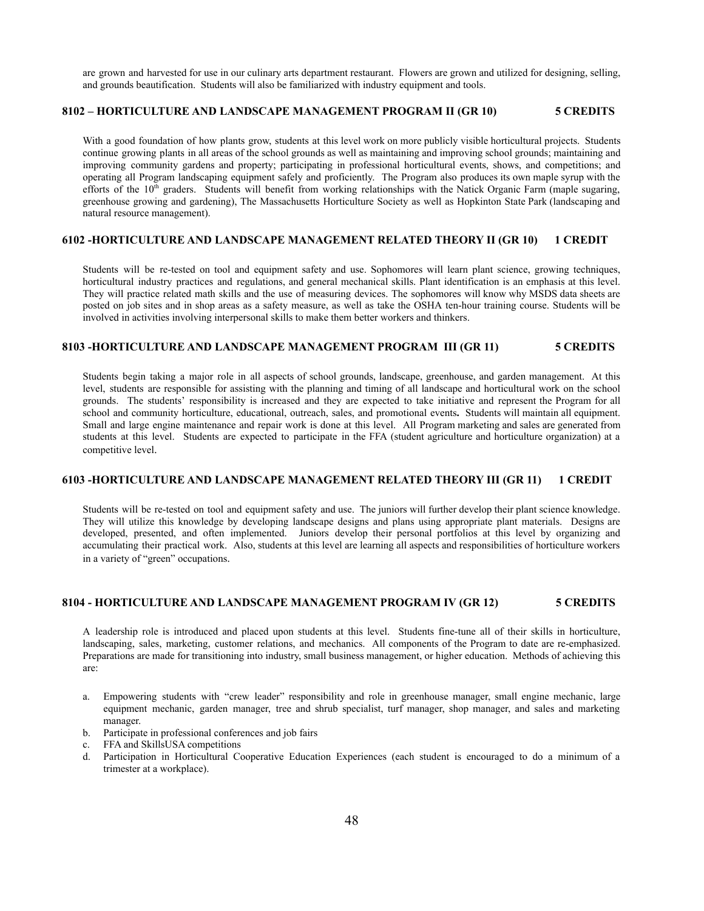are grown and harvested for use in our culinary arts department restaurant. Flowers are grown and utilized for designing, selling, and grounds beautification. Students will also be familiarized with industry equipment and tools.

### 8102 – HORTICULTURE AND LANDSCAPE MANAGEMENT PROGRAM II (GR 10) 5 CREDITS

With a good foundation of how plants grow, students at this level work on more publicly visible horticultural projects. Students continue growing plants in all areas of the school grounds as well as maintaining and improving school grounds; maintaining and improving community gardens and property; participating in professional horticultural events, shows, and competitions; and operating all Program landscaping equipment safely and proficiently. The Program also produces its own maple syrup with the efforts of the 10th graders. Students will benefit from working relationships with the Natick Organic Farm (maple sugaring, greenhouse growing and gardening), The Massachusetts Horticulture Society as well as Hopkinton State Park (landscaping and natural resource management).

### 6102 -HORTICULTURE AND LANDSCAPE MANAGEMENT RELATED THEORY II (GR 10) 1 CREDIT

Students will be re-tested on tool and equipment safety and use. Sophomores will learn plant science, growing techniques, horticultural industry practices and regulations, and general mechanical skills. Plant identification is an emphasis at this level. They will practice related math skills and the use of measuring devices. The sophomores will know why MSDS data sheets are posted on job sites and in shop areas as a safety measure, as well as take the OSHA ten-hour training course. Students will be involved in activities involving interpersonal skills to make them better workers and thinkers.

### 8103 -HORTICULTURE AND LANDSCAPE MANAGEMENT PROGRAM III (GR 11) 5 CREDITS

Students begin taking a major role in all aspects of school grounds, landscape, greenhouse, and garden management. At this level, students are responsible for assisting with the planning and timing of all landscape and horticultural work on the school grounds. The students' responsibility is increased and they are expected to take initiative and represent the Program for all school and community horticulture, educational, outreach, sales, and promotional events**.** Students will maintain all equipment. Small and large engine maintenance and repair work is done at this level. All Program marketing and sales are generated from students at this level. Students are expected to participate in the FFA (student agriculture and horticulture organization) at a competitive level.

### 6103 -HORTICULTURE AND LANDSCAPE MANAGEMENT RELATED THEORY III (GR 11) 1 CREDIT

Students will be re-tested on tool and equipment safety and use. The juniors will further develop their plant science knowledge. They will utilize this knowledge by developing landscape designs and plans using appropriate plant materials. Designs are developed, presented, and often implemented. Juniors develop their personal portfolios at this level by organizing and accumulating their practical work. Also, students at this level are learning all aspects and responsibilities of horticulture workers in a variety of "green" occupations.

### 8104 - HORTICULTURE AND LANDSCAPE MANAGEMENT PROGRAM IV (GR 12) 5 CREDITS

A leadership role is introduced and placed upon students at this level. Students fine-tune all of their skills in horticulture, landscaping, sales, marketing, customer relations, and mechanics. All components of the Program to date are re-emphasized. Preparations are made for transitioning into industry, small business management, or higher education. Methods of achieving this are:

a. Empowering students with "crew leader" responsibility and role in greenhouse manager, small engine mechanic, large equipment mechanic, garden manager, tree and shrub specialist, turf manager, shop manager, and sales and marketing manager.
b. Participate in professional conferences and job fairs
c. FFA and SkillsUSA competitions
d. Participation in Horticultural Cooperative Education Experiences (each student is encouraged to do a minimum of a trimester at a workplace).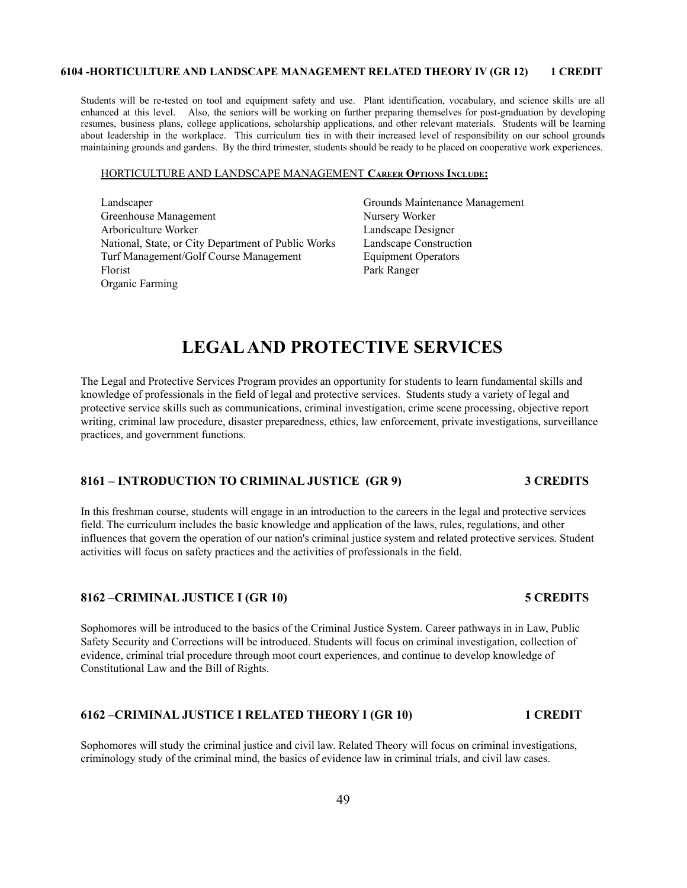#### 6104 -HORTICULTURE AND LANDSCAPE MANAGEMENT RELATED THEORY IV (GR 12) 1 CREDIT

Students will be re-tested on tool and equipment safety and use. Plant identification, vocabulary, and science skills are all enhanced at this level. Also, the seniors will be working on further preparing themselves for post-graduation by developing resumes, business plans, college applications, scholarship applications, and other relevant materials. Students will be learning about leadership in the workplace. This curriculum ties in with their increased level of responsibility on our school grounds maintaining grounds and gardens. By the third trimester, students should be ready to be placed on cooperative work experiences.

HORTICULTURE AND LANDSCAPE MANAGEMENT **CAREER OPTIONS INCLUDE:**

- Landscaper
- Greenhouse Management
- Arboriculture Worker
- National, State, or City Department of Public Works
- Turf Management/Golf Course Management
- Florist
- Organic Farming
- Grounds Maintenance Management
- Nursery Worker
- Landscape Designer
- Landscape Construction
- Equipment Operators
- Park Ranger

# LEGAL AND PROTECTIVE SERVICES

The Legal and Protective Services Program provides an opportunity for students to learn fundamental skills and knowledge of professionals in the field of legal and protective services. Students study a variety of legal and protective service skills such as communications, criminal investigation, crime scene processing, objective report writing, criminal law procedure, disaster preparedness, ethics, law enforcement, private investigations, surveillance practices, and government functions.

#### 8161 – INTRODUCTION TO CRIMINAL JUSTICE (GR 9) 3 CREDITS

In this freshman course, students will engage in an introduction to the careers in the legal and protective services field. The curriculum includes the basic knowledge and application of the laws, rules, regulations, and other influences that govern the operation of our nation's criminal justice system and related protective services. Student activities will focus on safety practices and the activities of professionals in the field.

#### 8162 –CRIMINAL JUSTICE I (GR 10) 5 CREDITS

Sophomores will be introduced to the basics of the Criminal Justice System. Career pathways in in Law, Public Safety Security and Corrections will be introduced. Students will focus on criminal investigation, collection of evidence, criminal trial procedure through moot court experiences, and continue to develop knowledge of Constitutional Law and the Bill of Rights.

#### 6162 –CRIMINAL JUSTICE I RELATED THEORY I (GR 10) 1 CREDIT

Sophomores will study the criminal justice and civil law. Related Theory will focus on criminal investigations, criminology study of the criminal mind, the basics of evidence law in criminal trials, and civil law cases.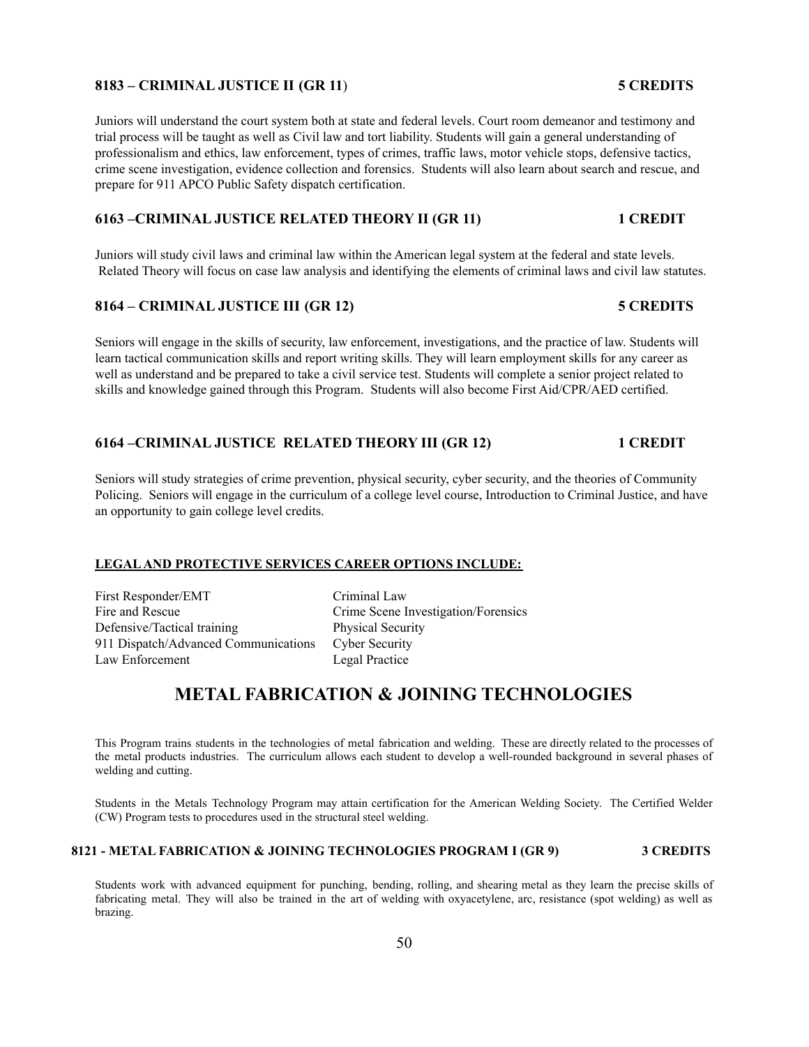### 8183 – CRIMINAL JUSTICE II (GR 11) 5 CREDITS

Juniors will understand the court system both at state and federal levels. Court room demeanor and testimony and trial process will be taught as well as Civil law and tort liability. Students will gain a general understanding of professionalism and ethics, law enforcement, types of crimes, traffic laws, motor vehicle stops, defensive tactics, crime scene investigation, evidence collection and forensics. Students will also learn about search and rescue, and prepare for 911 APCO Public Safety dispatch certification.

### 6163 –CRIMINAL JUSTICE RELATED THEORY II (GR 11) 1 CREDIT

Juniors will study civil laws and criminal law within the American legal system at the federal and state levels. Related Theory will focus on case law analysis and identifying the elements of criminal laws and civil law statutes.

### 8164 – CRIMINAL JUSTICE III (GR 12) 5 CREDITS

Seniors will engage in the skills of security, law enforcement, investigations, and the practice of law. Students will learn tactical communication skills and report writing skills. They will learn employment skills for any career as well as understand and be prepared to take a civil service test. Students will complete a senior project related to skills and knowledge gained through this Program. Students will also become First Aid/CPR/AED certified.

### 6164 –CRIMINAL JUSTICE RELATED THEORY III (GR 12) 1 CREDIT

Seniors will study strategies of crime prevention, physical security, cyber security, and the theories of Community Policing. Seniors will engage in the curriculum of a college level course, Introduction to Criminal Justice, and have an opportunity to gain college level credits.

**LEGAL AND PROTECTIVE SERVICES CAREER OPTIONS INCLUDE:**

| | |
|---|---|
| First Responder/EMT | Criminal Law |
| Fire and Rescue | Crime Scene Investigation/Forensics |
| Defensive/Tactical training | Physical Security |
| 911 Dispatch/Advanced Communications | Cyber Security |
| Law Enforcement | Legal Practice |

## METAL FABRICATION & JOINING TECHNOLOGIES

This Program trains students in the technologies of metal fabrication and welding. These are directly related to the processes of the metal products industries. The curriculum allows each student to develop a well-rounded background in several phases of welding and cutting.

Students in the Metals Technology Program may attain certification for the American Welding Society. The Certified Welder (CW) Program tests to procedures used in the structural steel welding.

### 8121 - METAL FABRICATION & JOINING TECHNOLOGIES PROGRAM I (GR 9) 3 CREDITS

Students work with advanced equipment for punching, bending, rolling, and shearing metal as they learn the precise skills of fabricating metal. They will also be trained in the art of welding with oxyacetylene, arc, resistance (spot welding) as well as brazing.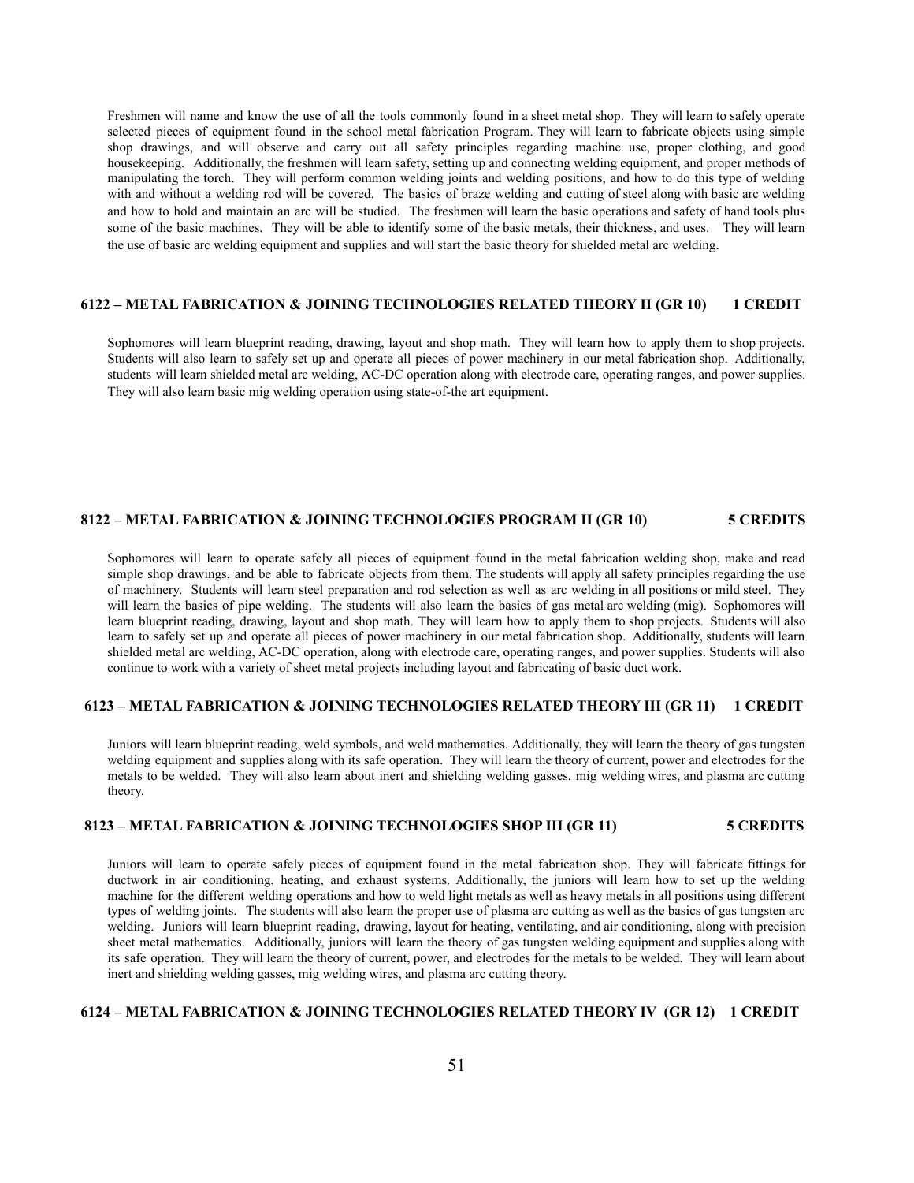Freshmen will name and know the use of all the tools commonly found in a sheet metal shop. They will learn to safely operate selected pieces of equipment found in the school metal fabrication Program. They will learn to fabricate objects using simple shop drawings, and will observe and carry out all safety principles regarding machine use, proper clothing, and good housekeeping. Additionally, the freshmen will learn safety, setting up and connecting welding equipment, and proper methods of manipulating the torch. They will perform common welding joints and welding positions, and how to do this type of welding with and without a welding rod will be covered. The basics of braze welding and cutting of steel along with basic arc welding and how to hold and maintain an arc will be studied. The freshmen will learn the basic operations and safety of hand tools plus some of the basic machines. They will be able to identify some of the basic metals, their thickness, and uses. They will learn the use of basic arc welding equipment and supplies and will start the basic theory for shielded metal arc welding.

### 6122 – METAL FABRICATION & JOINING TECHNOLOGIES RELATED THEORY II (GR 10) 1 CREDIT

Sophomores will learn blueprint reading, drawing, layout and shop math. They will learn how to apply them to shop projects. Students will also learn to safely set up and operate all pieces of power machinery in our metal fabrication shop. Additionally, students will learn shielded metal arc welding, AC-DC operation along with electrode care, operating ranges, and power supplies. They will also learn basic mig welding operation using state-of-the art equipment.

### 8122 – METAL FABRICATION & JOINING TECHNOLOGIES PROGRAM II (GR 10) 5 CREDITS

Sophomores will learn to operate safely all pieces of equipment found in the metal fabrication welding shop, make and read simple shop drawings, and be able to fabricate objects from them. The students will apply all safety principles regarding the use of machinery. Students will learn steel preparation and rod selection as well as arc welding in all positions or mild steel. They will learn the basics of pipe welding. The students will also learn the basics of gas metal arc welding (mig). Sophomores will learn blueprint reading, drawing, layout and shop math. They will learn how to apply them to shop projects. Students will also learn to safely set up and operate all pieces of power machinery in our metal fabrication shop. Additionally, students will learn shielded metal arc welding, AC-DC operation, along with electrode care, operating ranges, and power supplies. Students will also continue to work with a variety of sheet metal projects including layout and fabricating of basic duct work.

### 6123 – METAL FABRICATION & JOINING TECHNOLOGIES RELATED THEORY III (GR 11) 1 CREDIT

Juniors will learn blueprint reading, weld symbols, and weld mathematics. Additionally, they will learn the theory of gas tungsten welding equipment and supplies along with its safe operation. They will learn the theory of current, power and electrodes for the metals to be welded. They will also learn about inert and shielding welding gasses, mig welding wires, and plasma arc cutting theory.

### 8123 – METAL FABRICATION & JOINING TECHNOLOGIES SHOP III (GR 11) 5 CREDITS

Juniors will learn to operate safely pieces of equipment found in the metal fabrication shop. They will fabricate fittings for ductwork in air conditioning, heating, and exhaust systems. Additionally, the juniors will learn how to set up the welding machine for the different welding operations and how to weld light metals as well as heavy metals in all positions using different types of welding joints. The students will also learn the proper use of plasma arc cutting as well as the basics of gas tungsten arc welding. Juniors will learn blueprint reading, drawing, layout for heating, ventilating, and air conditioning, along with precision sheet metal mathematics. Additionally, juniors will learn the theory of gas tungsten welding equipment and supplies along with its safe operation. They will learn the theory of current, power, and electrodes for the metals to be welded. They will learn about inert and shielding welding gasses, mig welding wires, and plasma arc cutting theory.

### 6124 – METAL FABRICATION & JOINING TECHNOLOGIES RELATED THEORY IV (GR 12) 1 CREDIT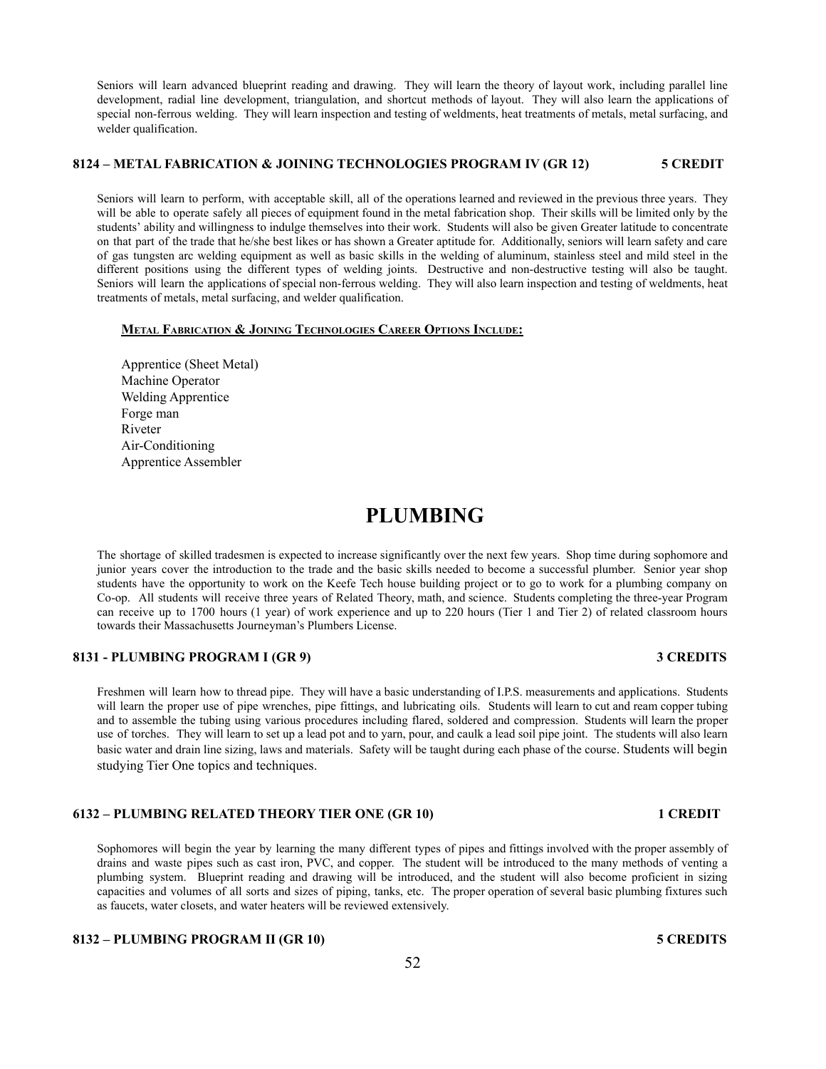Seniors will learn advanced blueprint reading and drawing. They will learn the theory of layout work, including parallel line development, radial line development, triangulation, and shortcut methods of layout. They will also learn the applications of special non-ferrous welding. They will learn inspection and testing of weldments, heat treatments of metals, metal surfacing, and welder qualification.

### 8124 – METAL FABRICATION & JOINING TECHNOLOGIES PROGRAM IV (GR 12) 5 CREDIT

Seniors will learn to perform, with acceptable skill, all of the operations learned and reviewed in the previous three years. They will be able to operate safely all pieces of equipment found in the metal fabrication shop. Their skills will be limited only by the students' ability and willingness to indulge themselves into their work. Students will also be given Greater latitude to concentrate on that part of the trade that he/she best likes or has shown a Greater aptitude for. Additionally, seniors will learn safety and care of gas tungsten arc welding equipment as well as basic skills in the welding of aluminum, stainless steel and mild steel in the different positions using the different types of welding joints. Destructive and non-destructive testing will also be taught. Seniors will learn the applications of special non-ferrous welding. They will also learn inspection and testing of weldments, heat treatments of metals, metal surfacing, and welder qualification.

**METAL FABRICATION & JOINING TECHNOLOGIES CAREER OPTIONS INCLUDE:**

Apprentice (Sheet Metal)
Machine Operator
Welding Apprentice
Forge man
Riveter
Air-Conditioning
Apprentice Assembler

# PLUMBING

The shortage of skilled tradesmen is expected to increase significantly over the next few years. Shop time during sophomore and junior years cover the introduction to the trade and the basic skills needed to become a successful plumber. Senior year shop students have the opportunity to work on the Keefe Tech house building project or to go to work for a plumbing company on Co-op. All students will receive three years of Related Theory, math, and science. Students completing the three-year Program can receive up to 1700 hours (1 year) of work experience and up to 220 hours (Tier 1 and Tier 2) of related classroom hours towards their Massachusetts Journeyman's Plumbers License.

### 8131 - PLUMBING PROGRAM I (GR 9) 3 CREDITS

Freshmen will learn how to thread pipe. They will have a basic understanding of I.P.S. measurements and applications. Students will learn the proper use of pipe wrenches, pipe fittings, and lubricating oils. Students will learn to cut and ream copper tubing and to assemble the tubing using various procedures including flared, soldered and compression. Students will learn the proper use of torches. They will learn to set up a lead pot and to yarn, pour, and caulk a lead soil pipe joint. The students will also learn basic water and drain line sizing, laws and materials. Safety will be taught during each phase of the course. Students will begin studying Tier One topics and techniques.

### 6132 – PLUMBING RELATED THEORY TIER ONE (GR 10) 1 CREDIT

Sophomores will begin the year by learning the many different types of pipes and fittings involved with the proper assembly of drains and waste pipes such as cast iron, PVC, and copper. The student will be introduced to the many methods of venting a plumbing system. Blueprint reading and drawing will be introduced, and the student will also become proficient in sizing capacities and volumes of all sorts and sizes of piping, tanks, etc. The proper operation of several basic plumbing fixtures such as faucets, water closets, and water heaters will be reviewed extensively.

### 8132 – PLUMBING PROGRAM II (GR 10) 5 CREDITS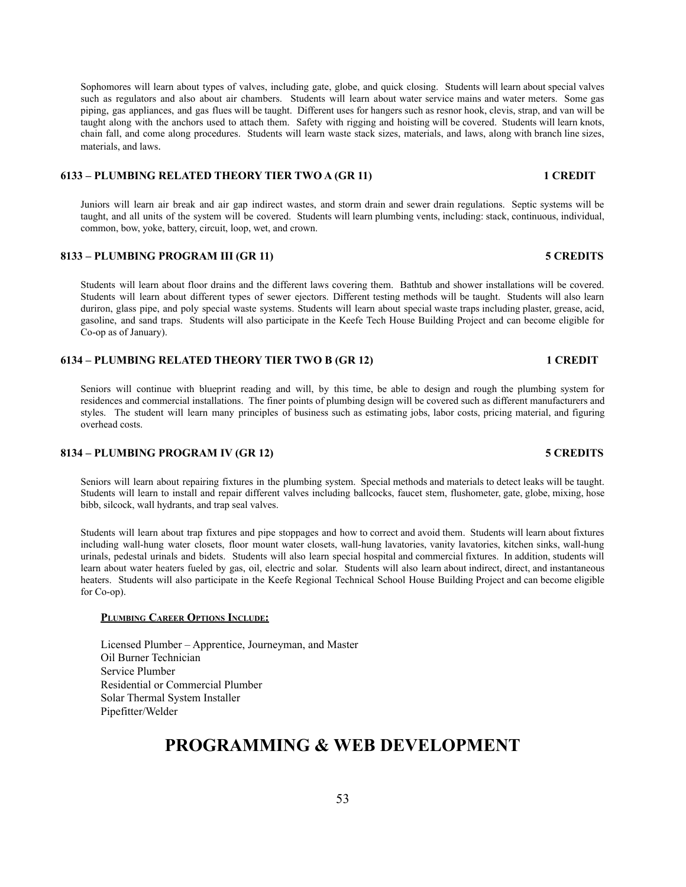Sophomores will learn about types of valves, including gate, globe, and quick closing. Students will learn about special valves such as regulators and also about air chambers. Students will learn about water service mains and water meters. Some gas piping, gas appliances, and gas flues will be taught. Different uses for hangers such as resnor hook, clevis, strap, and van will be taught along with the anchors used to attach them. Safety with rigging and hoisting will be covered. Students will learn knots, chain fall, and come along procedures. Students will learn waste stack sizes, materials, and laws, along with branch line sizes, materials, and laws.

### 6133 – PLUMBING RELATED THEORY TIER TWO A (GR 11) — 1 CREDIT

Juniors will learn air break and air gap indirect wastes, and storm drain and sewer drain regulations. Septic systems will be taught, and all units of the system will be covered. Students will learn plumbing vents, including: stack, continuous, individual, common, bow, yoke, battery, circuit, loop, wet, and crown.

### 8133 – PLUMBING PROGRAM III (GR 11) — 5 CREDITS

Students will learn about floor drains and the different laws covering them. Bathtub and shower installations will be covered. Students will learn about different types of sewer ejectors. Different testing methods will be taught. Students will also learn duriron, glass pipe, and poly special waste systems. Students will learn about special waste traps including plaster, grease, acid, gasoline, and sand traps. Students will also participate in the Keefe Tech House Building Project and can become eligible for Co-op as of January).

### 6134 – PLUMBING RELATED THEORY TIER TWO B (GR 12) — 1 CREDIT

Seniors will continue with blueprint reading and will, by this time, be able to design and rough the plumbing system for residences and commercial installations. The finer points of plumbing design will be covered such as different manufacturers and styles. The student will learn many principles of business such as estimating jobs, labor costs, pricing material, and figuring overhead costs.

### 8134 – PLUMBING PROGRAM IV (GR 12) — 5 CREDITS

Seniors will learn about repairing fixtures in the plumbing system. Special methods and materials to detect leaks will be taught. Students will learn to install and repair different valves including ballcocks, faucet stem, flushometer, gate, globe, mixing, hose bibb, silcock, wall hydrants, and trap seal valves.

Students will learn about trap fixtures and pipe stoppages and how to correct and avoid them. Students will learn about fixtures including wall-hung water closets, floor mount water closets, wall-hung lavatories, vanity lavatories, kitchen sinks, wall-hung urinals, pedestal urinals and bidets. Students will also learn special hospital and commercial fixtures. In addition, students will learn about water heaters fueled by gas, oil, electric and solar. Students will also learn about indirect, direct, and instantaneous heaters. Students will also participate in the Keefe Regional Technical School House Building Project and can become eligible for Co-op).

**Plumbing Career Options Include:**

Licensed Plumber – Apprentice, Journeyman, and Master
Oil Burner Technician
Service Plumber
Residential or Commercial Plumber
Solar Thermal System Installer
Pipefitter/Welder

# PROGRAMMING & WEB DEVELOPMENT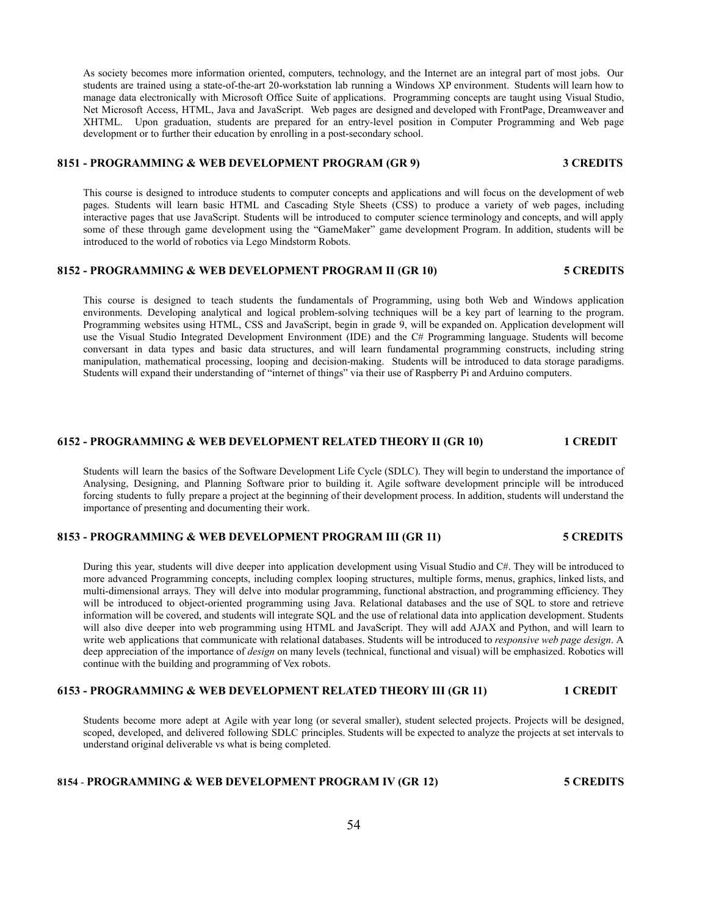As society becomes more information oriented, computers, technology, and the Internet are an integral part of most jobs. Our students are trained using a state-of-the-art 20-workstation lab running a Windows XP environment. Students will learn how to manage data electronically with Microsoft Office Suite of applications. Programming concepts are taught using Visual Studio, Net Microsoft Access, HTML, Java and JavaScript. Web pages are designed and developed with FrontPage, Dreamweaver and XHTML. Upon graduation, students are prepared for an entry-level position in Computer Programming and Web page development or to further their education by enrolling in a post-secondary school.

### 8151 - PROGRAMMING & WEB DEVELOPMENT PROGRAM (GR 9) — 3 CREDITS

This course is designed to introduce students to computer concepts and applications and will focus on the development of web pages. Students will learn basic HTML and Cascading Style Sheets (CSS) to produce a variety of web pages, including interactive pages that use JavaScript. Students will be introduced to computer science terminology and concepts, and will apply some of these through game development using the "GameMaker" game development Program. In addition, students will be introduced to the world of robotics via Lego Mindstorm Robots.

### 8152 - PROGRAMMING & WEB DEVELOPMENT PROGRAM II (GR 10) — 5 CREDITS

This course is designed to teach students the fundamentals of Programming, using both Web and Windows application environments. Developing analytical and logical problem-solving techniques will be a key part of learning to the program. Programming websites using HTML, CSS and JavaScript, begin in grade 9, will be expanded on. Application development will use the Visual Studio Integrated Development Environment (IDE) and the C# Programming language. Students will become conversant in data types and basic data structures, and will learn fundamental programming constructs, including string manipulation, mathematical processing, looping and decision-making. Students will be introduced to data storage paradigms. Students will expand their understanding of "internet of things" via their use of Raspberry Pi and Arduino computers.

### 6152 - PROGRAMMING & WEB DEVELOPMENT RELATED THEORY II (GR 10) — 1 CREDIT

Students will learn the basics of the Software Development Life Cycle (SDLC). They will begin to understand the importance of Analysing, Designing, and Planning Software prior to building it. Agile software development principle will be introduced forcing students to fully prepare a project at the beginning of their development process. In addition, students will understand the importance of presenting and documenting their work.

### 8153 - PROGRAMMING & WEB DEVELOPMENT PROGRAM III (GR 11) — 5 CREDITS

During this year, students will dive deeper into application development using Visual Studio and C#. They will be introduced to more advanced Programming concepts, including complex looping structures, multiple forms, menus, graphics, linked lists, and multi-dimensional arrays. They will delve into modular programming, functional abstraction, and programming efficiency. They will be introduced to object-oriented programming using Java. Relational databases and the use of SQL to store and retrieve information will be covered, and students will integrate SQL and the use of relational data into application development. Students will also dive deeper into web programming using HTML and JavaScript. They will add AJAX and Python, and will learn to write web applications that communicate with relational databases. Students will be introduced to *responsive web page design*. A deep appreciation of the importance of *design* on many levels (technical, functional and visual) will be emphasized. Robotics will continue with the building and programming of Vex robots.

### 6153 - PROGRAMMING & WEB DEVELOPMENT RELATED THEORY III (GR 11) — 1 CREDIT

Students become more adept at Agile with year long (or several smaller), student selected projects. Projects will be designed, scoped, developed, and delivered following SDLC principles. Students will be expected to analyze the projects at set intervals to understand original deliverable vs what is being completed.

### 8154 - PROGRAMMING & WEB DEVELOPMENT PROGRAM IV (GR 12) — 5 CREDITS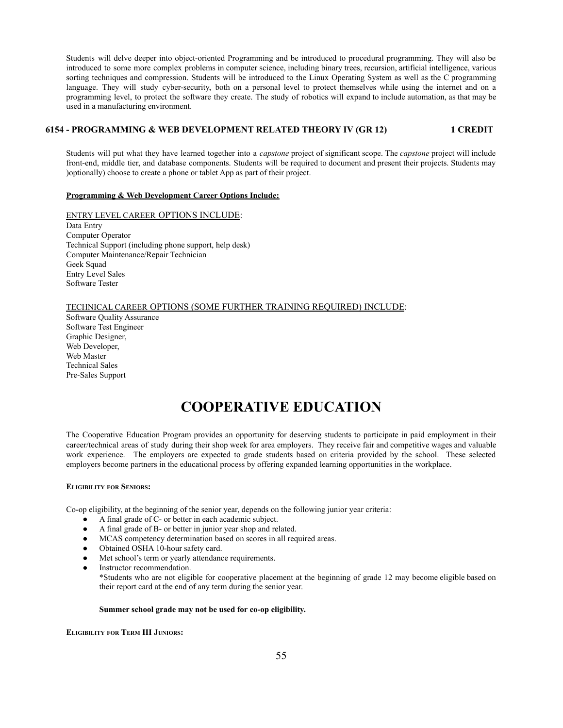Students will delve deeper into object-oriented Programming and be introduced to procedural programming. They will also be introduced to some more complex problems in computer science, including binary trees, recursion, artificial intelligence, various sorting techniques and compression. Students will be introduced to the Linux Operating System as well as the C programming language. They will study cyber-security, both on a personal level to protect themselves while using the internet and on a programming level, to protect the software they create. The study of robotics will expand to include automation, as that may be used in a manufacturing environment.

### 6154 - PROGRAMMING & WEB DEVELOPMENT RELATED THEORY IV (GR 12) 1 CREDIT

Students will put what they have learned together into a *capstone* project of significant scope. The *capstone* project will include front-end, middle tier, and database components. Students will be required to document and present their projects. Students may )optionally) choose to create a phone or tablet App as part of their project.

**Programming & Web Development Career Options Include:**

ENTRY LEVEL CAREER OPTIONS INCLUDE:

Data Entry
Computer Operator
Technical Support (including phone support, help desk)
Computer Maintenance/Repair Technician
Geek Squad
Entry Level Sales
Software Tester

TECHNICAL CAREER OPTIONS (SOME FURTHER TRAINING REQUIRED) INCLUDE:

Software Quality Assurance
Software Test Engineer
Graphic Designer,
Web Developer,
Web Master
Technical Sales
Pre-Sales Support

# COOPERATIVE EDUCATION

The Cooperative Education Program provides an opportunity for deserving students to participate in paid employment in their career/technical areas of study during their shop week for area employers. They receive fair and competitive wages and valuable work experience. The employers are expected to grade students based on criteria provided by the school. These selected employers become partners in the educational process by offering expanded learning opportunities in the workplace.

**Eligibility for Seniors:**

Co-op eligibility, at the beginning of the senior year, depends on the following junior year criteria:

- A final grade of C- or better in each academic subject.
- A final grade of B- or better in junior year shop and related.
- MCAS competency determination based on scores in all required areas.
- Obtained OSHA 10-hour safety card.
- Met school's term or yearly attendance requirements.
- Instructor recommendation.
  *Students who are not eligible for cooperative placement at the beginning of grade 12 may become eligible based on their report card at the end of any term during the senior year.

**Summer school grade may not be used for co-op eligibility.**

**Eligibility for Term III Juniors:**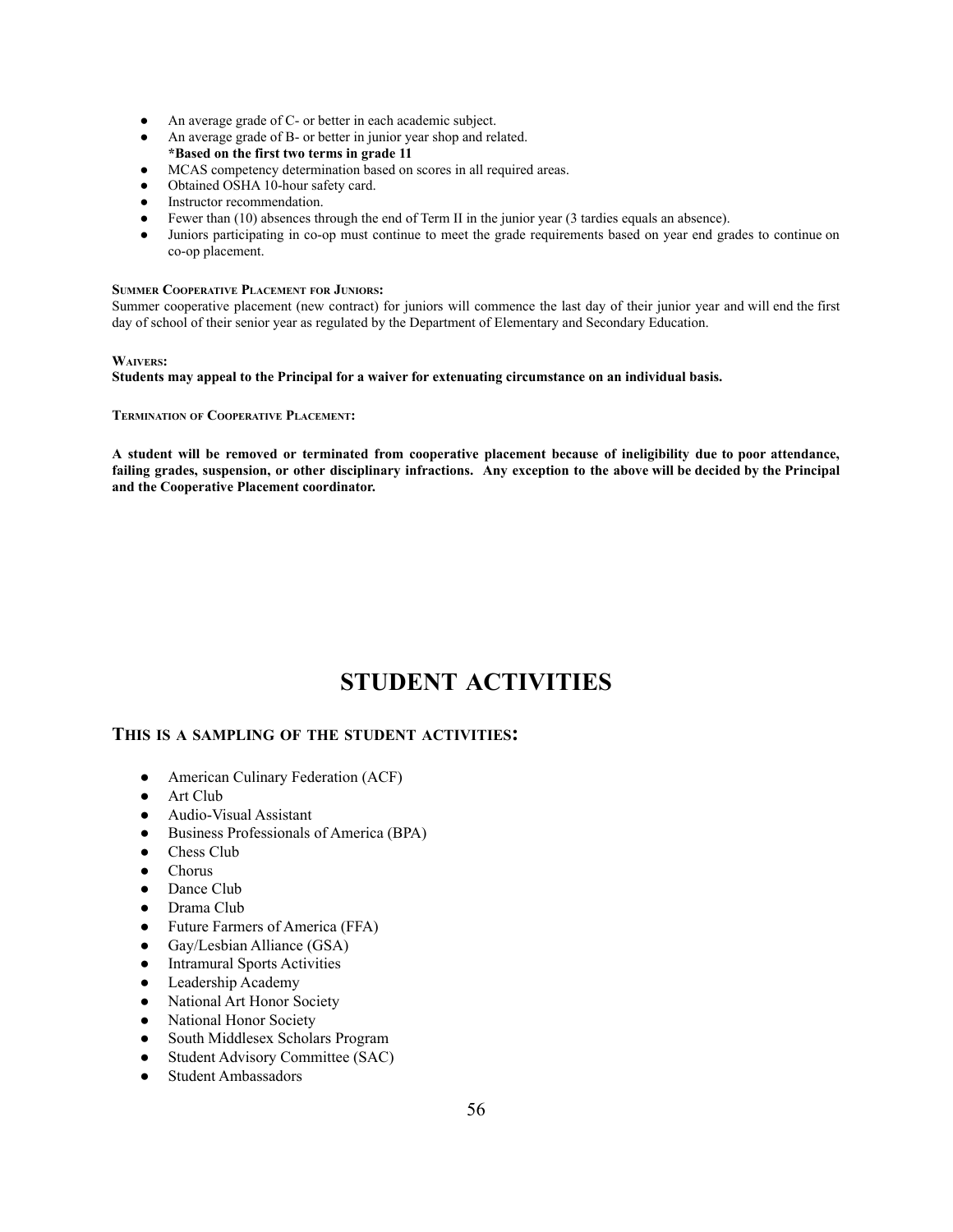- An average grade of C- or better in each academic subject.
- An average grade of B- or better in junior year shop and related.
  **\*Based on the first two terms in grade 11**
- MCAS competency determination based on scores in all required areas.
- Obtained OSHA 10-hour safety card.
- Instructor recommendation.
- Fewer than (10) absences through the end of Term II in the junior year (3 tardies equals an absence).
- Juniors participating in co-op must continue to meet the grade requirements based on year end grades to continue on co-op placement.

**Summer Cooperative Placement for Juniors:**

Summer cooperative placement (new contract) for juniors will commence the last day of their junior year and will end the first day of school of their senior year as regulated by the Department of Elementary and Secondary Education.

**Waivers:**

**Students may appeal to the Principal for a waiver for extenuating circumstance on an individual basis.**

**Termination of Cooperative Placement:**

**A student will be removed or terminated from cooperative placement because of ineligibility due to poor attendance, failing grades, suspension, or other disciplinary infractions. Any exception to the above will be decided by the Principal and the Cooperative Placement coordinator.**

# STUDENT ACTIVITIES

## This is a sampling of the student activities:

- American Culinary Federation (ACF)
- Art Club
- Audio-Visual Assistant
- Business Professionals of America (BPA)
- Chess Club
- Chorus
- Dance Club
- Drama Club
- Future Farmers of America (FFA)
- Gay/Lesbian Alliance (GSA)
- Intramural Sports Activities
- Leadership Academy
- National Art Honor Society
- National Honor Society
- South Middlesex Scholars Program
- Student Advisory Committee (SAC)
- Student Ambassadors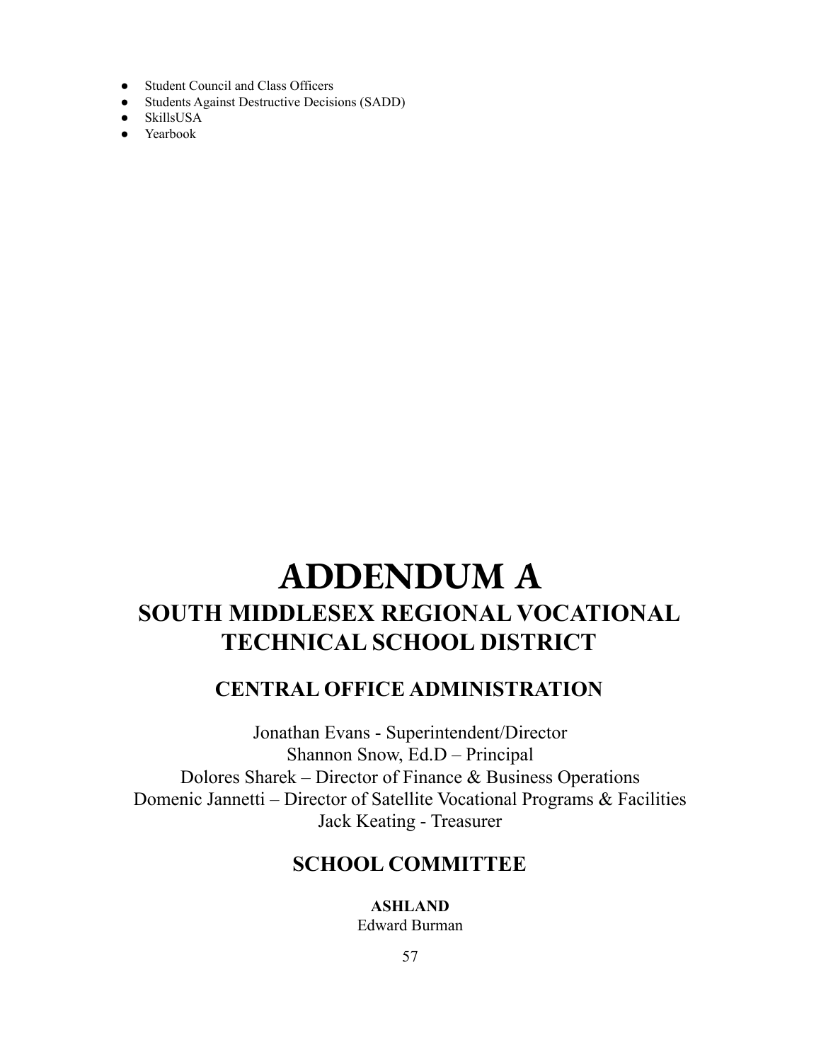- Student Council and Class Officers
- Students Against Destructive Decisions (SADD)
- SkillsUSA
- Yearbook

# ADDENDUM A

## SOUTH MIDDLESEX REGIONAL VOCATIONAL TECHNICAL SCHOOL DISTRICT

### CENTRAL OFFICE ADMINISTRATION

Jonathan Evans - Superintendent/Director
Shannon Snow, Ed.D – Principal
Dolores Sharek – Director of Finance & Business Operations
Domenic Jannetti – Director of Satellite Vocational Programs & Facilities
Jack Keating - Treasurer

### SCHOOL COMMITTEE

**ASHLAND**
Edward Burman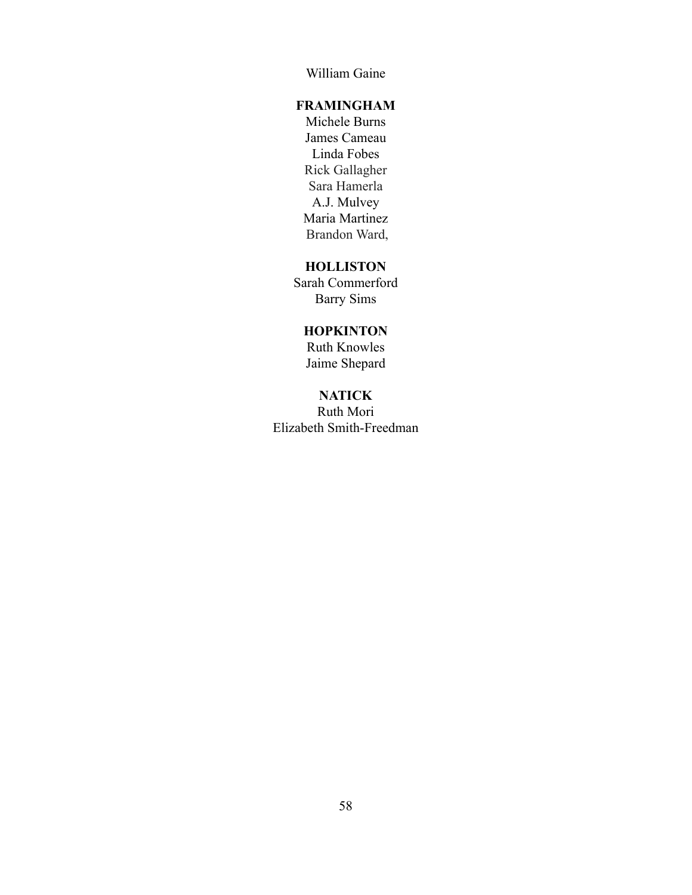William Gaine

**FRAMINGHAM**

Michele Burns
James Cameau
Linda Fobes
Rick Gallagher
Sara Hamerla
A.J. Mulvey
Maria Martinez
Brandon Ward,

**HOLLISTON**

Sarah Commerford
Barry Sims

**HOPKINTON**

Ruth Knowles
Jaime Shepard

**NATICK**

Ruth Mori
Elizabeth Smith-Freedman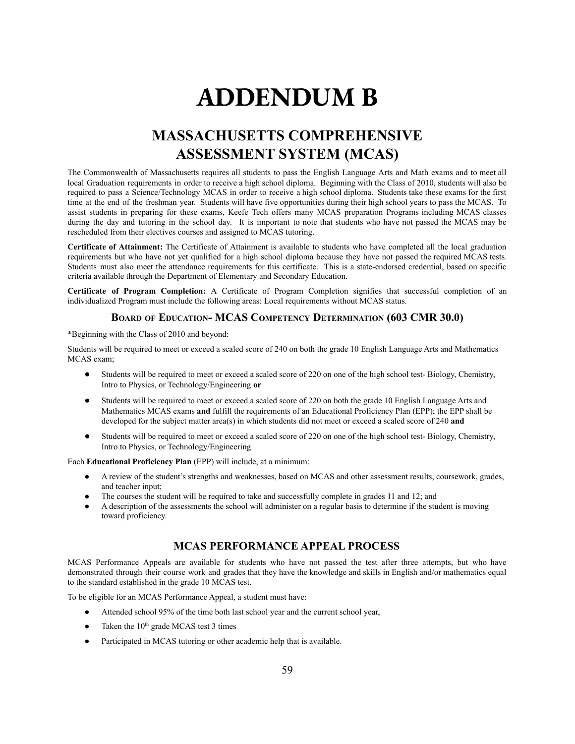# ADDENDUM B

## MASSACHUSETTS COMPREHENSIVE ASSESSMENT SYSTEM (MCAS)

The Commonwealth of Massachusetts requires all students to pass the English Language Arts and Math exams and to meet all local Graduation requirements in order to receive a high school diploma. Beginning with the Class of 2010, students will also be required to pass a Science/Technology MCAS in order to receive a high school diploma. Students take these exams for the first time at the end of the freshman year. Students will have five opportunities during their high school years to pass the MCAS. To assist students in preparing for these exams, Keefe Tech offers many MCAS preparation Programs including MCAS classes during the day and tutoring in the school day. It is important to note that students who have not passed the MCAS may be rescheduled from their electives courses and assigned to MCAS tutoring.

**Certificate of Attainment:** The Certificate of Attainment is available to students who have completed all the local graduation requirements but who have not yet qualified for a high school diploma because they have not passed the required MCAS tests. Students must also meet the attendance requirements for this certificate. This is a state-endorsed credential, based on specific criteria available through the Department of Elementary and Secondary Education.

**Certificate of Program Completion:** A Certificate of Program Completion signifies that successful completion of an individualized Program must include the following areas: Local requirements without MCAS status.

### Board of Education- MCAS Competency Determination (603 CMR 30.0)

*Beginning with the Class of 2010 and beyond:

Students will be required to meet or exceed a scaled score of 240 on both the grade 10 English Language Arts and Mathematics MCAS exam;

- Students will be required to meet or exceed a scaled score of 220 on one of the high school test- Biology, Chemistry, Intro to Physics, or Technology/Engineering **or**
- Students will be required to meet or exceed a scaled score of 220 on both the grade 10 English Language Arts and Mathematics MCAS exams **and** fulfill the requirements of an Educational Proficiency Plan (EPP); the EPP shall be developed for the subject matter area(s) in which students did not meet or exceed a scaled score of 240 **and**
- Students will be required to meet or exceed a scaled score of 220 on one of the high school test- Biology, Chemistry, Intro to Physics, or Technology/Engineering

Each **Educational Proficiency Plan** (EPP) will include, at a minimum:

- A review of the student's strengths and weaknesses, based on MCAS and other assessment results, coursework, grades, and teacher input;
- The courses the student will be required to take and successfully complete in grades 11 and 12; and
- A description of the assessments the school will administer on a regular basis to determine if the student is moving toward proficiency.

### MCAS PERFORMANCE APPEAL PROCESS

MCAS Performance Appeals are available for students who have not passed the test after three attempts, but who have demonstrated through their course work and grades that they have the knowledge and skills in English and/or mathematics equal to the standard established in the grade 10 MCAS test.

To be eligible for an MCAS Performance Appeal, a student must have:

- Attended school 95% of the time both last school year and the current school year,
- Taken the 10th grade MCAS test 3 times
- Participated in MCAS tutoring or other academic help that is available.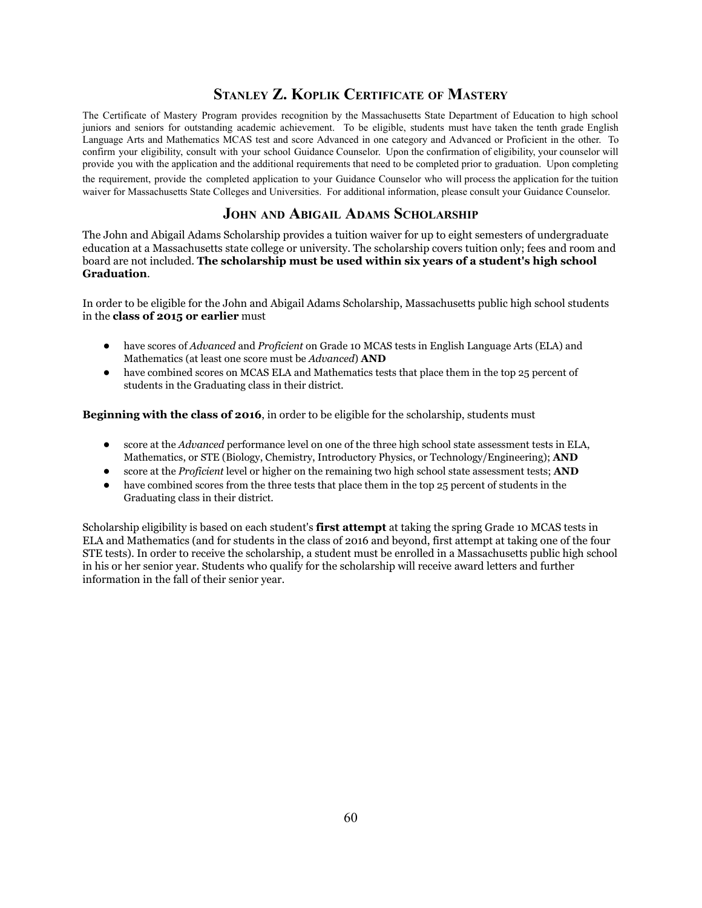## Stanley Z. Koplik Certificate of Mastery

The Certificate of Mastery Program provides recognition by the Massachusetts State Department of Education to high school juniors and seniors for outstanding academic achievement. To be eligible, students must have taken the tenth grade English Language Arts and Mathematics MCAS test and score Advanced in one category and Advanced or Proficient in the other. To confirm your eligibility, consult with your school Guidance Counselor. Upon the confirmation of eligibility, your counselor will provide you with the application and the additional requirements that need to be completed prior to graduation. Upon completing the requirement, provide the completed application to your Guidance Counselor who will process the application for the tuition waiver for Massachusetts State Colleges and Universities. For additional information, please consult your Guidance Counselor.

## John and Abigail Adams Scholarship

The John and Abigail Adams Scholarship provides a tuition waiver for up to eight semesters of undergraduate education at a Massachusetts state college or university. The scholarship covers tuition only; fees and room and board are not included. **The scholarship must be used within six years of a student's high school Graduation**.

In order to be eligible for the John and Abigail Adams Scholarship, Massachusetts public high school students in the **class of 2015 or earlier** must

- have scores of *Advanced* and *Proficient* on Grade 10 MCAS tests in English Language Arts (ELA) and Mathematics (at least one score must be *Advanced*) **AND**
- have combined scores on MCAS ELA and Mathematics tests that place them in the top 25 percent of students in the Graduating class in their district.

**Beginning with the class of 2016**, in order to be eligible for the scholarship, students must

- score at the *Advanced* performance level on one of the three high school state assessment tests in ELA, Mathematics, or STE (Biology, Chemistry, Introductory Physics, or Technology/Engineering); **AND**
- score at the *Proficient* level or higher on the remaining two high school state assessment tests; **AND**
- have combined scores from the three tests that place them in the top 25 percent of students in the Graduating class in their district.

Scholarship eligibility is based on each student's **first attempt** at taking the spring Grade 10 MCAS tests in ELA and Mathematics (and for students in the class of 2016 and beyond, first attempt at taking one of the four STE tests). In order to receive the scholarship, a student must be enrolled in a Massachusetts public high school in his or her senior year. Students who qualify for the scholarship will receive award letters and further information in the fall of their senior year.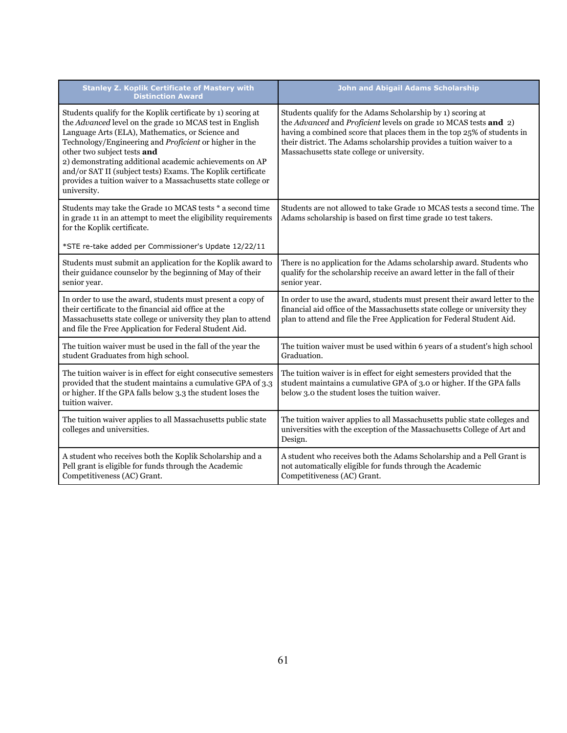| Stanley Z. Koplik Certificate of Mastery with Distinction Award | John and Abigail Adams Scholarship |
|---|---|
| Students qualify for the Koplik certificate by 1) scoring at the *Advanced* level on the grade 10 MCAS test in English Language Arts (ELA), Mathematics, or Science and Technology/Engineering and *Proficient* or higher in the other two subject tests **and**<br>2) demonstrating additional academic achievements on AP and/or SAT II (subject tests) Exams. The Koplik certificate provides a tuition waiver to a Massachusetts state college or university. | Students qualify for the Adams Scholarship by 1) scoring at the *Advanced* and *Proficient* levels on grade 10 MCAS tests **and** 2) having a combined score that places them in the top 25% of students in their district. The Adams scholarship provides a tuition waiver to a Massachusetts state college or university. |
| Students may take the Grade 10 MCAS tests * a second time in grade 11 in an attempt to meet the eligibility requirements for the Koplik certificate.<br><br>*STE re-take added per Commissioner's Update 12/22/11 | Students are not allowed to take Grade 10 MCAS tests a second time. The Adams scholarship is based on first time grade 10 test takers. |
| Students must submit an application for the Koplik award to their guidance counselor by the beginning of May of their senior year. | There is no application for the Adams scholarship award. Students who qualify for the scholarship receive an award letter in the fall of their senior year. |
| In order to use the award, students must present a copy of their certificate to the financial aid office at the Massachusetts state college or university they plan to attend and file the Free Application for Federal Student Aid. | In order to use the award, students must present their award letter to the financial aid office of the Massachusetts state college or university they plan to attend and file the Free Application for Federal Student Aid. |
| The tuition waiver must be used in the fall of the year the student Graduates from high school. | The tuition waiver must be used within 6 years of a student's high school Graduation. |
| The tuition waiver is in effect for eight consecutive semesters provided that the student maintains a cumulative GPA of 3.3 or higher. If the GPA falls below 3.3 the student loses the tuition waiver. | The tuition waiver is in effect for eight semesters provided that the student maintains a cumulative GPA of 3.0 or higher. If the GPA falls below 3.0 the student loses the tuition waiver. |
| The tuition waiver applies to all Massachusetts public state colleges and universities. | The tuition waiver applies to all Massachusetts public state colleges and universities with the exception of the Massachusetts College of Art and Design. |
| A student who receives both the Koplik Scholarship and a Pell grant is eligible for funds through the Academic Competitiveness (AC) Grant. | A student who receives both the Adams Scholarship and a Pell Grant is not automatically eligible for funds through the Academic Competitiveness (AC) Grant. |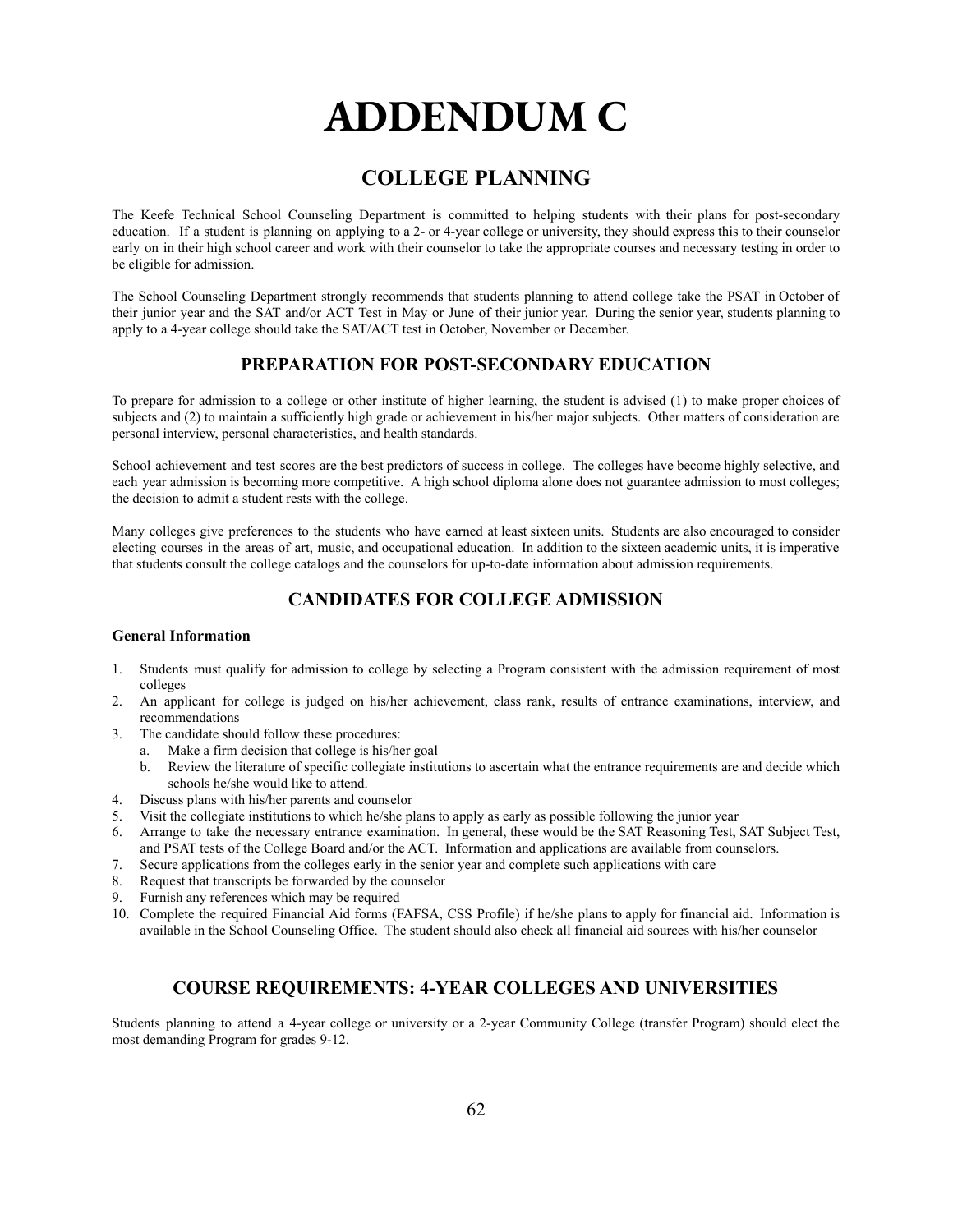# ADDENDUM C

## COLLEGE PLANNING

The Keefe Technical School Counseling Department is committed to helping students with their plans for post-secondary education. If a student is planning on applying to a 2- or 4-year college or university, they should express this to their counselor early on in their high school career and work with their counselor to take the appropriate courses and necessary testing in order to be eligible for admission.

The School Counseling Department strongly recommends that students planning to attend college take the PSAT in October of their junior year and the SAT and/or ACT Test in May or June of their junior year. During the senior year, students planning to apply to a 4-year college should take the SAT/ACT test in October, November or December.

## PREPARATION FOR POST-SECONDARY EDUCATION

To prepare for admission to a college or other institute of higher learning, the student is advised (1) to make proper choices of subjects and (2) to maintain a sufficiently high grade or achievement in his/her major subjects. Other matters of consideration are personal interview, personal characteristics, and health standards.

School achievement and test scores are the best predictors of success in college. The colleges have become highly selective, and each year admission is becoming more competitive. A high school diploma alone does not guarantee admission to most colleges; the decision to admit a student rests with the college.

Many colleges give preferences to the students who have earned at least sixteen units. Students are also encouraged to consider electing courses in the areas of art, music, and occupational education. In addition to the sixteen academic units, it is imperative that students consult the college catalogs and the counselors for up-to-date information about admission requirements.

## CANDIDATES FOR COLLEGE ADMISSION

**General Information**

1. Students must qualify for admission to college by selecting a Program consistent with the admission requirement of most colleges
2. An applicant for college is judged on his/her achievement, class rank, results of entrance examinations, interview, and recommendations
3. The candidate should follow these procedures:
   a. Make a firm decision that college is his/her goal
   b. Review the literature of specific collegiate institutions to ascertain what the entrance requirements are and decide which schools he/she would like to attend.
4. Discuss plans with his/her parents and counselor
5. Visit the collegiate institutions to which he/she plans to apply as early as possible following the junior year
6. Arrange to take the necessary entrance examination. In general, these would be the SAT Reasoning Test, SAT Subject Test, and PSAT tests of the College Board and/or the ACT. Information and applications are available from counselors.
7. Secure applications from the colleges early in the senior year and complete such applications with care
8. Request that transcripts be forwarded by the counselor
9. Furnish any references which may be required
10. Complete the required Financial Aid forms (FAFSA, CSS Profile) if he/she plans to apply for financial aid. Information is available in the School Counseling Office. The student should also check all financial aid sources with his/her counselor

## COURSE REQUIREMENTS: 4-YEAR COLLEGES AND UNIVERSITIES

Students planning to attend a 4-year college or university or a 2-year Community College (transfer Program) should elect the most demanding Program for grades 9-12.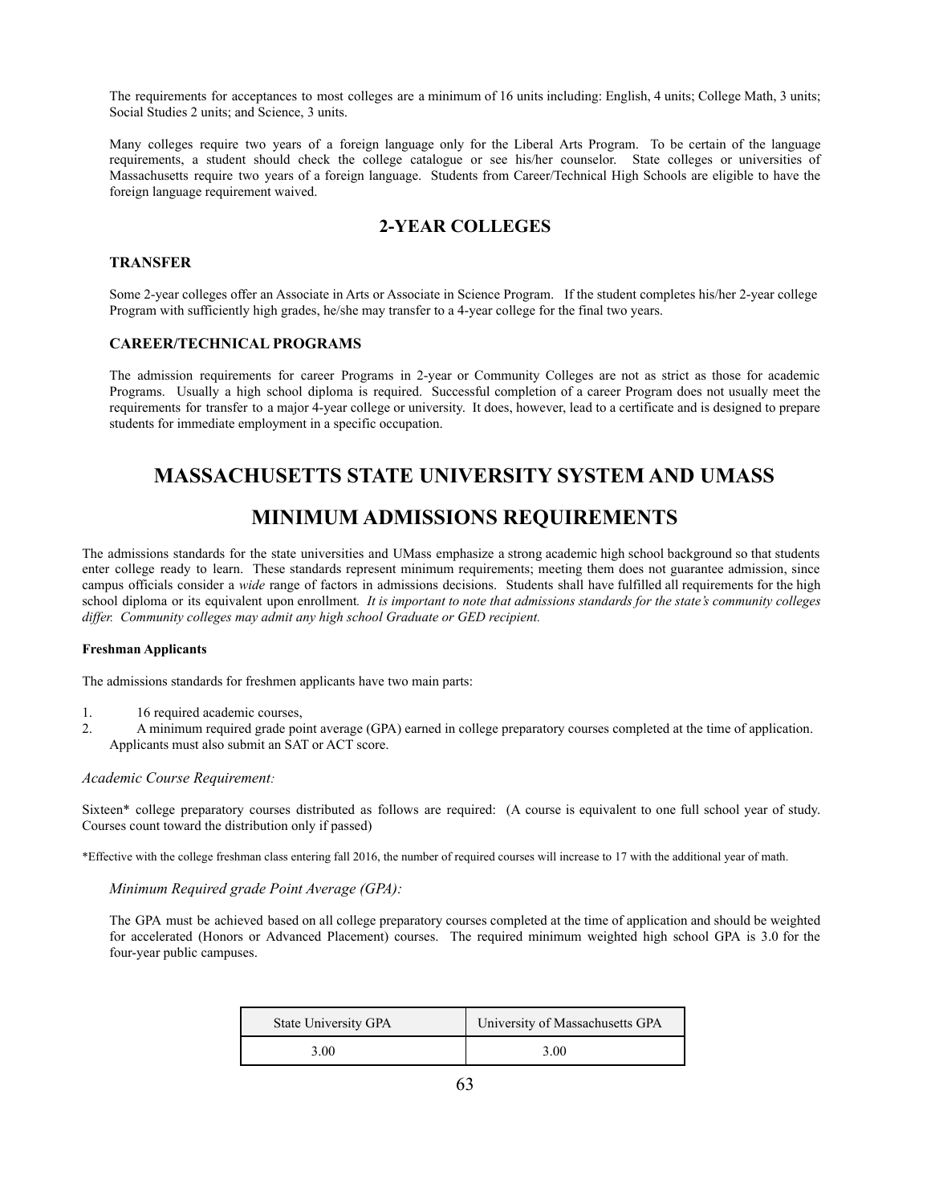The requirements for acceptances to most colleges are a minimum of 16 units including: English, 4 units; College Math, 3 units; Social Studies 2 units; and Science, 3 units.

Many colleges require two years of a foreign language only for the Liberal Arts Program. To be certain of the language requirements, a student should check the college catalogue or see his/her counselor. State colleges or universities of Massachusetts require two years of a foreign language. Students from Career/Technical High Schools are eligible to have the foreign language requirement waived.

## 2-YEAR COLLEGES

### TRANSFER

Some 2-year colleges offer an Associate in Arts or Associate in Science Program. If the student completes his/her 2-year college Program with sufficiently high grades, he/she may transfer to a 4-year college for the final two years.

### CAREER/TECHNICAL PROGRAMS

The admission requirements for career Programs in 2-year or Community Colleges are not as strict as those for academic Programs. Usually a high school diploma is required. Successful completion of a career Program does not usually meet the requirements for transfer to a major 4-year college or university. It does, however, lead to a certificate and is designed to prepare students for immediate employment in a specific occupation.

# MASSACHUSETTS STATE UNIVERSITY SYSTEM AND UMASS

# MINIMUM ADMISSIONS REQUIREMENTS

The admissions standards for the state universities and UMass emphasize a strong academic high school background so that students enter college ready to learn. These standards represent minimum requirements; meeting them does not guarantee admission, since campus officials consider a *wide* range of factors in admissions decisions. Students shall have fulfilled all requirements for the high school diploma or its equivalent upon enrollment*. It is important to note that admissions standards for the state's community colleges differ. Community colleges may admit any high school Graduate or GED recipient.*

**Freshman Applicants**

The admissions standards for freshmen applicants have two main parts:

1. 16 required academic courses,
2. A minimum required grade point average (GPA) earned in college preparatory courses completed at the time of application. Applicants must also submit an SAT or ACT score.

*Academic Course Requirement:*

Sixteen* college preparatory courses distributed as follows are required: (A course is equivalent to one full school year of study. Courses count toward the distribution only if passed)

*Effective with the college freshman class entering fall 2016, the number of required courses will increase to 17 with the additional year of math.

*Minimum Required grade Point Average (GPA):*

The GPA must be achieved based on all college preparatory courses completed at the time of application and should be weighted for accelerated (Honors or Advanced Placement) courses. The required minimum weighted high school GPA is 3.0 for the four-year public campuses.

| State University GPA | University of Massachusetts GPA |
|---|---|
| 3.00 | 3.00 |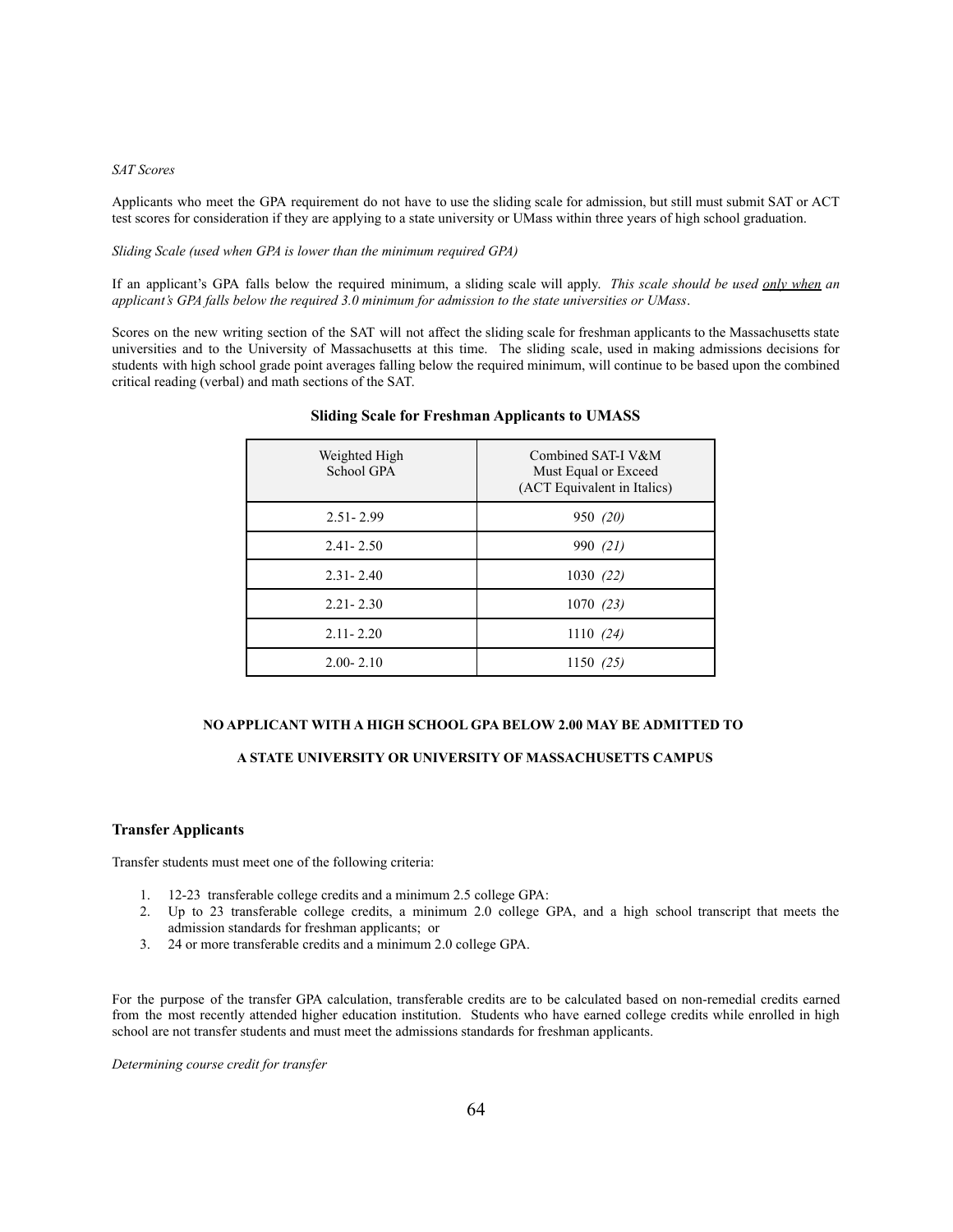*SAT Scores*

Applicants who meet the GPA requirement do not have to use the sliding scale for admission, but still must submit SAT or ACT test scores for consideration if they are applying to a state university or UMass within three years of high school graduation.

*Sliding Scale (used when GPA is lower than the minimum required GPA)*

If an applicant's GPA falls below the required minimum, a sliding scale will apply. *This scale should be used only when an applicant's GPA falls below the required 3.0 minimum for admission to the state universities or UMass*.

Scores on the new writing section of the SAT will not affect the sliding scale for freshman applicants to the Massachusetts state universities and to the University of Massachusetts at this time. The sliding scale, used in making admissions decisions for students with high school grade point averages falling below the required minimum, will continue to be based upon the combined critical reading (verbal) and math sections of the SAT.

**Sliding Scale for Freshman Applicants to UMASS**

| Weighted High School GPA | Combined SAT-I V&M Must Equal or Exceed (ACT Equivalent in Italics) |
|---|---|
| 2.51- 2.99 | 950 *(20)* |
| 2.41- 2.50 | 990 *(21)* |
| 2.31- 2.40 | 1030 *(22)* |
| 2.21- 2.30 | 1070 *(23)* |
| 2.11- 2.20 | 1110 *(24)* |
| 2.00- 2.10 | 1150 *(25)* |

**NO APPLICANT WITH A HIGH SCHOOL GPA BELOW 2.00 MAY BE ADMITTED TO**

**A STATE UNIVERSITY OR UNIVERSITY OF MASSACHUSETTS CAMPUS**

### Transfer Applicants

Transfer students must meet one of the following criteria:

1. 12-23 transferable college credits and a minimum 2.5 college GPA:
2. Up to 23 transferable college credits, a minimum 2.0 college GPA, and a high school transcript that meets the admission standards for freshman applicants; or
3. 24 or more transferable credits and a minimum 2.0 college GPA.

For the purpose of the transfer GPA calculation, transferable credits are to be calculated based on non-remedial credits earned from the most recently attended higher education institution. Students who have earned college credits while enrolled in high school are not transfer students and must meet the admissions standards for freshman applicants.

*Determining course credit for transfer*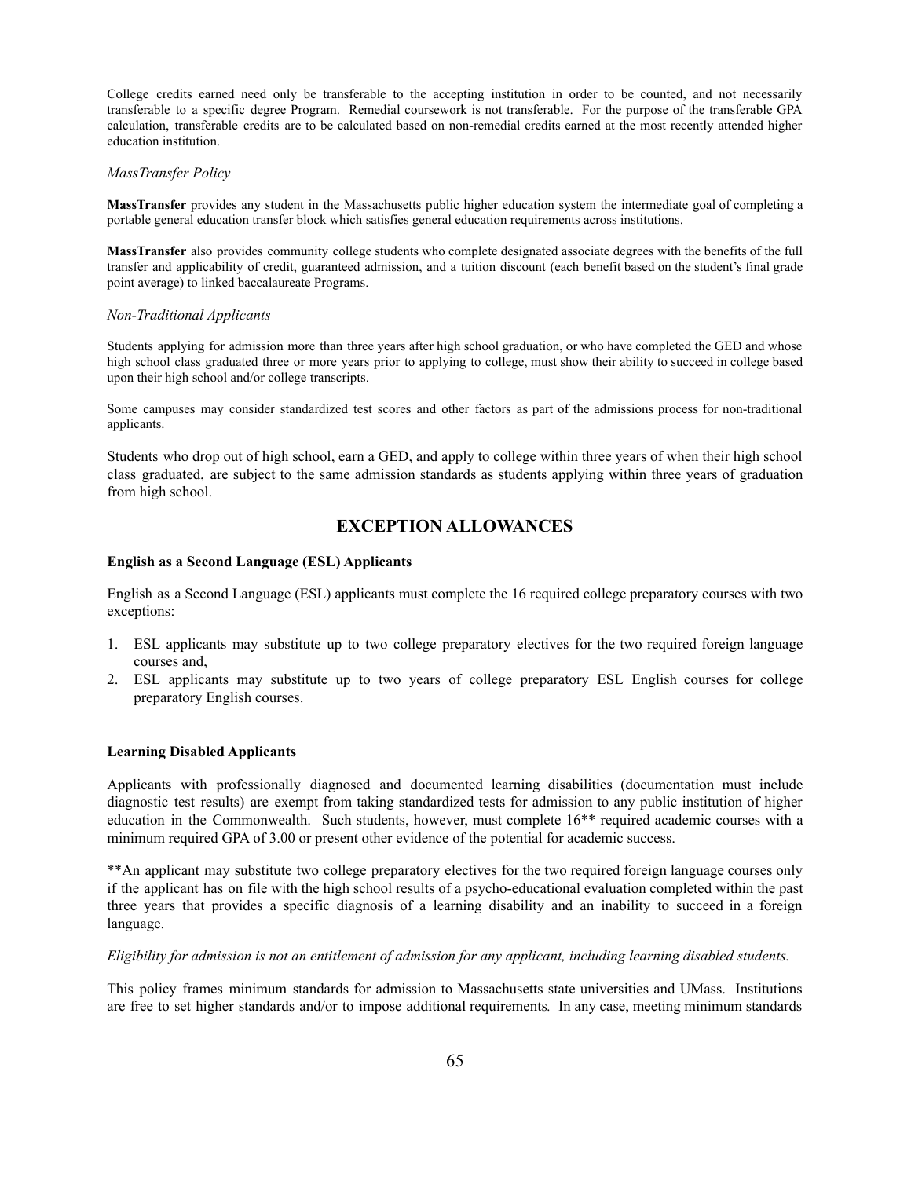College credits earned need only be transferable to the accepting institution in order to be counted, and not necessarily transferable to a specific degree Program. Remedial coursework is not transferable. For the purpose of the transferable GPA calculation, transferable credits are to be calculated based on non-remedial credits earned at the most recently attended higher education institution.

*MassTransfer Policy*

**MassTransfer** provides any student in the Massachusetts public higher education system the intermediate goal of completing a portable general education transfer block which satisfies general education requirements across institutions.

**MassTransfer** also provides community college students who complete designated associate degrees with the benefits of the full transfer and applicability of credit, guaranteed admission, and a tuition discount (each benefit based on the student's final grade point average) to linked baccalaureate Programs.

*Non-Traditional Applicants*

Students applying for admission more than three years after high school graduation, or who have completed the GED and whose high school class graduated three or more years prior to applying to college, must show their ability to succeed in college based upon their high school and/or college transcripts.

Some campuses may consider standardized test scores and other factors as part of the admissions process for non-traditional applicants.

Students who drop out of high school, earn a GED, and apply to college within three years of when their high school class graduated, are subject to the same admission standards as students applying within three years of graduation from high school.

## EXCEPTION ALLOWANCES

**English as a Second Language (ESL) Applicants**

English as a Second Language (ESL) applicants must complete the 16 required college preparatory courses with two exceptions:

1. ESL applicants may substitute up to two college preparatory electives for the two required foreign language courses and,
2. ESL applicants may substitute up to two years of college preparatory ESL English courses for college preparatory English courses.

**Learning Disabled Applicants**

Applicants with professionally diagnosed and documented learning disabilities (documentation must include diagnostic test results) are exempt from taking standardized tests for admission to any public institution of higher education in the Commonwealth. Such students, however, must complete 16** required academic courses with a minimum required GPA of 3.00 or present other evidence of the potential for academic success.

**An applicant may substitute two college preparatory electives for the two required foreign language courses only if the applicant has on file with the high school results of a psycho-educational evaluation completed within the past three years that provides a specific diagnosis of a learning disability and an inability to succeed in a foreign language.

*Eligibility for admission is not an entitlement of admission for any applicant, including learning disabled students.*

This policy frames minimum standards for admission to Massachusetts state universities and UMass. Institutions are free to set higher standards and/or to impose additional requirements. In any case, meeting minimum standards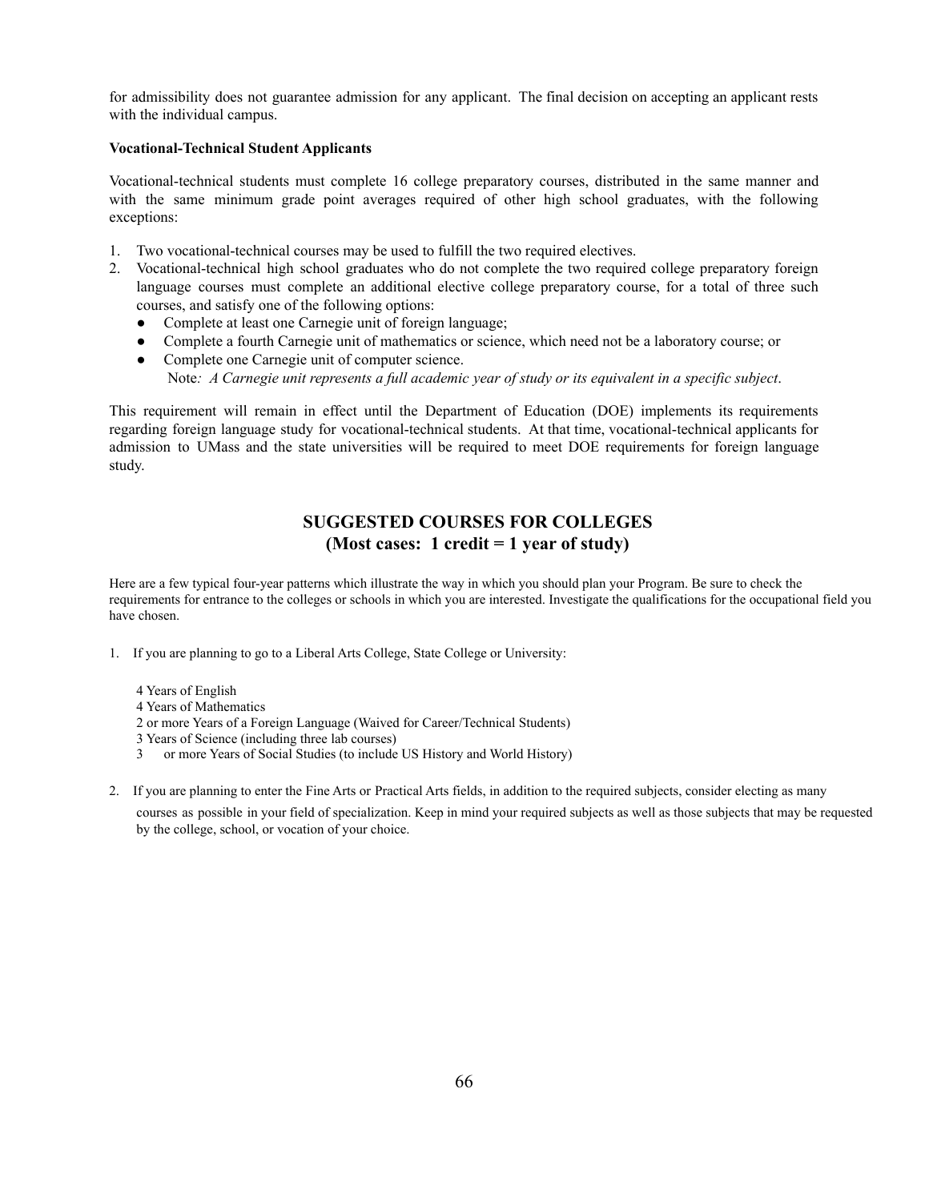for admissibility does not guarantee admission for any applicant. The final decision on accepting an applicant rests with the individual campus.

**Vocational-Technical Student Applicants**

Vocational-technical students must complete 16 college preparatory courses, distributed in the same manner and with the same minimum grade point averages required of other high school graduates, with the following exceptions:

1. Two vocational-technical courses may be used to fulfill the two required electives.
2. Vocational-technical high school graduates who do not complete the two required college preparatory foreign language courses must complete an additional elective college preparatory course, for a total of three such courses, and satisfy one of the following options:
   - Complete at least one Carnegie unit of foreign language;
   - Complete a fourth Carnegie unit of mathematics or science, which need not be a laboratory course; or
   - Complete one Carnegie unit of computer science.

   Note*: A Carnegie unit represents a full academic year of study or its equivalent in a specific subject*.

This requirement will remain in effect until the Department of Education (DOE) implements its requirements regarding foreign language study for vocational-technical students. At that time, vocational-technical applicants for admission to UMass and the state universities will be required to meet DOE requirements for foreign language study.

## SUGGESTED COURSES FOR COLLEGES
## (Most cases: 1 credit = 1 year of study)

Here are a few typical four-year patterns which illustrate the way in which you should plan your Program. Be sure to check the requirements for entrance to the colleges or schools in which you are interested. Investigate the qualifications for the occupational field you have chosen.

1. If you are planning to go to a Liberal Arts College, State College or University:

   4 Years of English
   4 Years of Mathematics
   2 or more Years of a Foreign Language (Waived for Career/Technical Students)
   3 Years of Science (including three lab courses)
   3 or more Years of Social Studies (to include US History and World History)

2. If you are planning to enter the Fine Arts or Practical Arts fields, in addition to the required subjects, consider electing as many courses as possible in your field of specialization. Keep in mind your required subjects as well as those subjects that may be requested by the college, school, or vocation of your choice.